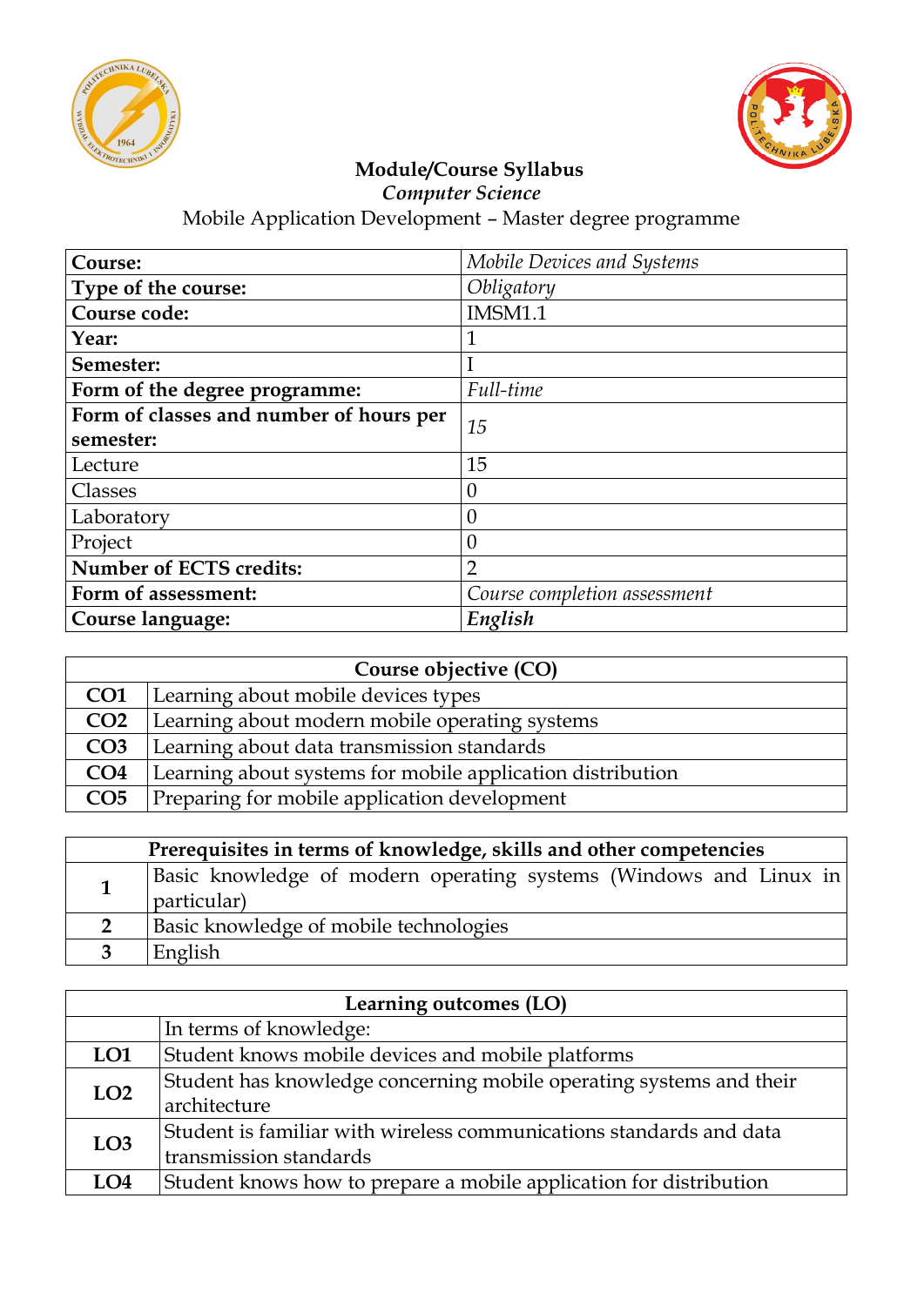# Module/Course Syllabus

*Computer Science*

Mobile Application Development – Master degree programme

| **Course:** | *Mobile Devices and Systems* |
|---|---|
| **Type of the course:** | *Obligatory* |
| **Course code:** | IMSM1.1 |
| **Year:** | 1 |
| **Semester:** | I |
| **Form of the degree programme:** | *Full-time* |
| **Form of classes and number of hours per semester:** | *15* |
| Lecture | 15 |
| Classes | 0 |
| Laboratory | 0 |
| Project | 0 |
| **Number of ECTS credits:** | 2 |
| **Form of assessment:** | *Course completion assessment* |
| **Course language:** | ***English*** |

| **Course objective (CO)** | |
|---|---|
| **CO1** | Learning about mobile devices types |
| **CO2** | Learning about modern mobile operating systems |
| **CO3** | Learning about data transmission standards |
| **CO4** | Learning about systems for mobile application distribution |
| **CO5** | Preparing for mobile application development |

| **Prerequisites in terms of knowledge, skills and other competencies** | |
|---|---|
| **1** | Basic knowledge of modern operating systems (Windows and Linux in particular) |
| **2** | Basic knowledge of mobile technologies |
| **3** | English |

| **Learning outcomes (LO)** | |
|---|---|
| | In terms of knowledge: |
| **LO1** | Student knows mobile devices and mobile platforms |
| **LO2** | Student has knowledge concerning mobile operating systems and their architecture |
| **LO3** | Student is familiar with wireless communications standards and data transmission standards |
| **LO4** | Student knows how to prepare a mobile application for distribution |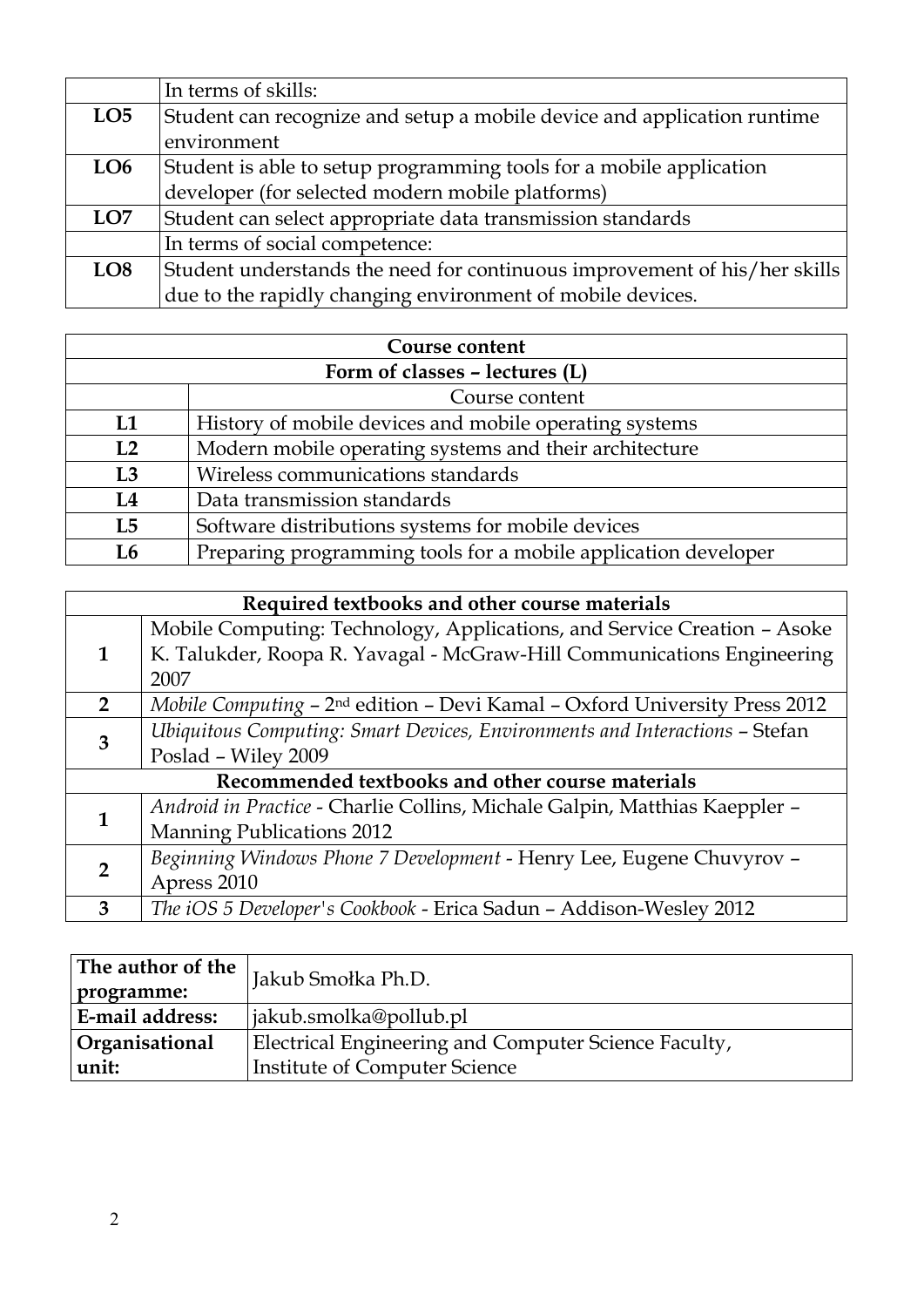| | In terms of skills: |
|---|---|
| **LO5** | Student can recognize and setup a mobile device and application runtime environment |
| **LO6** | Student is able to setup programming tools for a mobile application developer (for selected modern mobile platforms) |
| **LO7** | Student can select appropriate data transmission standards |
| | In terms of social competence: |
| **LO8** | Student understands the need for continuous improvement of his/her skills due to the rapidly changing environment of mobile devices. |

| **Course content** | |
|---|---|
| **Form of classes – lectures (L)** | |
| | Course content |
| **L1** | History of mobile devices and mobile operating systems |
| **L2** | Modern mobile operating systems and their architecture |
| **L3** | Wireless communications standards |
| **L4** | Data transmission standards |
| **L5** | Software distributions systems for mobile devices |
| **L6** | Preparing programming tools for a mobile application developer |

| **Required textbooks and other course materials** | |
|---|---|
| **1** | Mobile Computing: Technology, Applications, and Service Creation – Asoke K. Talukder, Roopa R. Yavagal - McGraw-Hill Communications Engineering 2007 |
| **2** | *Mobile Computing* – 2nd edition – Devi Kamal – Oxford University Press 2012 |
| **3** | *Ubiquitous Computing: Smart Devices, Environments and Interactions* – Stefan Poslad – Wiley 2009 |
| **Recommended textbooks and other course materials** | |
| **1** | *Android in Practice* - Charlie Collins, Michale Galpin, Matthias Kaeppler – Manning Publications 2012 |
| **2** | *Beginning Windows Phone 7 Development* - Henry Lee, Eugene Chuvyrov – Apress 2010 |
| **3** | *The iOS 5 Developer's Cookbook* - Erica Sadun – Addison-Wesley 2012 |

| **The author of the programme:** | Jakub Smołka Ph.D. |
|---|---|
| **E-mail address:** | jakub.smolka@pollub.pl |
| **Organisational unit:** | Electrical Engineering and Computer Science Faculty, Institute of Computer Science |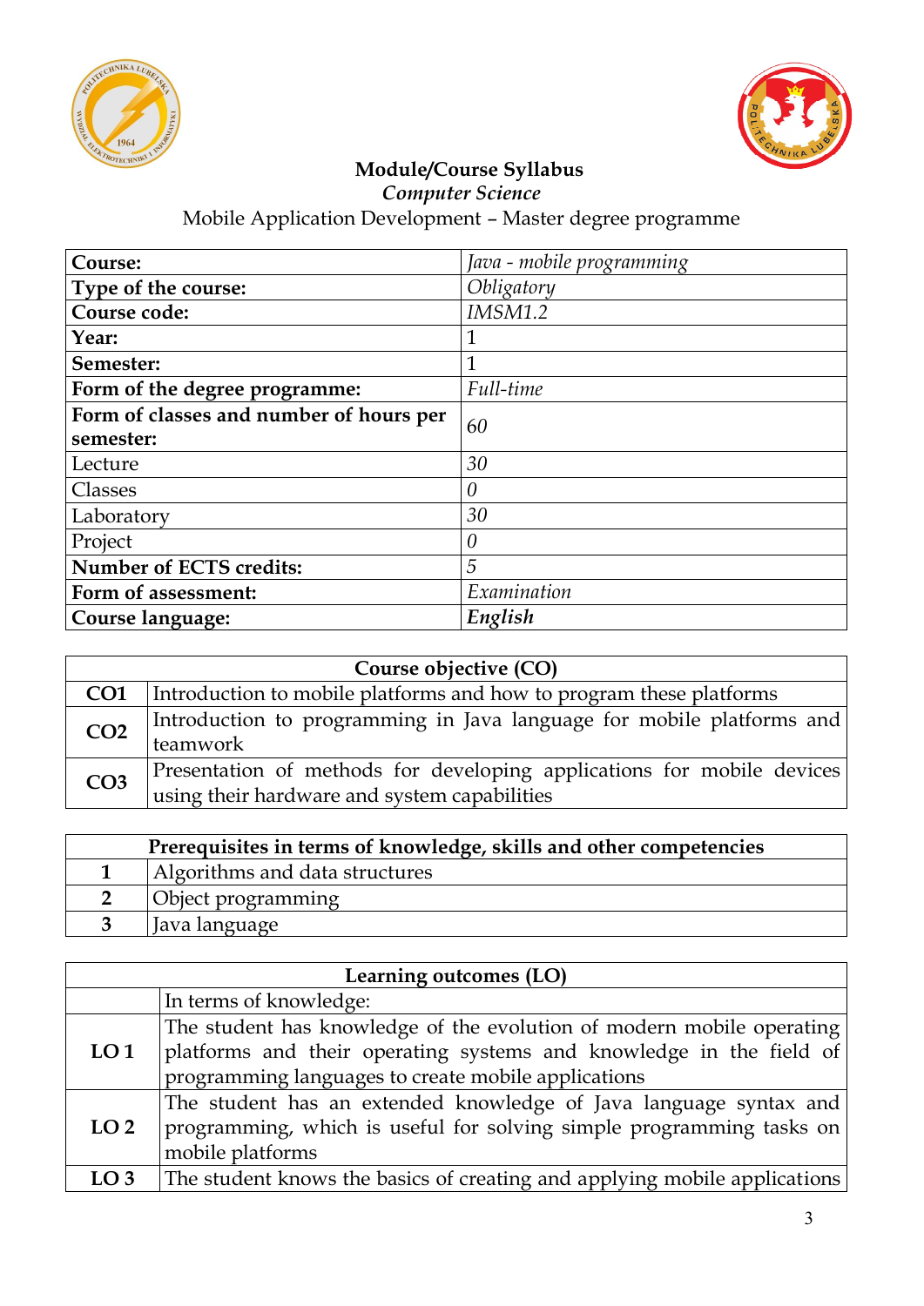**Module/Course Syllabus**

***Computer Science***

Mobile Application Development – Master degree programme

| | |
|---|---|
| **Course:** | *Java - mobile programming* |
| **Type of the course:** | *Obligatory* |
| **Course code:** | *IMSM1.2* |
| **Year:** | 1 |
| **Semester:** | 1 |
| **Form of the degree programme:** | *Full-time* |
| **Form of classes and number of hours per semester:** | *60* |
| Lecture | *30* |
| Classes | *0* |
| Laboratory | *30* |
| Project | *0* |
| **Number of ECTS credits:** | *5* |
| **Form of assessment:** | *Examination* |
| **Course language:** | ***English*** |

| **Course objective (CO)** | |
|---|---|
| **CO1** | Introduction to mobile platforms and how to program these platforms |
| **CO2** | Introduction to programming in Java language for mobile platforms and teamwork |
| **CO3** | Presentation of methods for developing applications for mobile devices using their hardware and system capabilities |

| **Prerequisites in terms of knowledge, skills and other competencies** | |
|---|---|
| **1** | Algorithms and data structures |
| **2** | Object programming |
| **3** | Java language |

| **Learning outcomes (LO)** | |
|---|---|
| | In terms of knowledge: |
| **LO 1** | The student has knowledge of the evolution of modern mobile operating platforms and their operating systems and knowledge in the field of programming languages to create mobile applications |
| **LO 2** | The student has an extended knowledge of Java language syntax and programming, which is useful for solving simple programming tasks on mobile platforms |
| **LO 3** | The student knows the basics of creating and applying mobile applications |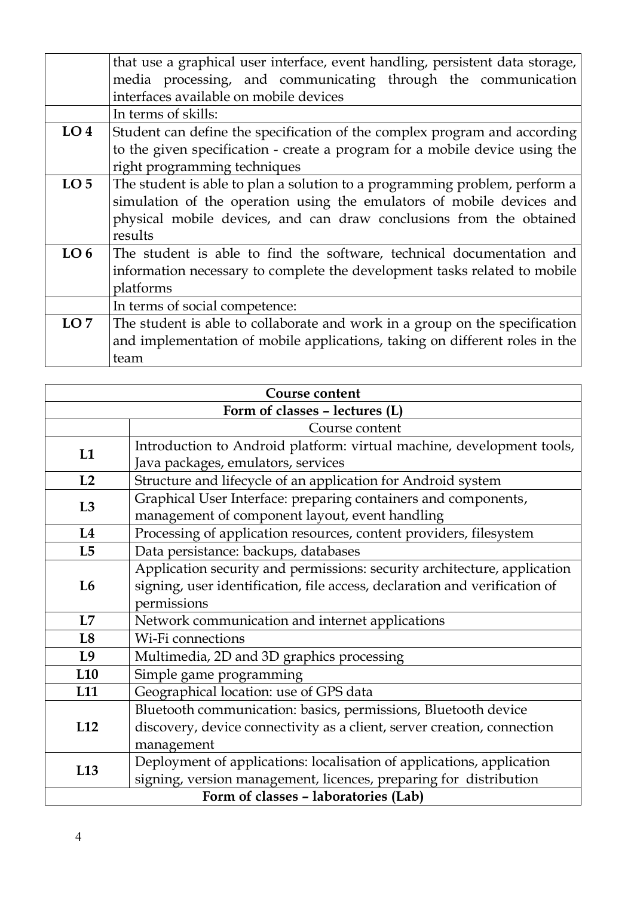| | |
|---|---|
| | that use a graphical user interface, event handling, persistent data storage, media processing, and communicating through the communication interfaces available on mobile devices |
| | In terms of skills: |
| **LO 4** | Student can define the specification of the complex program and according to the given specification - create a program for a mobile device using the right programming techniques |
| **LO 5** | The student is able to plan a solution to a programming problem, perform a simulation of the operation using the emulators of mobile devices and physical mobile devices, and can draw conclusions from the obtained results |
| **LO 6** | The student is able to find the software, technical documentation and information necessary to complete the development tasks related to mobile platforms |
| | In terms of social competence: |
| **LO 7** | The student is able to collaborate and work in a group on the specification and implementation of mobile applications, taking on different roles in the team |

| **Course content** | |
|---|---|
| **Form of classes – lectures (L)** | |
| | Course content |
| **L1** | Introduction to Android platform: virtual machine, development tools, Java packages, emulators, services |
| **L2** | Structure and lifecycle of an application for Android system |
| **L3** | Graphical User Interface: preparing containers and components, management of component layout, event handling |
| **L4** | Processing of application resources, content providers, filesystem |
| **L5** | Data persistance: backups, databases |
| **L6** | Application security and permissions: security architecture, application signing, user identification, file access, declaration and verification of permissions |
| **L7** | Network communication and internet applications |
| **L8** | Wi-Fi connections |
| **L9** | Multimedia, 2D and 3D graphics processing |
| **L10** | Simple game programming |
| **L11** | Geographical location: use of GPS data |
| **L12** | Bluetooth communication: basics, permissions, Bluetooth device discovery, device connectivity as a client, server creation, connection management |
| **L13** | Deployment of applications: localisation of applications, application signing, version management, licences, preparing for distribution |
| **Form of classes – laboratories (Lab)** | |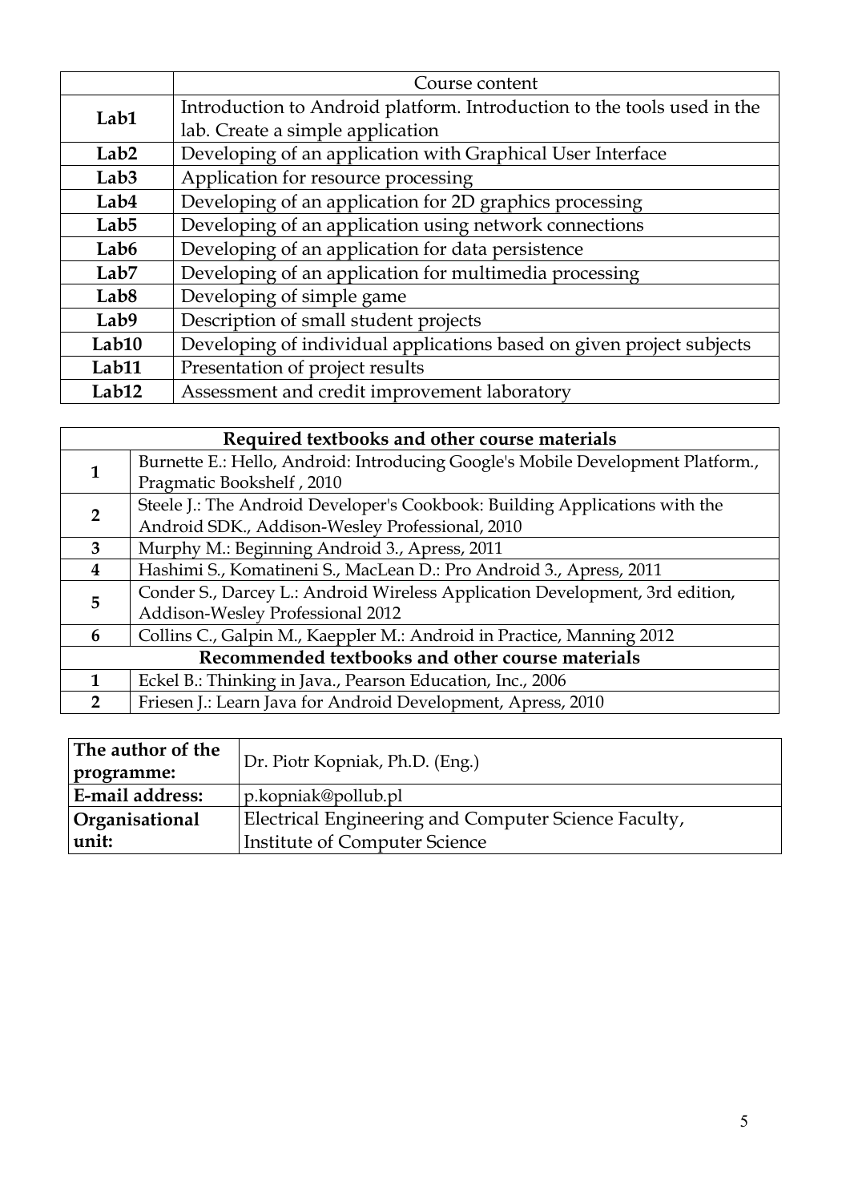| | Course content |
|---|---|
| **Lab1** | Introduction to Android platform. Introduction to the tools used in the lab. Create a simple application |
| **Lab2** | Developing of an application with Graphical User Interface |
| **Lab3** | Application for resource processing |
| **Lab4** | Developing of an application for 2D graphics processing |
| **Lab5** | Developing of an application using network connections |
| **Lab6** | Developing of an application for data persistence |
| **Lab7** | Developing of an application for multimedia processing |
| **Lab8** | Developing of simple game |
| **Lab9** | Description of small student projects |
| **Lab10** | Developing of individual applications based on given project subjects |
| **Lab11** | Presentation of project results |
| **Lab12** | Assessment and credit improvement laboratory |

| **Required textbooks and other course materials** | |
|---|---|
| **1** | Burnette E.: Hello, Android: Introducing Google's Mobile Development Platform., Pragmatic Bookshelf , 2010 |
| **2** | Steele J.: The Android Developer's Cookbook: Building Applications with the Android SDK., Addison-Wesley Professional, 2010 |
| **3** | Murphy M.: Beginning Android 3., Apress, 2011 |
| **4** | Hashimi S., Komatineni S., MacLean D.: Pro Android 3., Apress, 2011 |
| **5** | Conder S., Darcey L.: Android Wireless Application Development, 3rd edition, Addison-Wesley Professional 2012 |
| **6** | Collins C., Galpin M., Kaeppler M.: Android in Practice, Manning 2012 |
| **Recommended textbooks and other course materials** | |
| **1** | Eckel B.: Thinking in Java., Pearson Education, Inc., 2006 |
| **2** | Friesen J.: Learn Java for Android Development, Apress, 2010 |

| **The author of the programme:** | Dr. Piotr Kopniak, Ph.D. (Eng.) |
|---|---|
| **E-mail address:** | p.kopniak@pollub.pl |
| **Organisational unit:** | Electrical Engineering and Computer Science Faculty, Institute of Computer Science |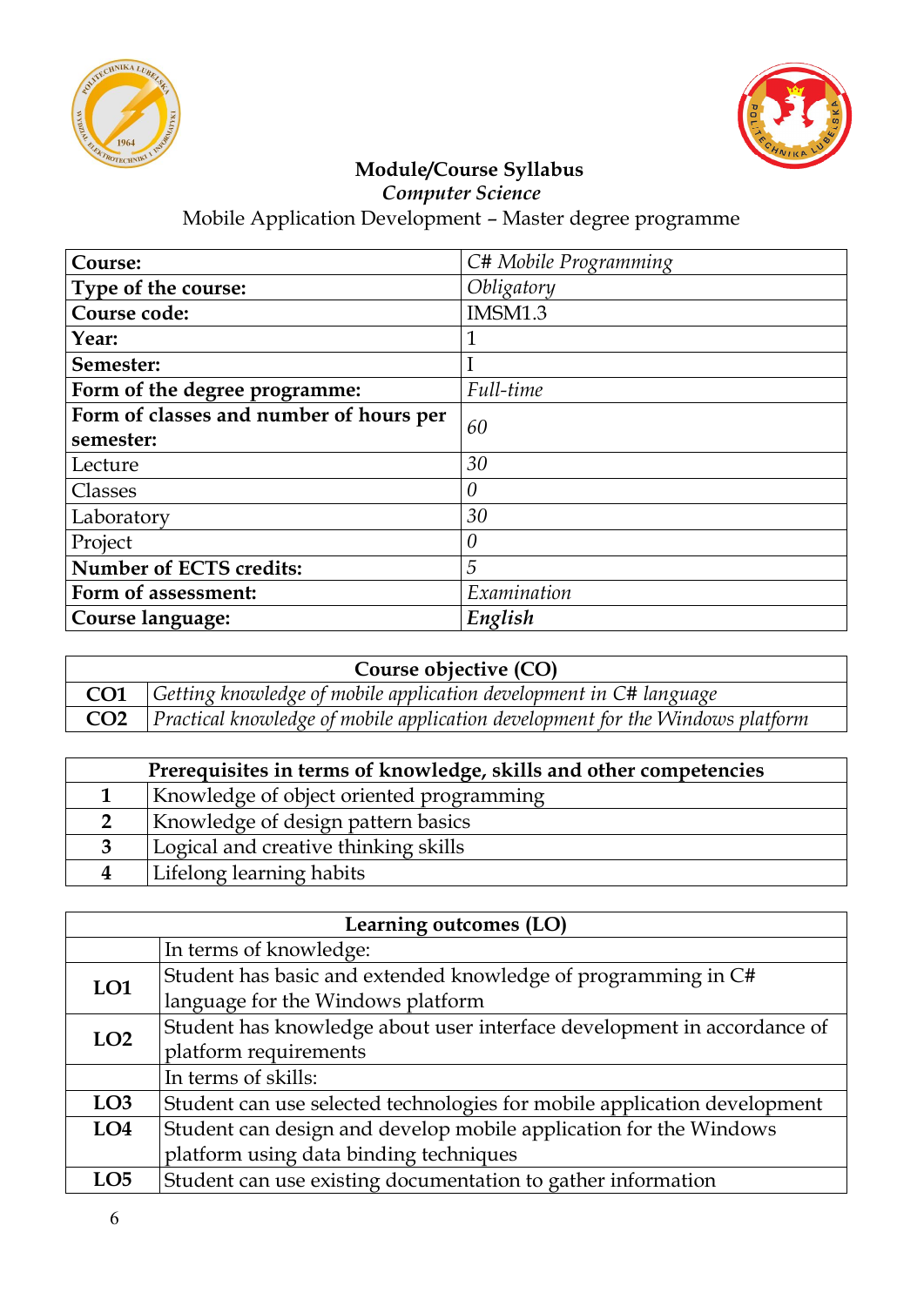**Module/Course Syllabus**
*Computer Science*
Mobile Application Development – Master degree programme

| **Course:** | *C# Mobile Programming* |
|---|---|
| **Type of the course:** | *Obligatory* |
| **Course code:** | IMSM1.3 |
| **Year:** | 1 |
| **Semester:** | I |
| **Form of the degree programme:** | *Full-time* |
| **Form of classes and number of hours per semester:** | *60* |
| Lecture | *30* |
| Classes | *0* |
| Laboratory | *30* |
| Project | *0* |
| **Number of ECTS credits:** | *5* |
| **Form of assessment:** | *Examination* |
| **Course language:** | ***English*** |

| **Course objective (CO)** | |
|---|---|
| **CO1** | *Getting knowledge of mobile application development in C# language* |
| **CO2** | *Practical knowledge of mobile application development for the Windows platform* |

| **Prerequisites in terms of knowledge, skills and other competencies** | |
|---|---|
| **1** | Knowledge of object oriented programming |
| **2** | Knowledge of design pattern basics |
| **3** | Logical and creative thinking skills |
| **4** | Lifelong learning habits |

| **Learning outcomes (LO)** | |
|---|---|
| | In terms of knowledge: |
| **LO1** | Student has basic and extended knowledge of programming in C# language for the Windows platform |
| **LO2** | Student has knowledge about user interface development in accordance of platform requirements |
| | In terms of skills: |
| **LO3** | Student can use selected technologies for mobile application development |
| **LO4** | Student can design and develop mobile application for the Windows platform using data binding techniques |
| **LO5** | Student can use existing documentation to gather information |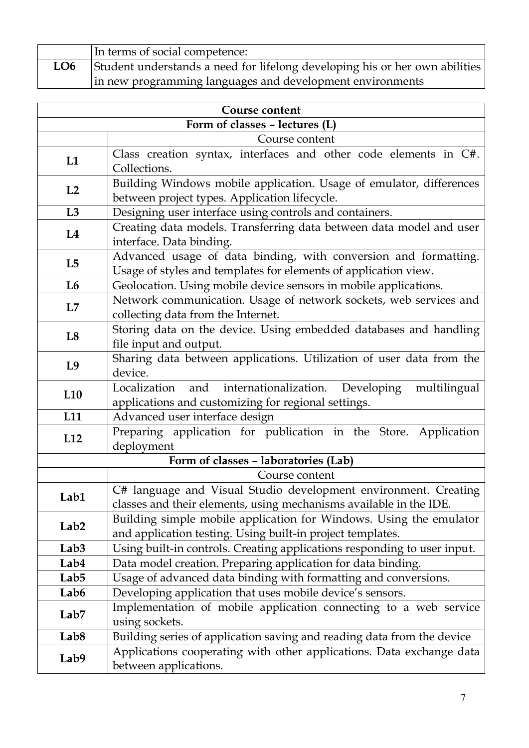| | In terms of social competence: |
|---|---|
| **LO6** | Student understands a need for lifelong developing his or her own abilities in new programming languages and development environments |

| **Course content** | |
|---|---|
| **Form of classes – lectures (L)** | |
| | Course content |
| **L1** | Class creation syntax, interfaces and other code elements in C#. Collections. |
| **L2** | Building Windows mobile application. Usage of emulator, differences between project types. Application lifecycle. |
| **L3** | Designing user interface using controls and containers. |
| **L4** | Creating data models. Transferring data between data model and user interface. Data binding. |
| **L5** | Advanced usage of data binding, with conversion and formatting. Usage of styles and templates for elements of application view. |
| **L6** | Geolocation. Using mobile device sensors in mobile applications. |
| **L7** | Network communication. Usage of network sockets, web services and collecting data from the Internet. |
| **L8** | Storing data on the device. Using embedded databases and handling file input and output. |
| **L9** | Sharing data between applications. Utilization of user data from the device. |
| **L10** | Localization and internationalization. Developing multilingual applications and customizing for regional settings. |
| **L11** | Advanced user interface design |
| **L12** | Preparing application for publication in the Store. Application deployment |
| **Form of classes – laboratories (Lab)** | |
| | Course content |
| **Lab1** | C# language and Visual Studio development environment. Creating classes and their elements, using mechanisms available in the IDE. |
| **Lab2** | Building simple mobile application for Windows. Using the emulator and application testing. Using built-in project templates. |
| **Lab3** | Using built-in controls. Creating applications responding to user input. |
| **Lab4** | Data model creation. Preparing application for data binding. |
| **Lab5** | Usage of advanced data binding with formatting and conversions. |
| **Lab6** | Developing application that uses mobile device's sensors. |
| **Lab7** | Implementation of mobile application connecting to a web service using sockets. |
| **Lab8** | Building series of application saving and reading data from the device |
| **Lab9** | Applications cooperating with other applications. Data exchange data between applications. |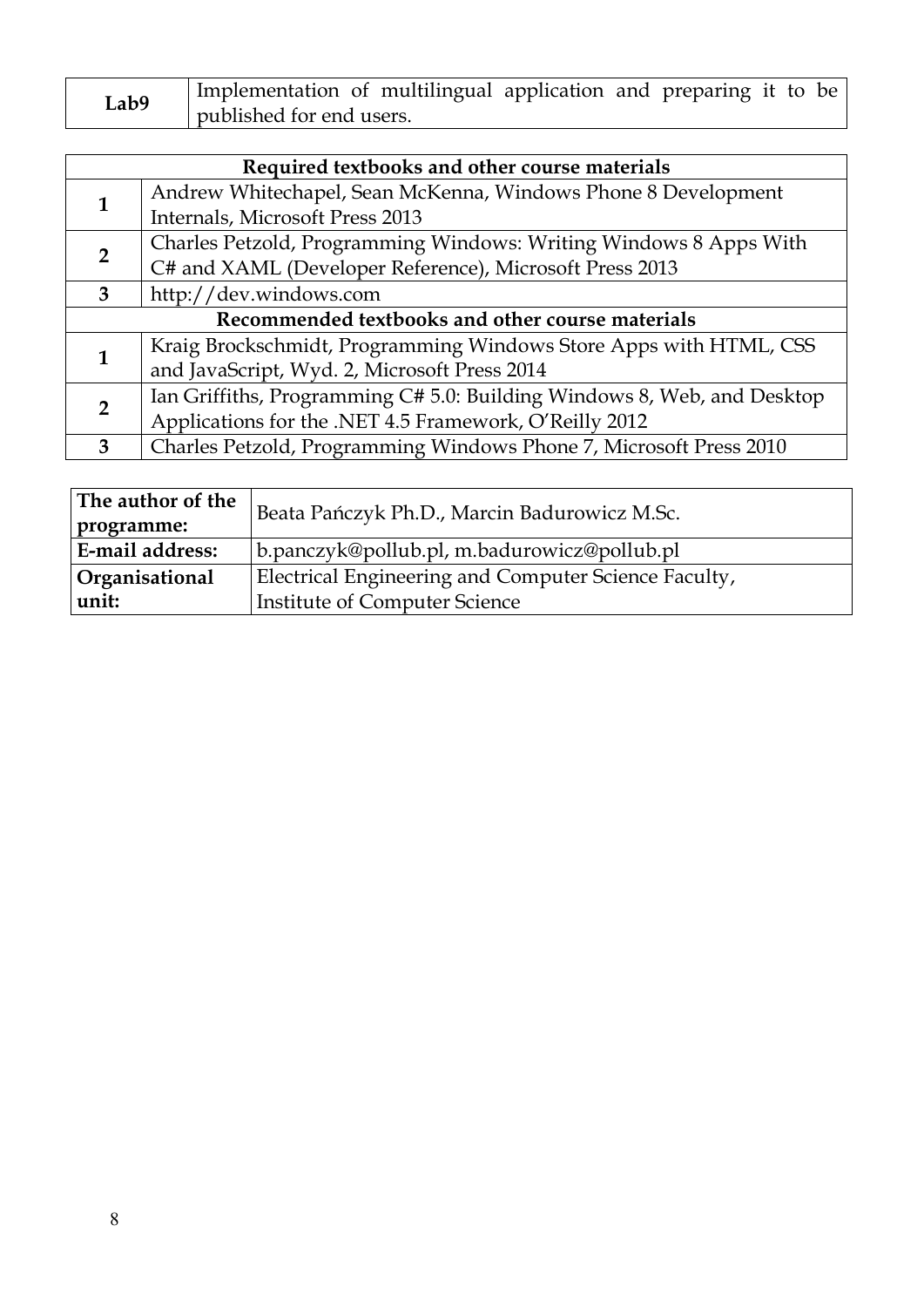| Lab9 | Implementation of multilingual application and preparing it to be published for end users. |
|---|---|

| Required textbooks and other course materials | |
|---|---|
| 1 | Andrew Whitechapel, Sean McKenna, Windows Phone 8 Development Internals, Microsoft Press 2013 |
| 2 | Charles Petzold, Programming Windows: Writing Windows 8 Apps With C# and XAML (Developer Reference), Microsoft Press 2013 |
| 3 | http://dev.windows.com |
| **Recommended textbooks and other course materials** | |
| 1 | Kraig Brockschmidt, Programming Windows Store Apps with HTML, CSS and JavaScript, Wyd. 2, Microsoft Press 2014 |
| 2 | Ian Griffiths, Programming C# 5.0: Building Windows 8, Web, and Desktop Applications for the .NET 4.5 Framework, O'Reilly 2012 |
| 3 | Charles Petzold, Programming Windows Phone 7, Microsoft Press 2010 |

| The author of the programme: | Beata Pańczyk Ph.D., Marcin Badurowicz M.Sc. |
|---|---|
| **E-mail address:** | b.panczyk@pollub.pl, m.badurowicz@pollub.pl |
| **Organisational unit:** | Electrical Engineering and Computer Science Faculty, Institute of Computer Science |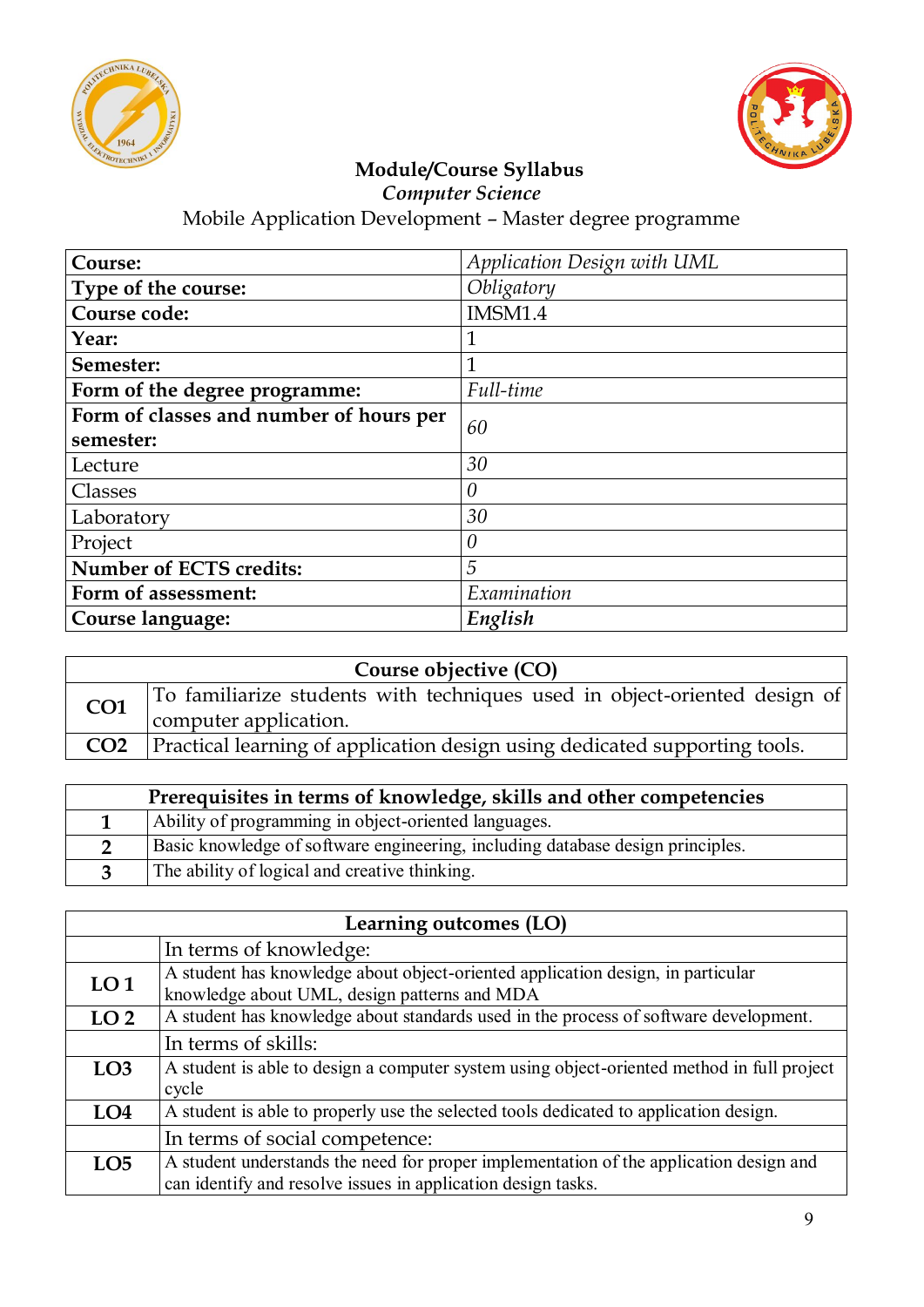# Module/Course Syllabus

*Computer Science*

Mobile Application Development – Master degree programme

| **Course:** | *Application Design with UML* |
|---|---|
| **Type of the course:** | *Obligatory* |
| **Course code:** | IMSM1.4 |
| **Year:** | 1 |
| **Semester:** | 1 |
| **Form of the degree programme:** | *Full-time* |
| **Form of classes and number of hours per semester:** | *60* |
| Lecture | *30* |
| Classes | *0* |
| Laboratory | *30* |
| Project | *0* |
| **Number of ECTS credits:** | *5* |
| **Form of assessment:** | *Examination* |
| **Course language:** | ***English*** |

| **Course objective (CO)** | |
|---|---|
| **CO1** | To familiarize students with techniques used in object-oriented design of computer application. |
| **CO2** | Practical learning of application design using dedicated supporting tools. |

| **Prerequisites in terms of knowledge, skills and other competencies** | |
|---|---|
| **1** | Ability of programming in object-oriented languages. |
| **2** | Basic knowledge of software engineering, including database design principles. |
| **3** | The ability of logical and creative thinking. |

| **Learning outcomes (LO)** | |
|---|---|
| | In terms of knowledge: |
| **LO 1** | A student has knowledge about object-oriented application design, in particular knowledge about UML, design patterns and MDA |
| **LO 2** | A student has knowledge about standards used in the process of software development. |
| | In terms of skills: |
| **LO3** | A student is able to design a computer system using object-oriented method in full project cycle |
| **LO4** | A student is able to properly use the selected tools dedicated to application design. |
| | In terms of social competence: |
| **LO5** | A student understands the need for proper implementation of the application design and can identify and resolve issues in application design tasks. |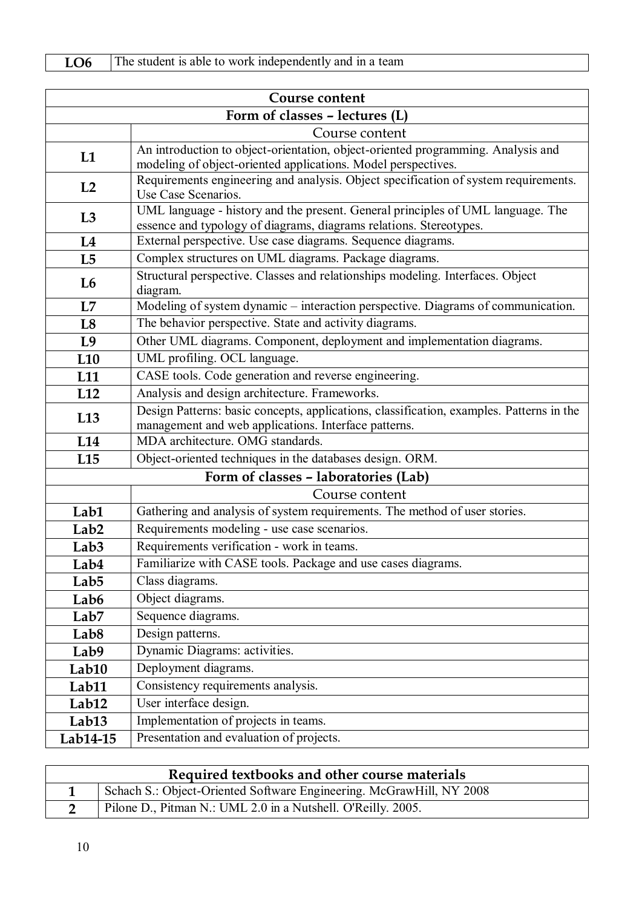| LO6 | The student is able to work independently and in a team |
|---|---|

| Course content | |
|---|---|
| **Form of classes – lectures (L)** | |
| | Course content |
| **L1** | An introduction to object-orientation, object-oriented programming. Analysis and modeling of object-oriented applications. Model perspectives. |
| **L2** | Requirements engineering and analysis. Object specification of system requirements. Use Case Scenarios. |
| **L3** | UML language - history and the present. General principles of UML language. The essence and typology of diagrams, diagrams relations. Stereotypes. |
| **L4** | External perspective. Use case diagrams. Sequence diagrams. |
| **L5** | Complex structures on UML diagrams. Package diagrams. |
| **L6** | Structural perspective. Classes and relationships modeling. Interfaces. Object diagram. |
| **L7** | Modeling of system dynamic – interaction perspective. Diagrams of communication. |
| **L8** | The behavior perspective. State and activity diagrams. |
| **L9** | Other UML diagrams. Component, deployment and implementation diagrams. |
| **L10** | UML profiling. OCL language. |
| **L11** | CASE tools. Code generation and reverse engineering. |
| **L12** | Analysis and design architecture. Frameworks. |
| **L13** | Design Patterns: basic concepts, applications, classification, examples. Patterns in the management and web applications. Interface patterns. |
| **L14** | MDA architecture. OMG standards. |
| **L15** | Object-oriented techniques in the databases design. ORM. |
| **Form of classes – laboratories (Lab)** | |
| | Course content |
| **Lab1** | Gathering and analysis of system requirements. The method of user stories. |
| **Lab2** | Requirements modeling - use case scenarios. |
| **Lab3** | Requirements verification - work in teams. |
| **Lab4** | Familiarize with CASE tools. Package and use cases diagrams. |
| **Lab5** | Class diagrams. |
| **Lab6** | Object diagrams. |
| **Lab7** | Sequence diagrams. |
| **Lab8** | Design patterns. |
| **Lab9** | Dynamic Diagrams: activities. |
| **Lab10** | Deployment diagrams. |
| **Lab11** | Consistency requirements analysis. |
| **Lab12** | User interface design. |
| **Lab13** | Implementation of projects in teams. |
| **Lab14-15** | Presentation and evaluation of projects. |

| Required textbooks and other course materials | |
|---|---|
| **1** | Schach S.: Object-Oriented Software Engineering. McGrawHill, NY 2008 |
| **2** | Pilone D., Pitman N.: UML 2.0 in a Nutshell. O'Reilly. 2005. |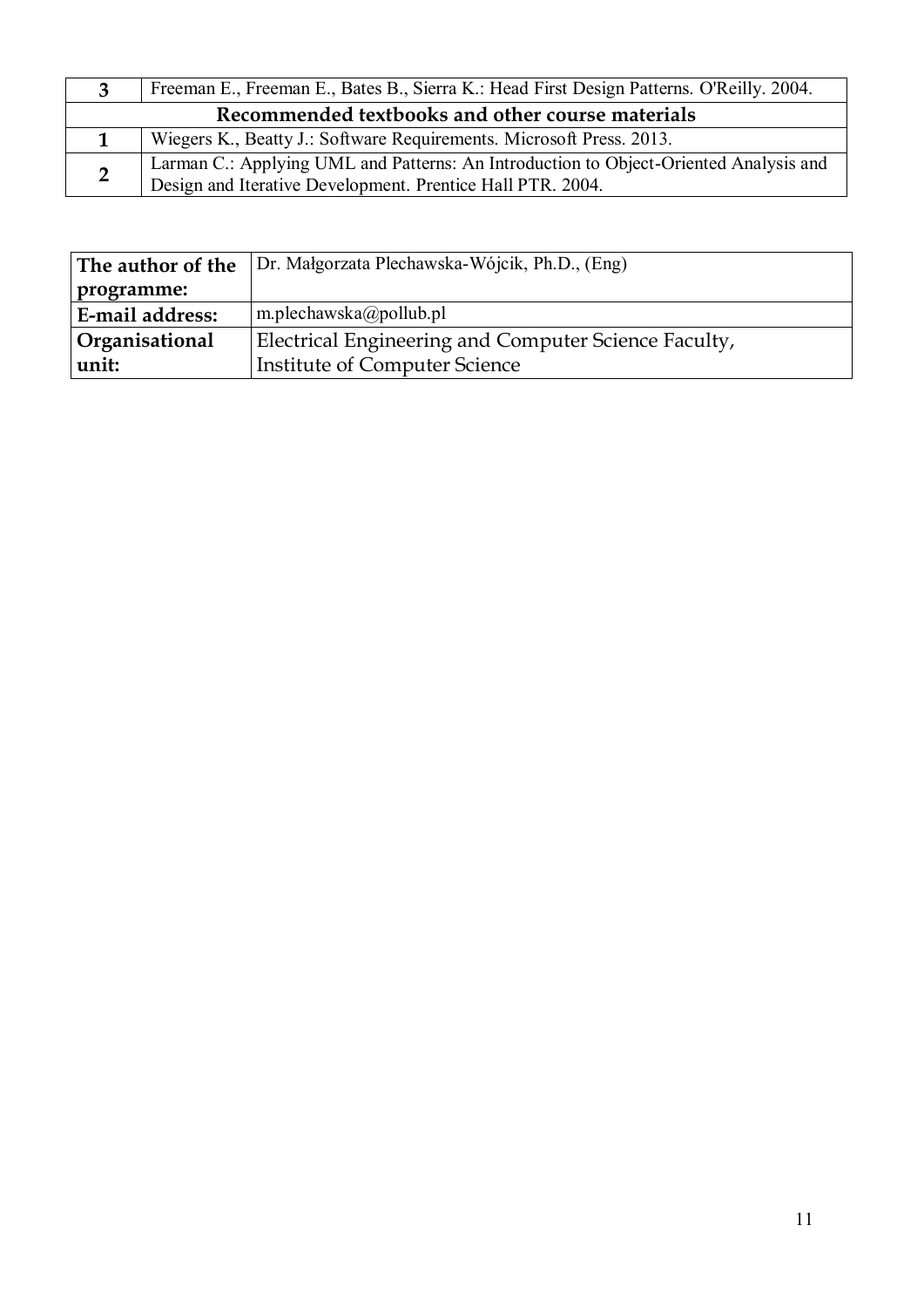| 3 | Freeman E., Freeman E., Bates B., Sierra K.: Head First Design Patterns. O'Reilly. 2004. |
|---|---|
| **Recommended textbooks and other course materials** | |
| **1** | Wiegers K., Beatty J.: Software Requirements. Microsoft Press. 2013. |
| **2** | Larman C.: Applying UML and Patterns: An Introduction to Object-Oriented Analysis and Design and Iterative Development. Prentice Hall PTR. 2004. |

| **The author of the programme:** | Dr. Małgorzata Plechawska-Wójcik, Ph.D., (Eng) |
|---|---|
| **E-mail address:** | m.plechawska@pollub.pl |
| **Organisational unit:** | Electrical Engineering and Computer Science Faculty, Institute of Computer Science |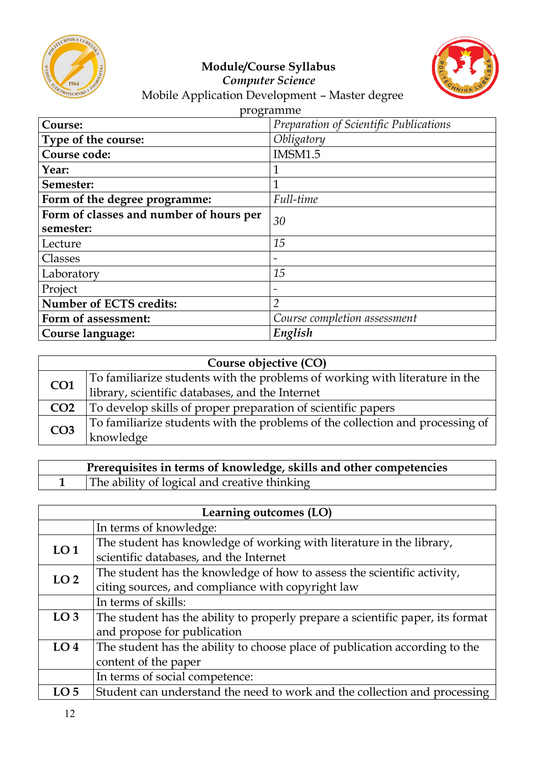**Module/Course Syllabus**
*Computer Science*
Mobile Application Development – Master degree programme

| **Course:** | *Preparation of Scientific Publications* |
|---|---|
| **Type of the course:** | *Obligatory* |
| **Course code:** | IMSM1.5 |
| **Year:** | 1 |
| **Semester:** | 1 |
| **Form of the degree programme:** | *Full-time* |
| **Form of classes and number of hours per semester:** | *30* |
| Lecture | *15* |
| Classes | - |
| Laboratory | *15* |
| Project | - |
| **Number of ECTS credits:** | *2* |
| **Form of assessment:** | *Course completion assessment* |
| **Course language:** | ***English*** |

| **Course objective (CO)** | |
|---|---|
| **CO1** | To familiarize students with the problems of working with literature in the library, scientific databases, and the Internet |
| **CO2** | To develop skills of proper preparation of scientific papers |
| **CO3** | To familiarize students with the problems of the collection and processing of knowledge |

| **Prerequisites in terms of knowledge, skills and other competencies** | |
|---|---|
| **1** | The ability of logical and creative thinking |

| **Learning outcomes (LO)** | |
|---|---|
| | In terms of knowledge: |
| **LO 1** | The student has knowledge of working with literature in the library, scientific databases, and the Internet |
| **LO 2** | The student has the knowledge of how to assess the scientific activity, citing sources, and compliance with copyright law |
| | In terms of skills: |
| **LO 3** | The student has the ability to properly prepare a scientific paper, its format and propose for publication |
| **LO 4** | The student has the ability to choose place of publication according to the content of the paper |
| | In terms of social competence: |
| **LO 5** | Student can understand the need to work and the collection and processing |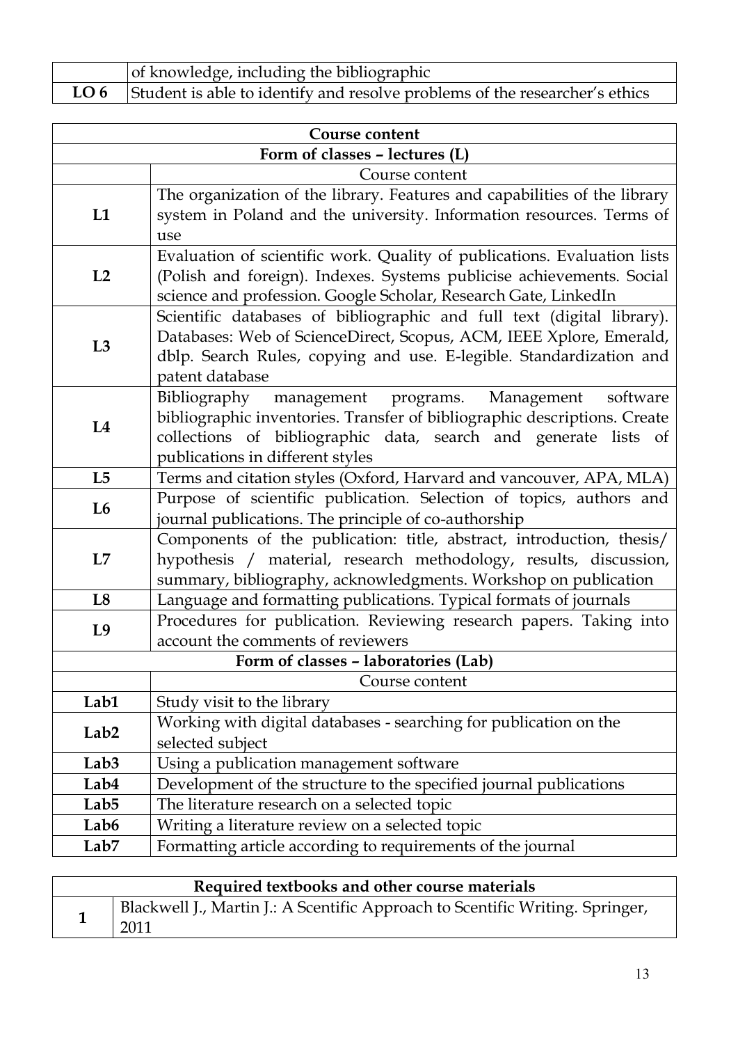| | |
|---|---|
| | of knowledge, including the bibliographic |
| **LO 6** | Student is able to identify and resolve problems of the researcher's ethics |

| **Course content** | |
|---|---|
| **Form of classes – lectures (L)** | |
| | Course content |
| **L1** | The organization of the library. Features and capabilities of the library system in Poland and the university. Information resources. Terms of use |
| **L2** | Evaluation of scientific work. Quality of publications. Evaluation lists (Polish and foreign). Indexes. Systems publicise achievements. Social science and profession. Google Scholar, Research Gate, LinkedIn |
| **L3** | Scientific databases of bibliographic and full text (digital library). Databases: Web of ScienceDirect, Scopus, ACM, IEEE Xplore, Emerald, dblp. Search Rules, copying and use. E-legible. Standardization and patent database |
| **L4** | Bibliography management programs. Management software bibliographic inventories. Transfer of bibliographic descriptions. Create collections of bibliographic data, search and generate lists of publications in different styles |
| **L5** | Terms and citation styles (Oxford, Harvard and vancouver, APA, MLA) |
| **L6** | Purpose of scientific publication. Selection of topics, authors and journal publications. The principle of co-authorship |
| **L7** | Components of the publication: title, abstract, introduction, thesis/ hypothesis / material, research methodology, results, discussion, summary, bibliography, acknowledgments. Workshop on publication |
| **L8** | Language and formatting publications. Typical formats of journals |
| **L9** | Procedures for publication. Reviewing research papers. Taking into account the comments of reviewers |
| **Form of classes – laboratories (Lab)** | |
| | Course content |
| **Lab1** | Study visit to the library |
| **Lab2** | Working with digital databases - searching for publication on the selected subject |
| **Lab3** | Using a publication management software |
| **Lab4** | Development of the structure to the specified journal publications |
| **Lab5** | The literature research on a selected topic |
| **Lab6** | Writing a literature review on a selected topic |
| **Lab7** | Formatting article according to requirements of the journal |

| **Required textbooks and other course materials** | |
|---|---|
| **1** | Blackwell J., Martin J.: A Scentific Approach to Scentific Writing. Springer, 2011 |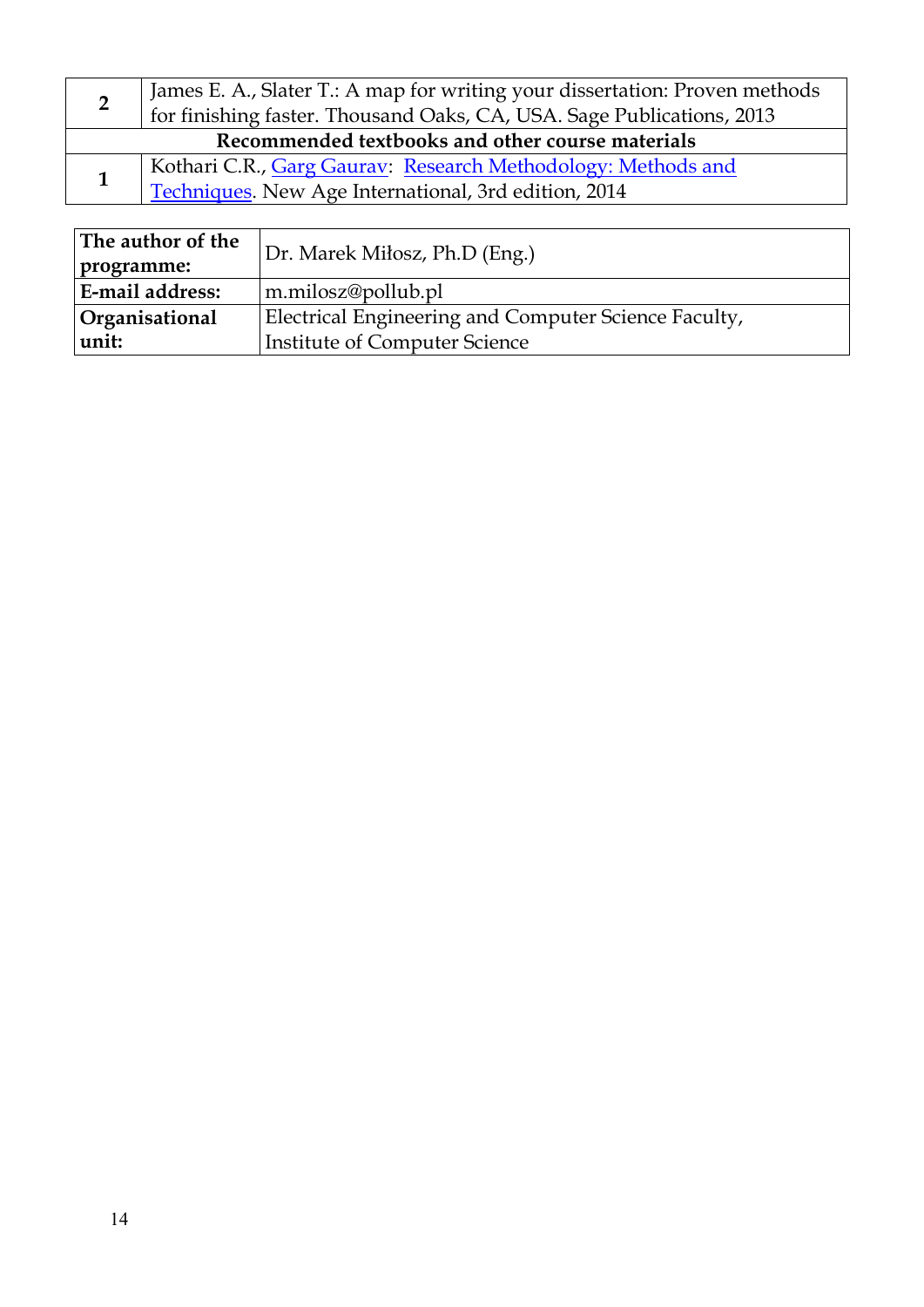| | |
|---|---|
| **2** | James E. A., Slater T.: A map for writing your dissertation: Proven methods for finishing faster. Thousand Oaks, CA, USA. Sage Publications, 2013 |
| **Recommended textbooks and other course materials** | |
| **1** | Kothari C.R., Garg Gaurav: Research Methodology: Methods and Techniques. New Age International, 3rd edition, 2014 |

| | |
|---|---|
| **The author of the programme:** | Dr. Marek Miłosz, Ph.D (Eng.) |
| **E-mail address:** | m.milosz@pollub.pl |
| **Organisational unit:** | Electrical Engineering and Computer Science Faculty, Institute of Computer Science |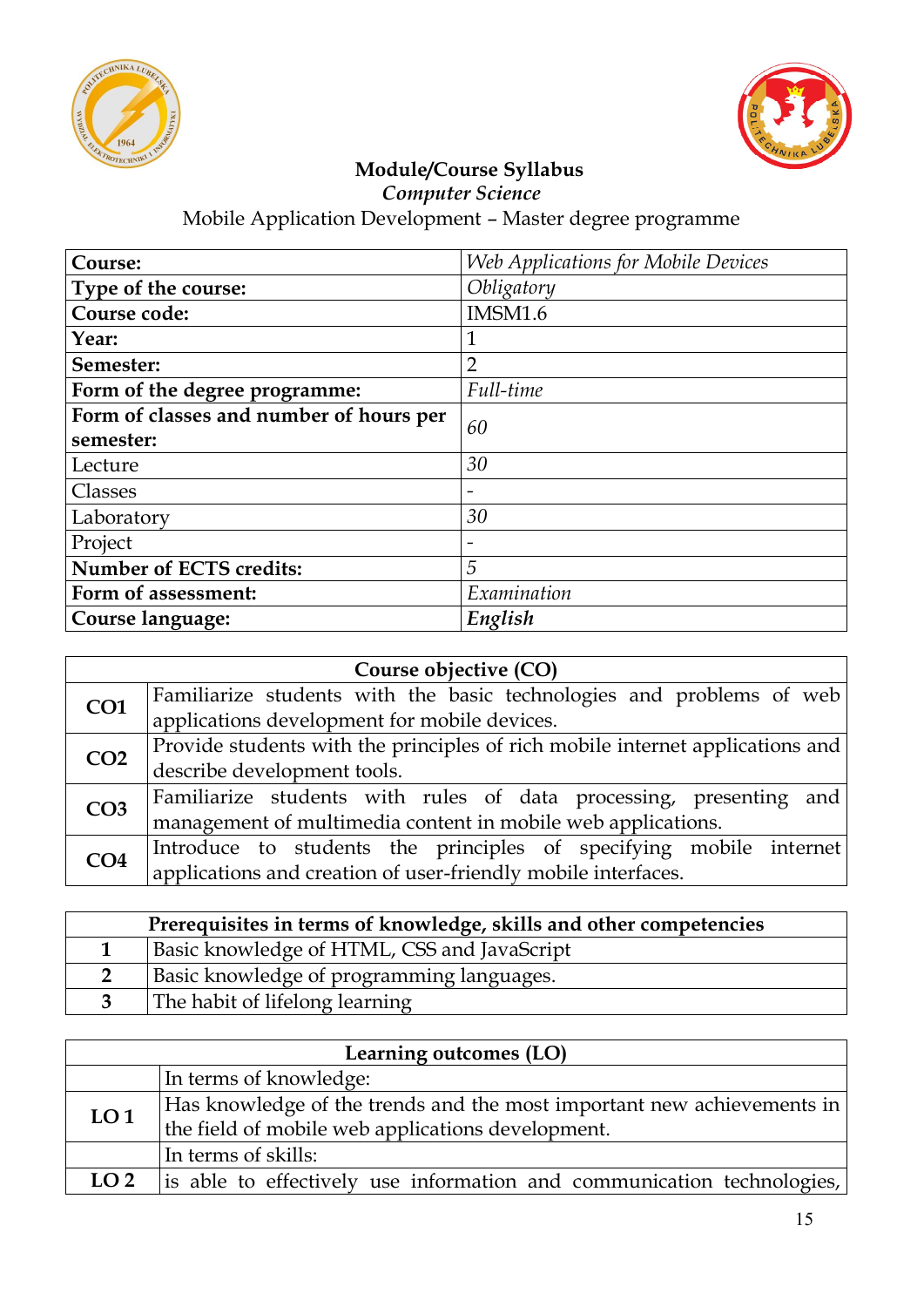**Module/Course Syllabus**

***Computer Science***

Mobile Application Development – Master degree programme

| | |
|---|---|
| **Course:** | *Web Applications for Mobile Devices* |
| **Type of the course:** | *Obligatory* |
| **Course code:** | IMSM1.6 |
| **Year:** | 1 |
| **Semester:** | 2 |
| **Form of the degree programme:** | *Full-time* |
| **Form of classes and number of hours per semester:** | *60* |
| Lecture | *30* |
| Classes | - |
| Laboratory | *30* |
| Project | - |
| **Number of ECTS credits:** | *5* |
| **Form of assessment:** | *Examination* |
| **Course language:** | ***English*** |

| **Course objective (CO)** | |
|---|---|
| **CO1** | Familiarize students with the basic technologies and problems of web applications development for mobile devices. |
| **CO2** | Provide students with the principles of rich mobile internet applications and describe development tools. |
| **CO3** | Familiarize students with rules of data processing, presenting and management of multimedia content in mobile web applications. |
| **CO4** | Introduce to students the principles of specifying mobile internet applications and creation of user-friendly mobile interfaces. |

| **Prerequisites in terms of knowledge, skills and other competencies** | |
|---|---|
| **1** | Basic knowledge of HTML, CSS and JavaScript |
| **2** | Basic knowledge of programming languages. |
| **3** | The habit of lifelong learning |

| **Learning outcomes (LO)** | |
|---|---|
| | In terms of knowledge: |
| **LO 1** | Has knowledge of the trends and the most important new achievements in the field of mobile web applications development. |
| | In terms of skills: |
| **LO 2** | is able to effectively use information and communication technologies, |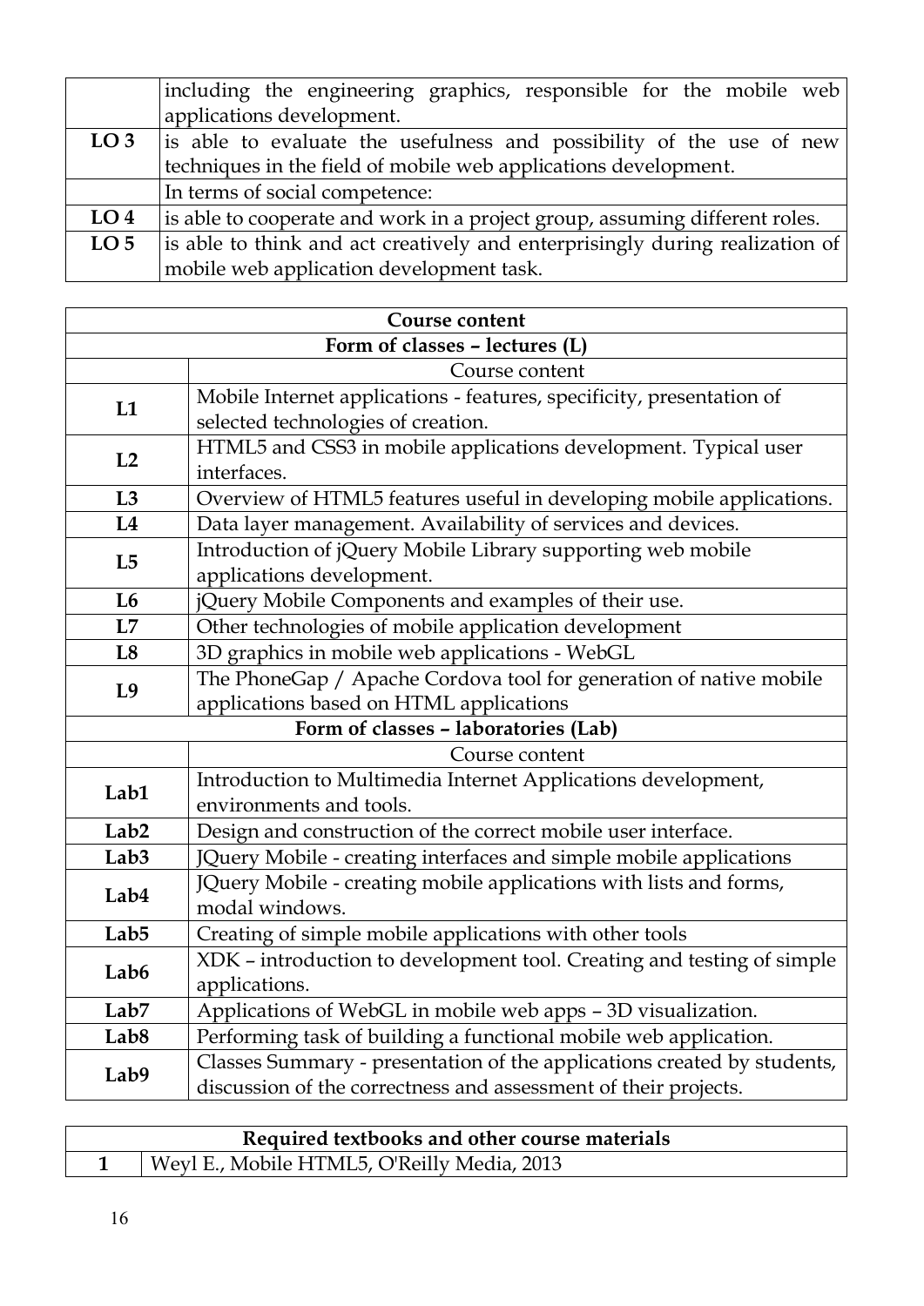| | |
|---|---|
| | including the engineering graphics, responsible for the mobile web applications development. |
| **LO 3** | is able to evaluate the usefulness and possibility of the use of new techniques in the field of mobile web applications development. |
| | In terms of social competence: |
| **LO 4** | is able to cooperate and work in a project group, assuming different roles. |
| **LO 5** | is able to think and act creatively and enterprisingly during realization of mobile web application development task. |

| **Course content** | |
|---|---|
| **Form of classes – lectures (L)** | |
| | Course content |
| **L1** | Mobile Internet applications - features, specificity, presentation of selected technologies of creation. |
| **L2** | HTML5 and CSS3 in mobile applications development. Typical user interfaces. |
| **L3** | Overview of HTML5 features useful in developing mobile applications. |
| **L4** | Data layer management. Availability of services and devices. |
| **L5** | Introduction of jQuery Mobile Library supporting web mobile applications development. |
| **L6** | jQuery Mobile Components and examples of their use. |
| **L7** | Other technologies of mobile application development |
| **L8** | 3D graphics in mobile web applications - WebGL |
| **L9** | The PhoneGap / Apache Cordova tool for generation of native mobile applications based on HTML applications |
| **Form of classes – laboratories (Lab)** | |
| | Course content |
| **Lab1** | Introduction to Multimedia Internet Applications development, environments and tools. |
| **Lab2** | Design and construction of the correct mobile user interface. |
| **Lab3** | JQuery Mobile - creating interfaces and simple mobile applications |
| **Lab4** | JQuery Mobile - creating mobile applications with lists and forms, modal windows. |
| **Lab5** | Creating of simple mobile applications with other tools |
| **Lab6** | XDK – introduction to development tool. Creating and testing of simple applications. |
| **Lab7** | Applications of WebGL in mobile web apps – 3D visualization. |
| **Lab8** | Performing task of building a functional mobile web application. |
| **Lab9** | Classes Summary - presentation of the applications created by students, discussion of the correctness and assessment of their projects. |

| **Required textbooks and other course materials** | |
|---|---|
| **1** | Weyl E., Mobile HTML5, O'Reilly Media, 2013 |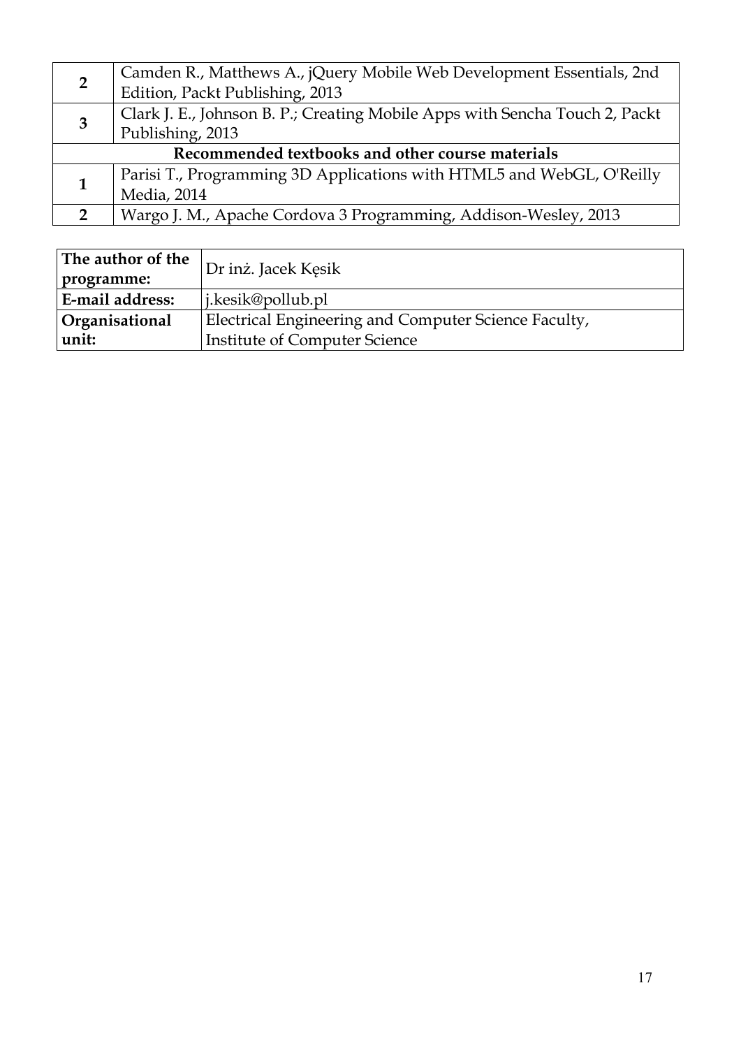| | |
|---|---|
| **2** | Camden R., Matthews A., jQuery Mobile Web Development Essentials, 2nd Edition, Packt Publishing, 2013 |
| **3** | Clark J. E., Johnson B. P.; Creating Mobile Apps with Sencha Touch 2, Packt Publishing, 2013 |
| **Recommended textbooks and other course materials** | |
| **1** | Parisi T., Programming 3D Applications with HTML5 and WebGL, O'Reilly Media, 2014 |
| **2** | Wargo J. M., Apache Cordova 3 Programming, Addison-Wesley, 2013 |

| | |
|---|---|
| **The author of the programme:** | Dr inż. Jacek Kęsik |
| **E-mail address:** | j.kesik@pollub.pl |
| **Organisational unit:** | Electrical Engineering and Computer Science Faculty, Institute of Computer Science |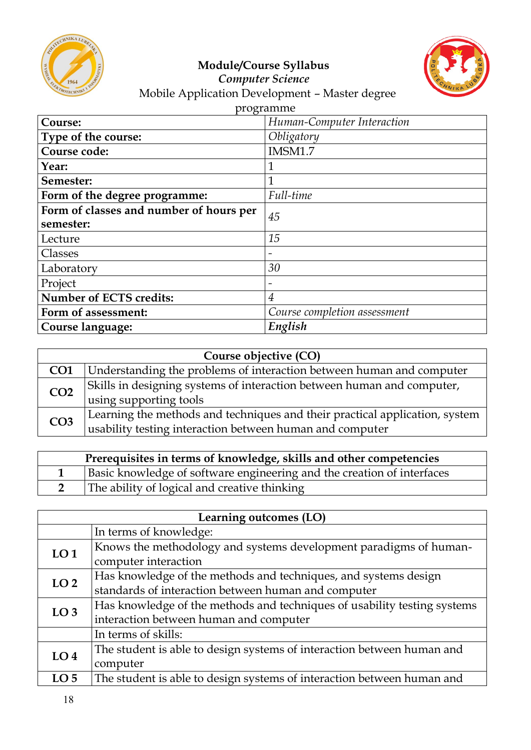**Module/Course Syllabus**
***Computer Science***
Mobile Application Development – Master degree programme

| | |
|---|---|
| **Course:** | *Human-Computer Interaction* |
| **Type of the course:** | *Obligatory* |
| **Course code:** | IMSM1.7 |
| **Year:** | 1 |
| **Semester:** | 1 |
| **Form of the degree programme:** | *Full-time* |
| **Form of classes and number of hours per semester:** | *45* |
| Lecture | *15* |
| Classes | - |
| Laboratory | *30* |
| Project | - |
| **Number of ECTS credits:** | *4* |
| **Form of assessment:** | *Course completion assessment* |
| **Course language:** | ***English*** |

| **Course objective (CO)** | |
|---|---|
| **CO1** | Understanding the problems of interaction between human and computer |
| **CO2** | Skills in designing systems of interaction between human and computer, using supporting tools |
| **CO3** | Learning the methods and techniques and their practical application, system usability testing interaction between human and computer |

| **Prerequisites in terms of knowledge, skills and other competencies** | |
|---|---|
| **1** | Basic knowledge of software engineering and the creation of interfaces |
| **2** | The ability of logical and creative thinking |

| **Learning outcomes (LO)** | |
|---|---|
| | In terms of knowledge: |
| **LO 1** | Knows the methodology and systems development paradigms of human-computer interaction |
| **LO 2** | Has knowledge of the methods and techniques, and systems design standards of interaction between human and computer |
| **LO 3** | Has knowledge of the methods and techniques of usability testing systems interaction between human and computer |
| | In terms of skills: |
| **LO 4** | The student is able to design systems of interaction between human and computer |
| **LO 5** | The student is able to design systems of interaction between human and |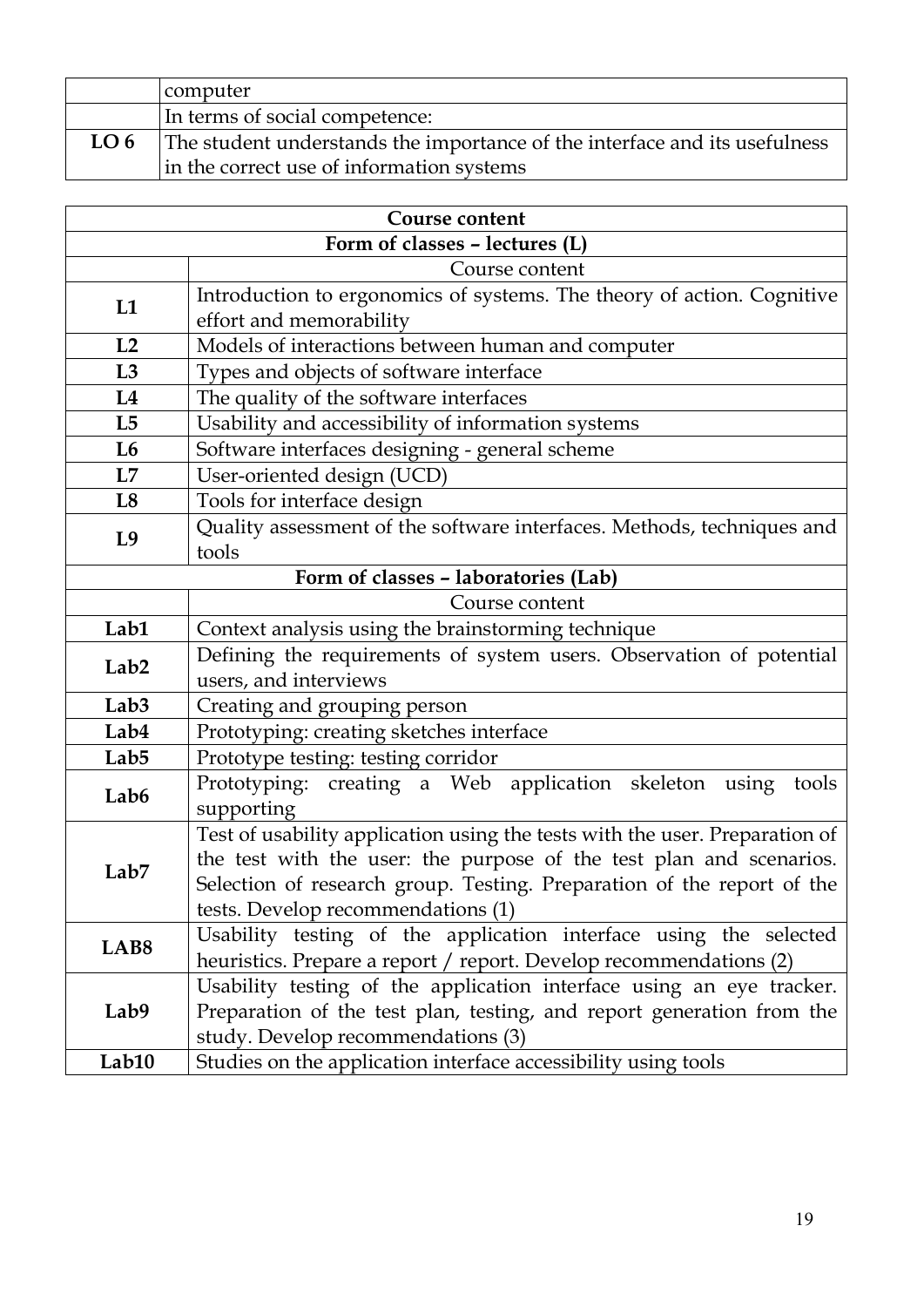| | |
|---|---|
| | computer |
| | In terms of social competence: |
| **LO 6** | The student understands the importance of the interface and its usefulness in the correct use of information systems |

| **Course content** | |
|---|---|
| **Form of classes – lectures (L)** | |
| | Course content |
| **L1** | Introduction to ergonomics of systems. The theory of action. Cognitive effort and memorability |
| **L2** | Models of interactions between human and computer |
| **L3** | Types and objects of software interface |
| **L4** | The quality of the software interfaces |
| **L5** | Usability and accessibility of information systems |
| **L6** | Software interfaces designing - general scheme |
| **L7** | User-oriented design (UCD) |
| **L8** | Tools for interface design |
| **L9** | Quality assessment of the software interfaces. Methods, techniques and tools |
| **Form of classes – laboratories (Lab)** | |
| | Course content |
| **Lab1** | Context analysis using the brainstorming technique |
| **Lab2** | Defining the requirements of system users. Observation of potential users, and interviews |
| **Lab3** | Creating and grouping person |
| **Lab4** | Prototyping: creating sketches interface |
| **Lab5** | Prototype testing: testing corridor |
| **Lab6** | Prototyping: creating a Web application skeleton using tools supporting |
| **Lab7** | Test of usability application using the tests with the user. Preparation of the test with the user: the purpose of the test plan and scenarios. Selection of research group. Testing. Preparation of the report of the tests. Develop recommendations (1) |
| **LAB8** | Usability testing of the application interface using the selected heuristics. Prepare a report / report. Develop recommendations (2) |
| **Lab9** | Usability testing of the application interface using an eye tracker. Preparation of the test plan, testing, and report generation from the study. Develop recommendations (3) |
| **Lab10** | Studies on the application interface accessibility using tools |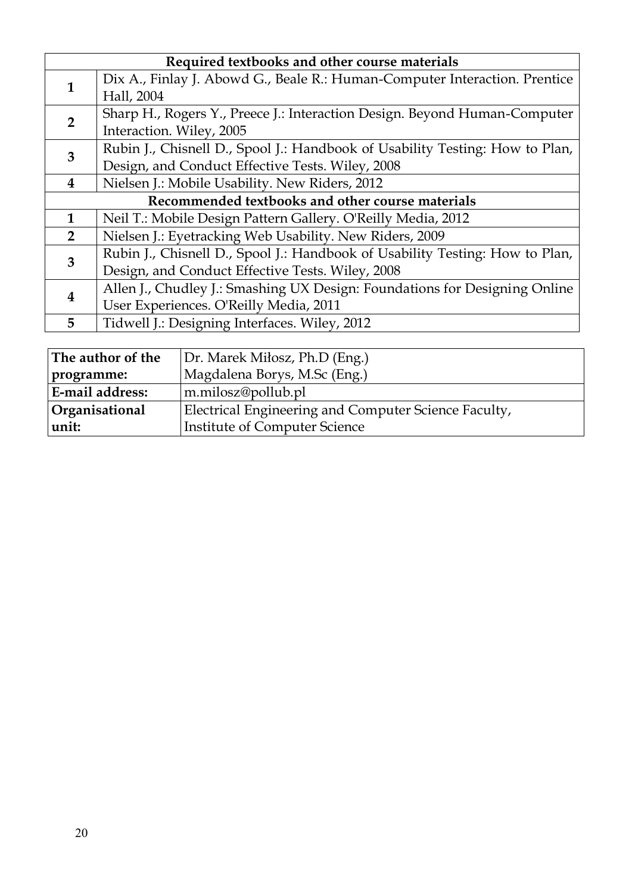| Required textbooks and other course materials | |
|---|---|
| 1 | Dix A., Finlay J. Abowd G., Beale R.: Human-Computer Interaction. Prentice Hall, 2004 |
| 2 | Sharp H., Rogers Y., Preece J.: Interaction Design. Beyond Human-Computer Interaction. Wiley, 2005 |
| 3 | Rubin J., Chisnell D., Spool J.: Handbook of Usability Testing: How to Plan, Design, and Conduct Effective Tests. Wiley, 2008 |
| 4 | Nielsen J.: Mobile Usability. New Riders, 2012 |
| **Recommended textbooks and other course materials** | |
| 1 | Neil T.: Mobile Design Pattern Gallery. O'Reilly Media, 2012 |
| 2 | Nielsen J.: Eyetracking Web Usability. New Riders, 2009 |
| 3 | Rubin J., Chisnell D., Spool J.: Handbook of Usability Testing: How to Plan, Design, and Conduct Effective Tests. Wiley, 2008 |
| 4 | Allen J., Chudley J.: Smashing UX Design: Foundations for Designing Online User Experiences. O'Reilly Media, 2011 |
| 5 | Tidwell J.: Designing Interfaces. Wiley, 2012 |

| | |
|---|---|
| **The author of the programme:** | Dr. Marek Miłosz, Ph.D (Eng.)<br>Magdalena Borys, M.Sc (Eng.) |
| **E-mail address:** | m.milosz@pollub.pl |
| **Organisational unit:** | Electrical Engineering and Computer Science Faculty,<br>Institute of Computer Science |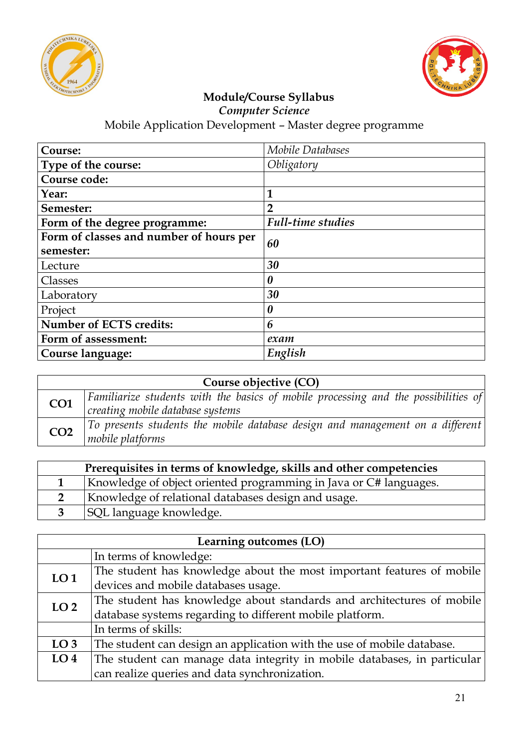# Module/Course Syllabus

*Computer Science*

Mobile Application Development – Master degree programme

| **Course:** | *Mobile Databases* |
|---|---|
| **Type of the course:** | *Obligatory* |
| **Course code:** | |
| **Year:** | **1** |
| **Semester:** | **2** |
| **Form of the degree programme:** | ***Full-time studies*** |
| **Form of classes and number of hours per semester:** | ***60*** |
| Lecture | ***30*** |
| Classes | ***0*** |
| Laboratory | ***30*** |
| Project | ***0*** |
| **Number of ECTS credits:** | ***6*** |
| **Form of assessment:** | ***exam*** |
| **Course language:** | ***English*** |

| **Course objective (CO)** | |
|---|---|
| **CO1** | *Familiarize students with the basics of mobile processing and the possibilities of creating mobile database systems* |
| **CO2** | *To presents students the mobile database design and management on a different mobile platforms* |

| **Prerequisites in terms of knowledge, skills and other competencies** | |
|---|---|
| **1** | Knowledge of object oriented programming in Java or C# languages. |
| **2** | Knowledge of relational databases design and usage. |
| **3** | SQL language knowledge. |

| **Learning outcomes (LO)** | |
|---|---|
| | In terms of knowledge: |
| **LO 1** | The student has knowledge about the most important features of mobile devices and mobile databases usage. |
| **LO 2** | The student has knowledge about standards and architectures of mobile database systems regarding to different mobile platform. |
| | In terms of skills: |
| **LO 3** | The student can design an application with the use of mobile database. |
| **LO 4** | The student can manage data integrity in mobile databases, in particular can realize queries and data synchronization. |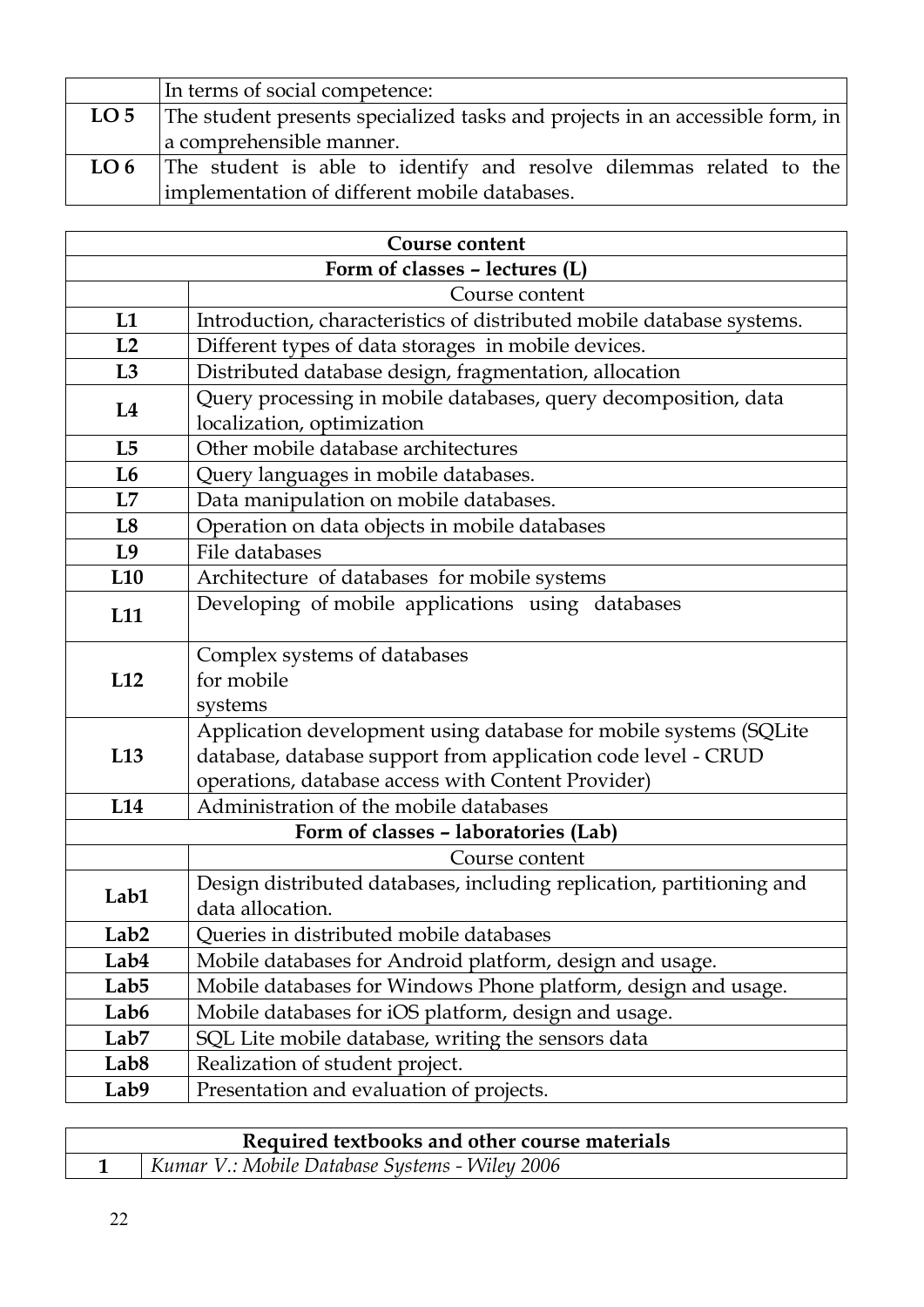| | In terms of social competence: |
|---|---|
| **LO 5** | The student presents specialized tasks and projects in an accessible form, in a comprehensible manner. |
| **LO 6** | The student is able to identify and resolve dilemmas related to the implementation of different mobile databases. |

| **Course content** | |
|---|---|
| **Form of classes – lectures (L)** | |
| | Course content |
| **L1** | Introduction, characteristics of distributed mobile database systems. |
| **L2** | Different types of data storages in mobile devices. |
| **L3** | Distributed database design, fragmentation, allocation |
| **L4** | Query processing in mobile databases, query decomposition, data localization, optimization |
| **L5** | Other mobile database architectures |
| **L6** | Query languages in mobile databases. |
| **L7** | Data manipulation on mobile databases. |
| **L8** | Operation on data objects in mobile databases |
| **L9** | File databases |
| **L10** | Architecture of databases for mobile systems |
| **L11** | Developing of mobile applications using databases |
| **L12** | Complex systems of databases for mobile systems |
| **L13** | Application development using database for mobile systems (SQLite database, database support from application code level - CRUD operations, database access with Content Provider) |
| **L14** | Administration of the mobile databases |
| **Form of classes – laboratories (Lab)** | |
| | Course content |
| **Lab1** | Design distributed databases, including replication, partitioning and data allocation. |
| **Lab2** | Queries in distributed mobile databases |
| **Lab4** | Mobile databases for Android platform, design and usage. |
| **Lab5** | Mobile databases for Windows Phone platform, design and usage. |
| **Lab6** | Mobile databases for iOS platform, design and usage. |
| **Lab7** | SQL Lite mobile database, writing the sensors data |
| **Lab8** | Realization of student project. |
| **Lab9** | Presentation and evaluation of projects. |

| **Required textbooks and other course materials** | |
|---|---|
| **1** | *Kumar V.: Mobile Database Systems - Wiley 2006* |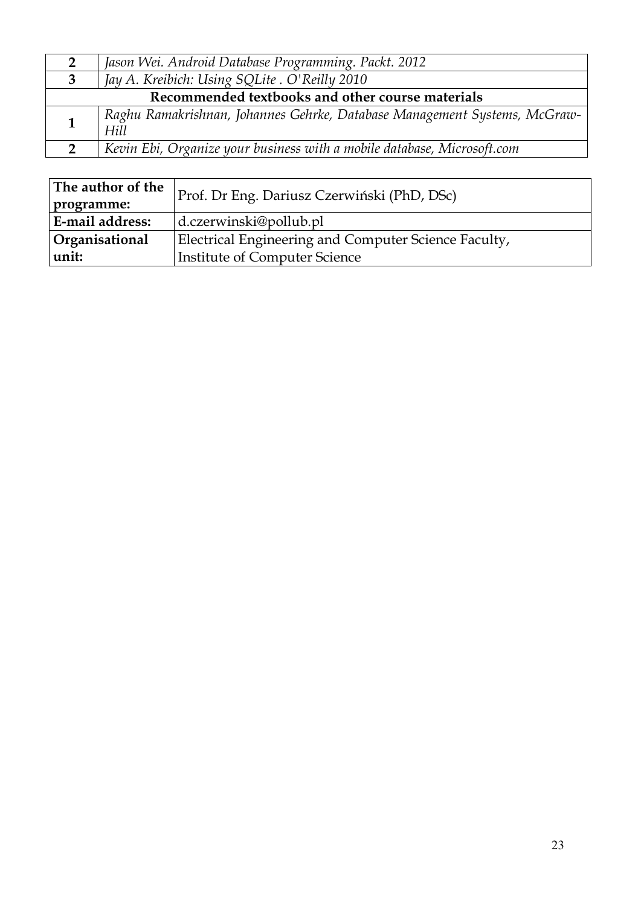| | |
|---|---|
| **2** | *Jason Wei. Android Database Programming. Packt. 2012* |
| **3** | *Jay A. Kreibich: Using SQLite . O'Reilly 2010* |
| **Recommended textbooks and other course materials** | |
| **1** | *Raghu Ramakrishnan, Johannes Gehrke, Database Management Systems, McGraw-Hill* |
| **2** | *Kevin Ebi, Organize your business with a mobile database, Microsoft.com* |

| | |
|---|---|
| **The author of the programme:** | Prof. Dr Eng. Dariusz Czerwiński (PhD, DSc) |
| **E-mail address:** | d.czerwinski@pollub.pl |
| **Organisational unit:** | Electrical Engineering and Computer Science Faculty, Institute of Computer Science |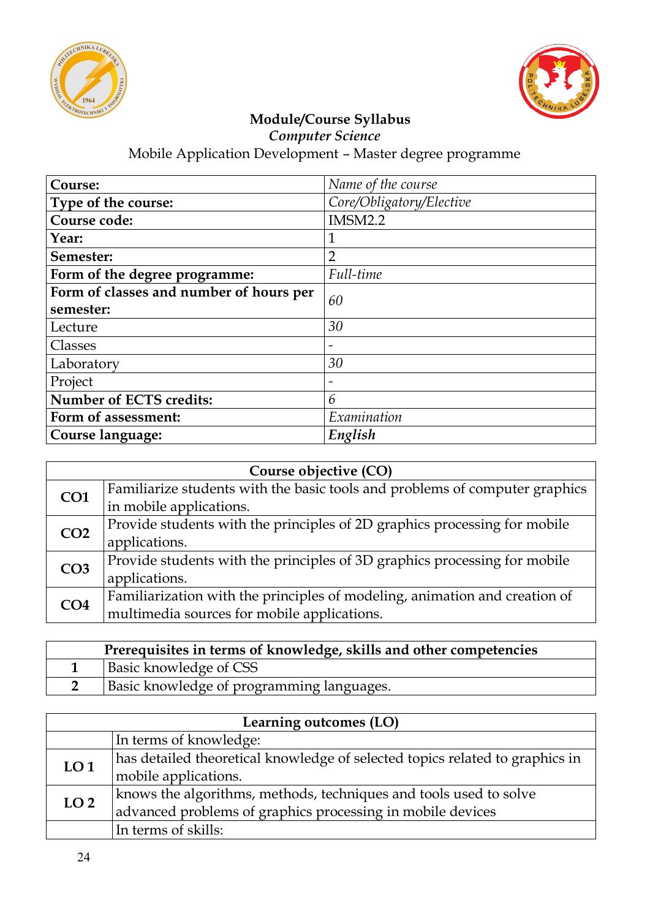**Module/Course Syllabus**
***Computer Science***
Mobile Application Development – Master degree programme

| **Course:** | *Name of the course* |
|---|---|
| **Type of the course:** | *Core/Obligatory/Elective* |
| **Course code:** | IMSM2.2 |
| **Year:** | 1 |
| **Semester:** | 2 |
| **Form of the degree programme:** | *Full-time* |
| **Form of classes and number of hours per semester:** | *60* |
| Lecture | *30* |
| Classes | - |
| Laboratory | *30* |
| Project | - |
| **Number of ECTS credits:** | *6* |
| **Form of assessment:** | *Examination* |
| **Course language:** | ***English*** |

| **Course objective (CO)** | |
|---|---|
| **CO1** | Familiarize students with the basic tools and problems of computer graphics in mobile applications. |
| **CO2** | Provide students with the principles of 2D graphics processing for mobile applications. |
| **CO3** | Provide students with the principles of 3D graphics processing for mobile applications. |
| **CO4** | Familiarization with the principles of modeling, animation and creation of multimedia sources for mobile applications. |

| **Prerequisites in terms of knowledge, skills and other competencies** | |
|---|---|
| **1** | Basic knowledge of CSS |
| **2** | Basic knowledge of programming languages. |

| **Learning outcomes (LO)** | |
|---|---|
| | In terms of knowledge: |
| **LO 1** | has detailed theoretical knowledge of selected topics related to graphics in mobile applications. |
| **LO 2** | knows the algorithms, methods, techniques and tools used to solve advanced problems of graphics processing in mobile devices |
| | In terms of skills: |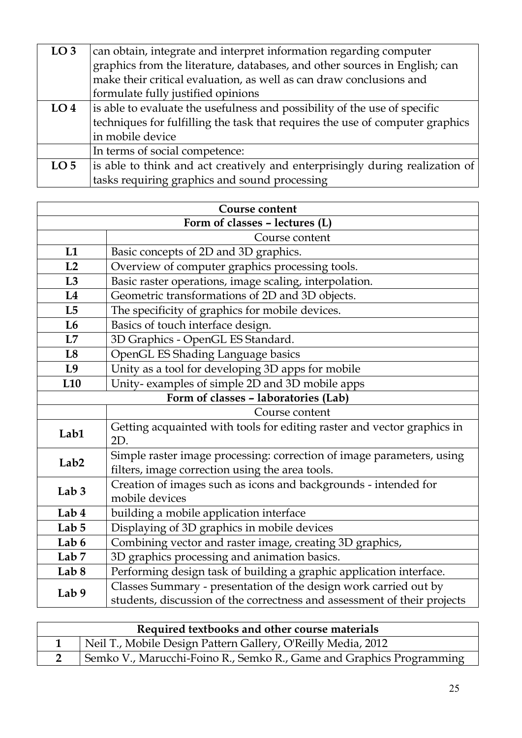| | |
|---|---|
| **LO 3** | can obtain, integrate and interpret information regarding computer graphics from the literature, databases, and other sources in English; can make their critical evaluation, as well as can draw conclusions and formulate fully justified opinions |
| **LO 4** | is able to evaluate the usefulness and possibility of the use of specific techniques for fulfilling the task that requires the use of computer graphics in mobile device |
| | In terms of social competence: |
| **LO 5** | is able to think and act creatively and enterprisingly during realization of tasks requiring graphics and sound processing |

| **Course content** | |
|---|---|
| **Form of classes – lectures (L)** | |
| | Course content |
| **L1** | Basic concepts of 2D and 3D graphics. |
| **L2** | Overview of computer graphics processing tools. |
| **L3** | Basic raster operations, image scaling, interpolation. |
| **L4** | Geometric transformations of 2D and 3D objects. |
| **L5** | The specificity of graphics for mobile devices. |
| **L6** | Basics of touch interface design. |
| **L7** | 3D Graphics - OpenGL ES Standard. |
| **L8** | OpenGL ES Shading Language basics |
| **L9** | Unity as a tool for developing 3D apps for mobile |
| **L10** | Unity- examples of simple 2D and 3D mobile apps |
| **Form of classes – laboratories (Lab)** | |
| | Course content |
| **Lab1** | Getting acquainted with tools for editing raster and vector graphics in 2D. |
| **Lab2** | Simple raster image processing: correction of image parameters, using filters, image correction using the area tools. |
| **Lab 3** | Creation of images such as icons and backgrounds - intended for mobile devices |
| **Lab 4** | building a mobile application interface |
| **Lab 5** | Displaying of 3D graphics in mobile devices |
| **Lab 6** | Combining vector and raster image, creating 3D graphics, |
| **Lab 7** | 3D graphics processing and animation basics. |
| **Lab 8** | Performing design task of building a graphic application interface. |
| **Lab 9** | Classes Summary - presentation of the design work carried out by students, discussion of the correctness and assessment of their projects |

| **Required textbooks and other course materials** | |
|---|---|
| **1** | Neil T., Mobile Design Pattern Gallery, O'Reilly Media, 2012 |
| **2** | Semko V., Marucchi-Foino R., Semko R., Game and Graphics Programming |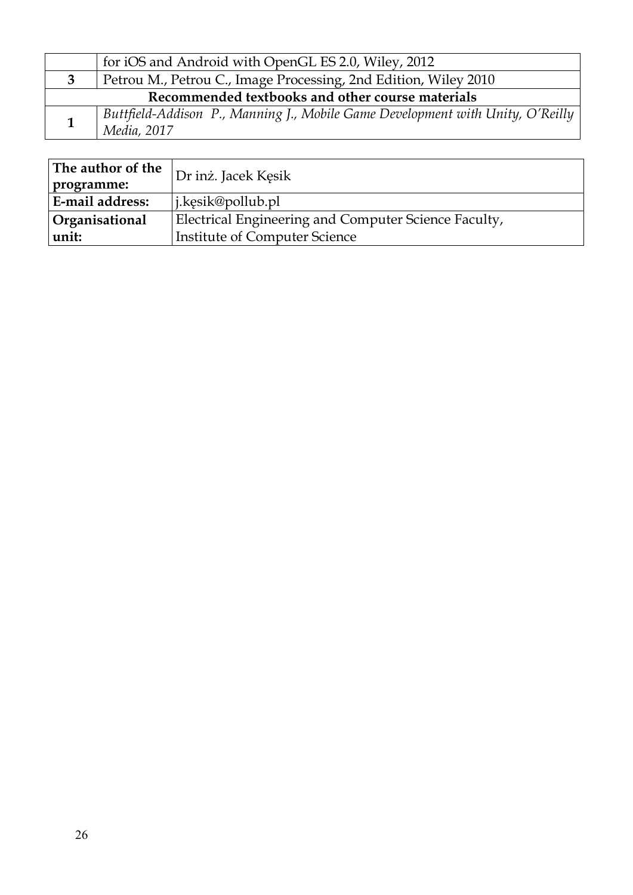|   |   |
|---|---|
|   | for iOS and Android with OpenGL ES 2.0, Wiley, 2012 |
| **3** | Petrou M., Petrou C., Image Processing, 2nd Edition, Wiley 2010 |
| **Recommended textbooks and other course materials** | |
| **1** | *Buttfield-Addison P., Manning J., Mobile Game Development with Unity, O'Reilly Media, 2017* |

|   |   |
|---|---|
| **The author of the programme:** | Dr inż. Jacek Kęsik |
| **E-mail address:** | j.kęsik@pollub.pl |
| **Organisational unit:** | Electrical Engineering and Computer Science Faculty, Institute of Computer Science |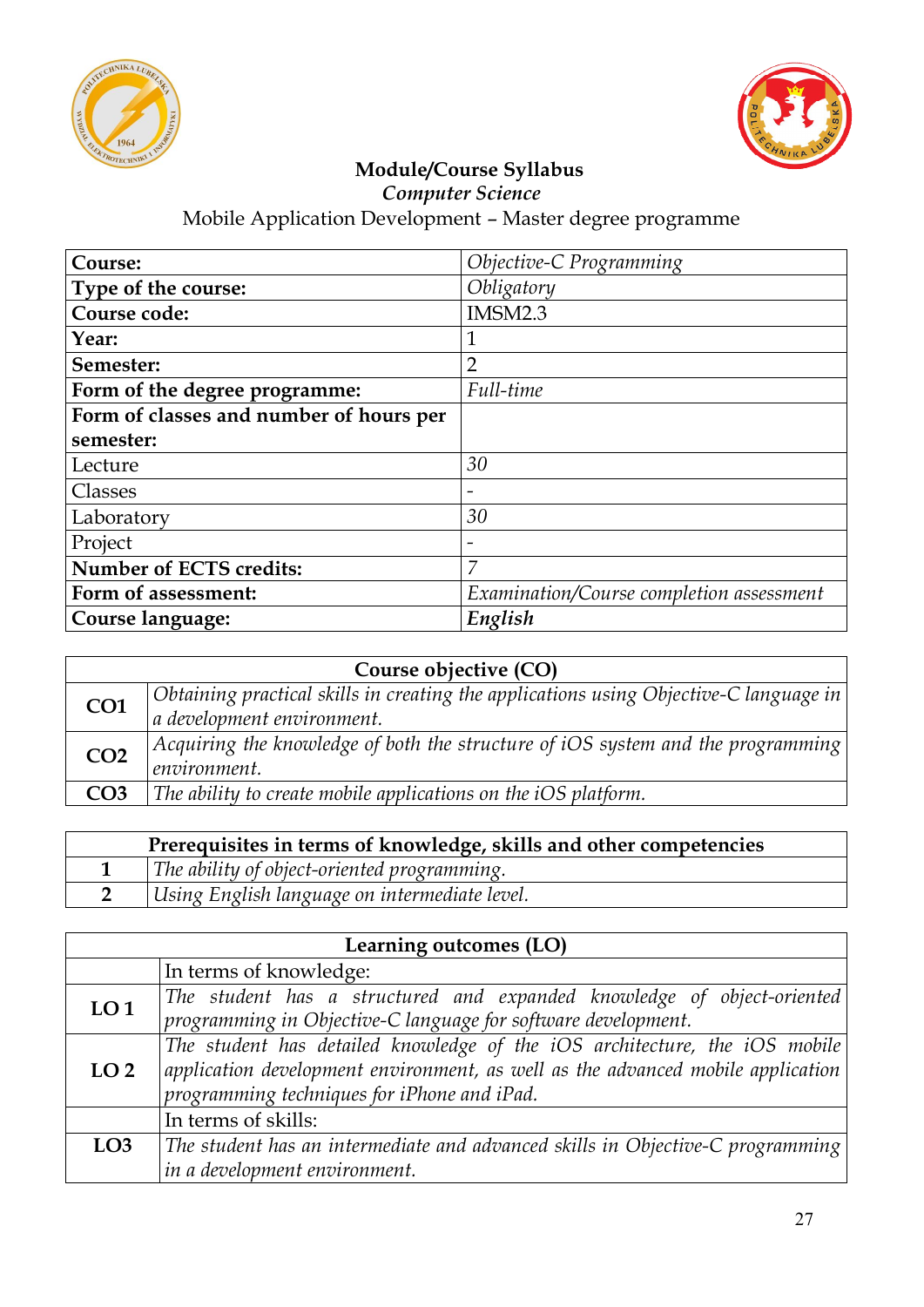# Module/Course Syllabus

*Computer Science*

Mobile Application Development – Master degree programme

| **Course:** | *Objective-C Programming* |
|---|---|
| **Type of the course:** | *Obligatory* |
| **Course code:** | IMSM2.3 |
| **Year:** | 1 |
| **Semester:** | 2 |
| **Form of the degree programme:** | *Full-time* |
| **Form of classes and number of hours per semester:** | |
| Lecture | *30* |
| Classes | - |
| Laboratory | *30* |
| Project | - |
| **Number of ECTS credits:** | *7* |
| **Form of assessment:** | *Examination/Course completion assessment* |
| **Course language:** | ***English*** |

| **Course objective (CO)** | |
|---|---|
| **CO1** | *Obtaining practical skills in creating the applications using Objective-C language in a development environment.* |
| **CO2** | *Acquiring the knowledge of both the structure of iOS system and the programming environment.* |
| **CO3** | *The ability to create mobile applications on the iOS platform.* |

| **Prerequisites in terms of knowledge, skills and other competencies** | |
|---|---|
| **1** | *The ability of object-oriented programming.* |
| **2** | *Using English language on intermediate level.* |

| **Learning outcomes (LO)** | |
|---|---|
| | In terms of knowledge: |
| **LO 1** | *The student has a structured and expanded knowledge of object-oriented programming in Objective-C language for software development.* |
| **LO 2** | *The student has detailed knowledge of the iOS architecture, the iOS mobile application development environment, as well as the advanced mobile application programming techniques for iPhone and iPad.* |
| | In terms of skills: |
| **LO3** | *The student has an intermediate and advanced skills in Objective-C programming in a development environment.* |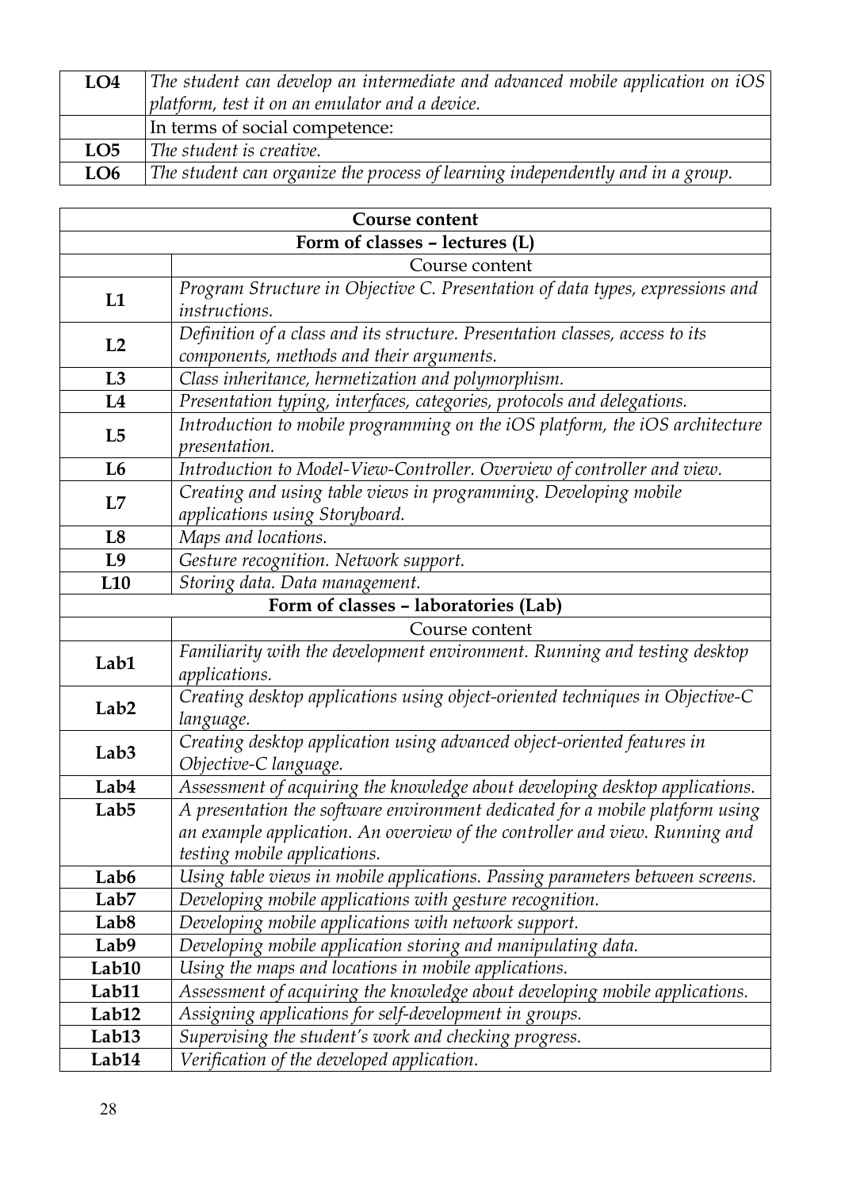| | |
|---|---|
| **LO4** | *The student can develop an intermediate and advanced mobile application on iOS platform, test it on an emulator and a device.* |
| | In terms of social competence: |
| **LO5** | *The student is creative.* |
| **LO6** | *The student can organize the process of learning independently and in a group.* |

| **Course content** | |
|---|---|
| **Form of classes – lectures (L)** | |
| | Course content |
| **L1** | *Program Structure in Objective C. Presentation of data types, expressions and instructions.* |
| **L2** | *Definition of a class and its structure. Presentation classes, access to its components, methods and their arguments.* |
| **L3** | *Class inheritance, hermetization and polymorphism.* |
| **L4** | *Presentation typing, interfaces, categories, protocols and delegations.* |
| **L5** | *Introduction to mobile programming on the iOS platform, the iOS architecture presentation.* |
| **L6** | *Introduction to Model-View-Controller. Overview of controller and view.* |
| **L7** | *Creating and using table views in programming. Developing mobile applications using Storyboard.* |
| **L8** | *Maps and locations.* |
| **L9** | *Gesture recognition. Network support.* |
| **L10** | *Storing data. Data management.* |
| **Form of classes – laboratories (Lab)** | |
| | Course content |
| **Lab1** | *Familiarity with the development environment. Running and testing desktop applications.* |
| **Lab2** | *Creating desktop applications using object-oriented techniques in Objective-C language.* |
| **Lab3** | *Creating desktop application using advanced object-oriented features in Objective-C language.* |
| **Lab4** | *Assessment of acquiring the knowledge about developing desktop applications.* |
| **Lab5** | *A presentation the software environment dedicated for a mobile platform using an example application. An overview of the controller and view. Running and testing mobile applications.* |
| **Lab6** | *Using table views in mobile applications. Passing parameters between screens.* |
| **Lab7** | *Developing mobile applications with gesture recognition.* |
| **Lab8** | *Developing mobile applications with network support.* |
| **Lab9** | *Developing mobile application storing and manipulating data.* |
| **Lab10** | *Using the maps and locations in mobile applications.* |
| **Lab11** | *Assessment of acquiring the knowledge about developing mobile applications.* |
| **Lab12** | *Assigning applications for self-development in groups.* |
| **Lab13** | *Supervising the student's work and checking progress.* |
| **Lab14** | *Verification of the developed application.* |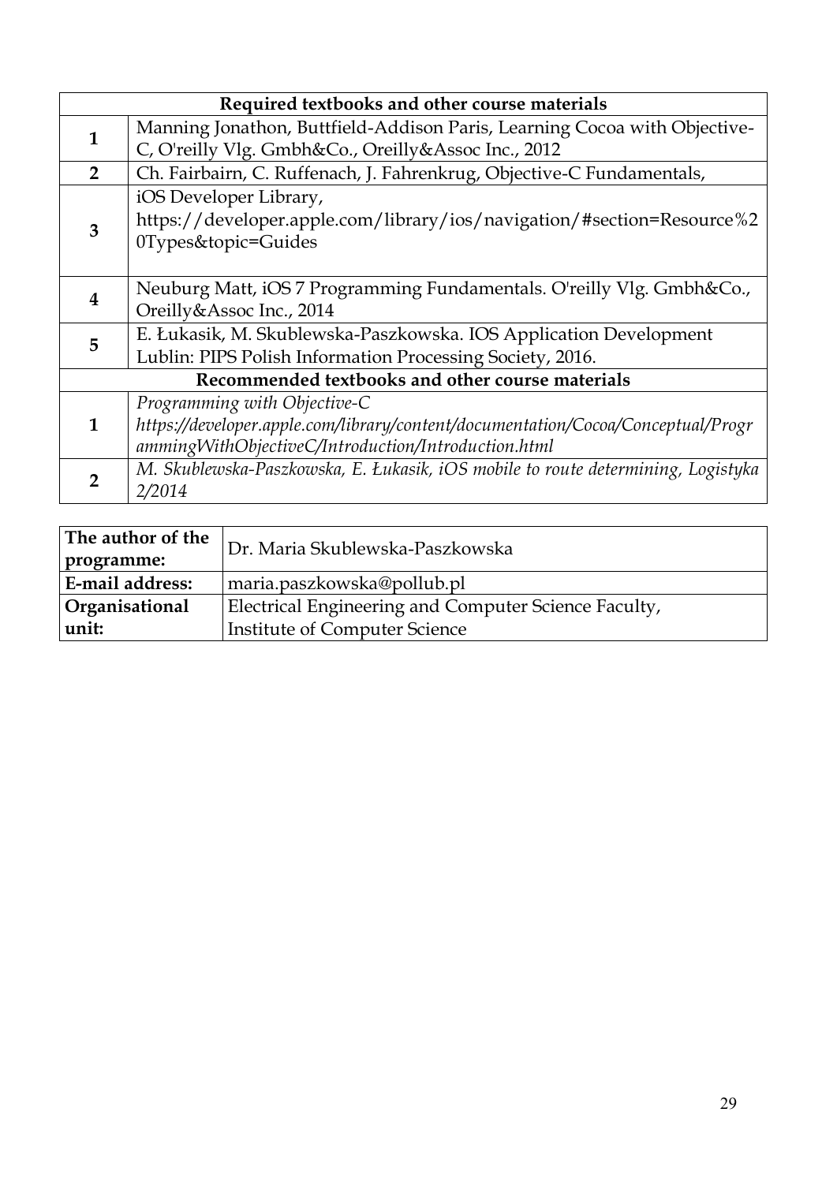| Required textbooks and other course materials | |
|---|---|
| 1 | Manning Jonathon, Buttfield-Addison Paris, Learning Cocoa with Objective-C, O'reilly Vlg. Gmbh&Co., Oreilly&Assoc Inc., 2012 |
| 2 | Ch. Fairbairn, C. Ruffenach, J. Fahrenkrug, Objective-C Fundamentals, |
| 3 | iOS Developer Library, https://developer.apple.com/library/ios/navigation/#section=Resource%20Types&topic=Guides |
| 4 | Neuburg Matt, iOS 7 Programming Fundamentals. O'reilly Vlg. Gmbh&Co., Oreilly&Assoc Inc., 2014 |
| 5 | E. Łukasik, M. Skublewska-Paszkowska. IOS Application Development Lublin: PIPS Polish Information Processing Society, 2016. |
| **Recommended textbooks and other course materials** | |
| 1 | *Programming with Objective-C https://developer.apple.com/library/content/documentation/Cocoa/Conceptual/ProgrammingWithObjectiveC/Introduction/Introduction.html* |
| 2 | *M. Skublewska-Paszkowska, E. Łukasik, iOS mobile to route determining, Logistyka 2/2014* |

| **The author of the programme:** | Dr. Maria Skublewska-Paszkowska |
|---|---|
| **E-mail address:** | maria.paszkowska@pollub.pl |
| **Organisational unit:** | Electrical Engineering and Computer Science Faculty, Institute of Computer Science |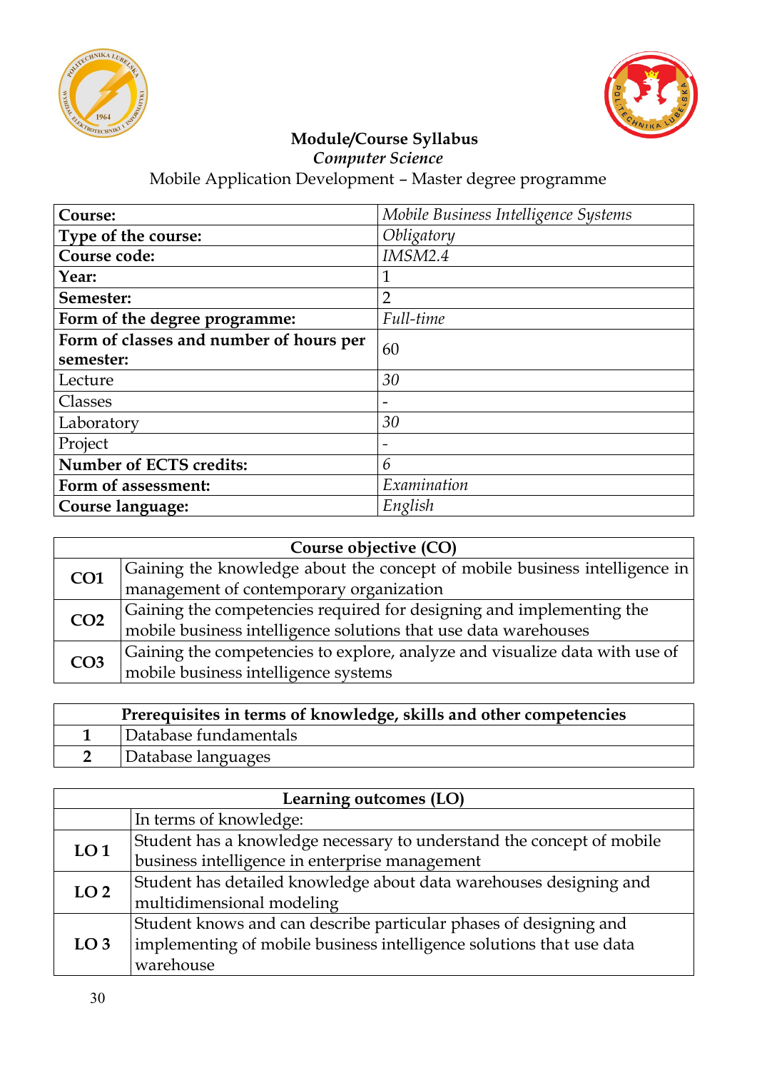**Module/Course Syllabus**

*Computer Science*

Mobile Application Development – Master degree programme

| **Course:** | *Mobile Business Intelligence Systems* |
|---|---|
| **Type of the course:** | *Obligatory* |
| **Course code:** | *IMSM2.4* |
| **Year:** | 1 |
| **Semester:** | 2 |
| **Form of the degree programme:** | *Full-time* |
| **Form of classes and number of hours per semester:** | 60 |
| Lecture | *30* |
| Classes | - |
| Laboratory | *30* |
| Project | - |
| **Number of ECTS credits:** | *6* |
| **Form of assessment:** | *Examination* |
| **Course language:** | *English* |

| **Course objective (CO)** | |
|---|---|
| **CO1** | Gaining the knowledge about the concept of mobile business intelligence in management of contemporary organization |
| **CO2** | Gaining the competencies required for designing and implementing the mobile business intelligence solutions that use data warehouses |
| **CO3** | Gaining the competencies to explore, analyze and visualize data with use of mobile business intelligence systems |

| **Prerequisites in terms of knowledge, skills and other competencies** | |
|---|---|
| **1** | Database fundamentals |
| **2** | Database languages |

| **Learning outcomes (LO)** | |
|---|---|
| | In terms of knowledge: |
| **LO 1** | Student has a knowledge necessary to understand the concept of mobile business intelligence in enterprise management |
| **LO 2** | Student has detailed knowledge about data warehouses designing and multidimensional modeling |
| **LO 3** | Student knows and can describe particular phases of designing and implementing of mobile business intelligence solutions that use data warehouse |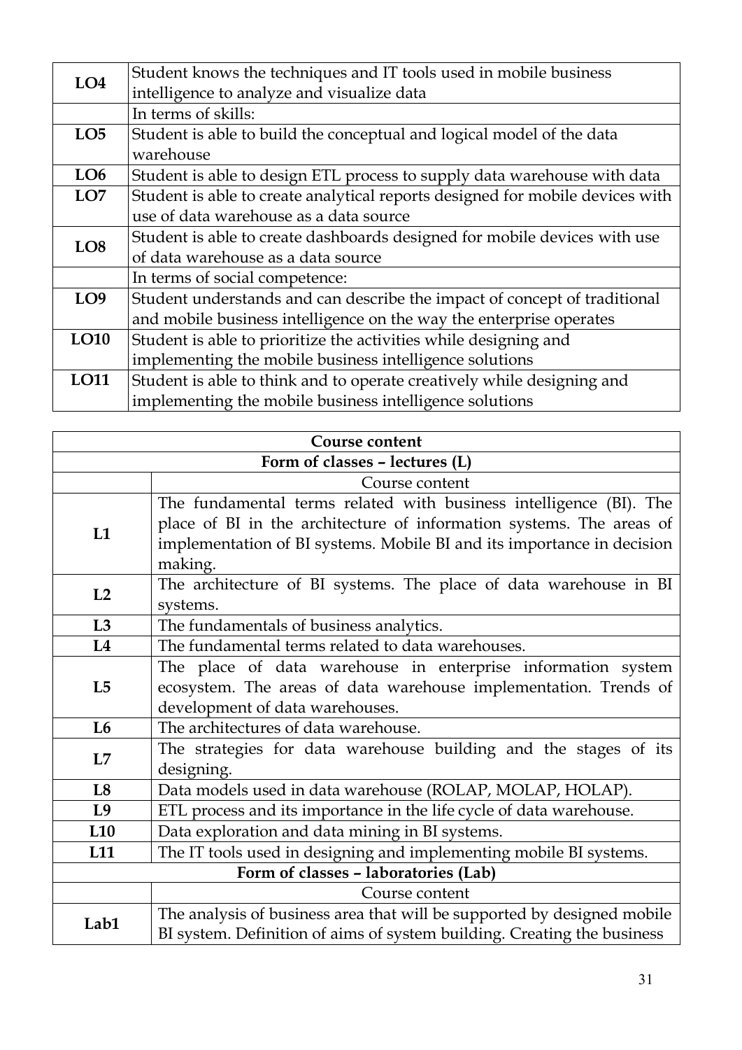| | |
|---|---|
| **LO4** | Student knows the techniques and IT tools used in mobile business intelligence to analyze and visualize data |
| | In terms of skills: |
| **LO5** | Student is able to build the conceptual and logical model of the data warehouse |
| **LO6** | Student is able to design ETL process to supply data warehouse with data |
| **LO7** | Student is able to create analytical reports designed for mobile devices with use of data warehouse as a data source |
| **LO8** | Student is able to create dashboards designed for mobile devices with use of data warehouse as a data source |
| | In terms of social competence: |
| **LO9** | Student understands and can describe the impact of concept of traditional and mobile business intelligence on the way the enterprise operates |
| **LO10** | Student is able to prioritize the activities while designing and implementing the mobile business intelligence solutions |
| **LO11** | Student is able to think and to operate creatively while designing and implementing the mobile business intelligence solutions |

| **Course content** | |
|---|---|
| **Form of classes – lectures (L)** | |
| | Course content |
| **L1** | The fundamental terms related with business intelligence (BI). The place of BI in the architecture of information systems. The areas of implementation of BI systems. Mobile BI and its importance in decision making. |
| **L2** | The architecture of BI systems. The place of data warehouse in BI systems. |
| **L3** | The fundamentals of business analytics. |
| **L4** | The fundamental terms related to data warehouses. |
| **L5** | The place of data warehouse in enterprise information system ecosystem. The areas of data warehouse implementation. Trends of development of data warehouses. |
| **L6** | The architectures of data warehouse. |
| **L7** | The strategies for data warehouse building and the stages of its designing. |
| **L8** | Data models used in data warehouse (ROLAP, MOLAP, HOLAP). |
| **L9** | ETL process and its importance in the life cycle of data warehouse. |
| **L10** | Data exploration and data mining in BI systems. |
| **L11** | The IT tools used in designing and implementing mobile BI systems. |
| **Form of classes – laboratories (Lab)** | |
| | Course content |
| **Lab1** | The analysis of business area that will be supported by designed mobile BI system. Definition of aims of system building. Creating the business |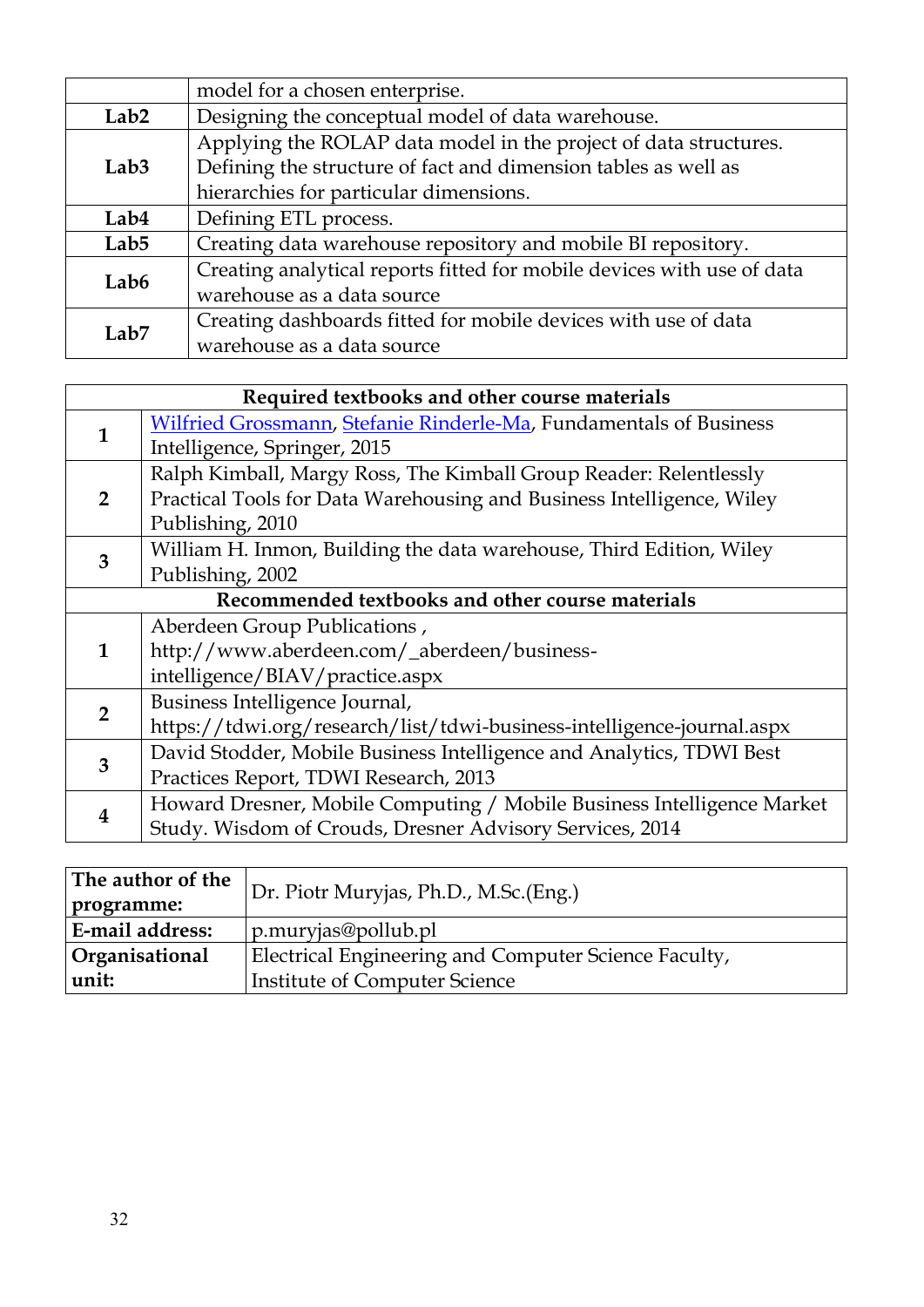| | |
|---|---|
| | model for a chosen enterprise. |
| **Lab2** | Designing the conceptual model of data warehouse. |
| **Lab3** | Applying the ROLAP data model in the project of data structures. Defining the structure of fact and dimension tables as well as hierarchies for particular dimensions. |
| **Lab4** | Defining ETL process. |
| **Lab5** | Creating data warehouse repository and mobile BI repository. |
| **Lab6** | Creating analytical reports fitted for mobile devices with use of data warehouse as a data source |
| **Lab7** | Creating dashboards fitted for mobile devices with use of data warehouse as a data source |

| **Required textbooks and other course materials** | |
|---|---|
| **1** | Wilfried Grossmann, Stefanie Rinderle-Ma, Fundamentals of Business Intelligence, Springer, 2015 |
| **2** | Ralph Kimball, Margy Ross, The Kimball Group Reader: Relentlessly Practical Tools for Data Warehousing and Business Intelligence, Wiley Publishing, 2010 |
| **3** | William H. Inmon, Building the data warehouse, Third Edition, Wiley Publishing, 2002 |
| **Recommended textbooks and other course materials** | |
| **1** | Aberdeen Group Publications , http://www.aberdeen.com/_aberdeen/business-intelligence/BIAV/practice.aspx |
| **2** | Business Intelligence Journal, https://tdwi.org/research/list/tdwi-business-intelligence-journal.aspx |
| **3** | David Stodder, Mobile Business Intelligence and Analytics, TDWI Best Practices Report, TDWI Research, 2013 |
| **4** | Howard Dresner, Mobile Computing / Mobile Business Intelligence Market Study. Wisdom of Crouds, Dresner Advisory Services, 2014 |

| | |
|---|---|
| **The author of the programme:** | Dr. Piotr Muryjas, Ph.D., M.Sc.(Eng.) |
| **E-mail address:** | p.muryjas@pollub.pl |
| **Organisational unit:** | Electrical Engineering and Computer Science Faculty, Institute of Computer Science |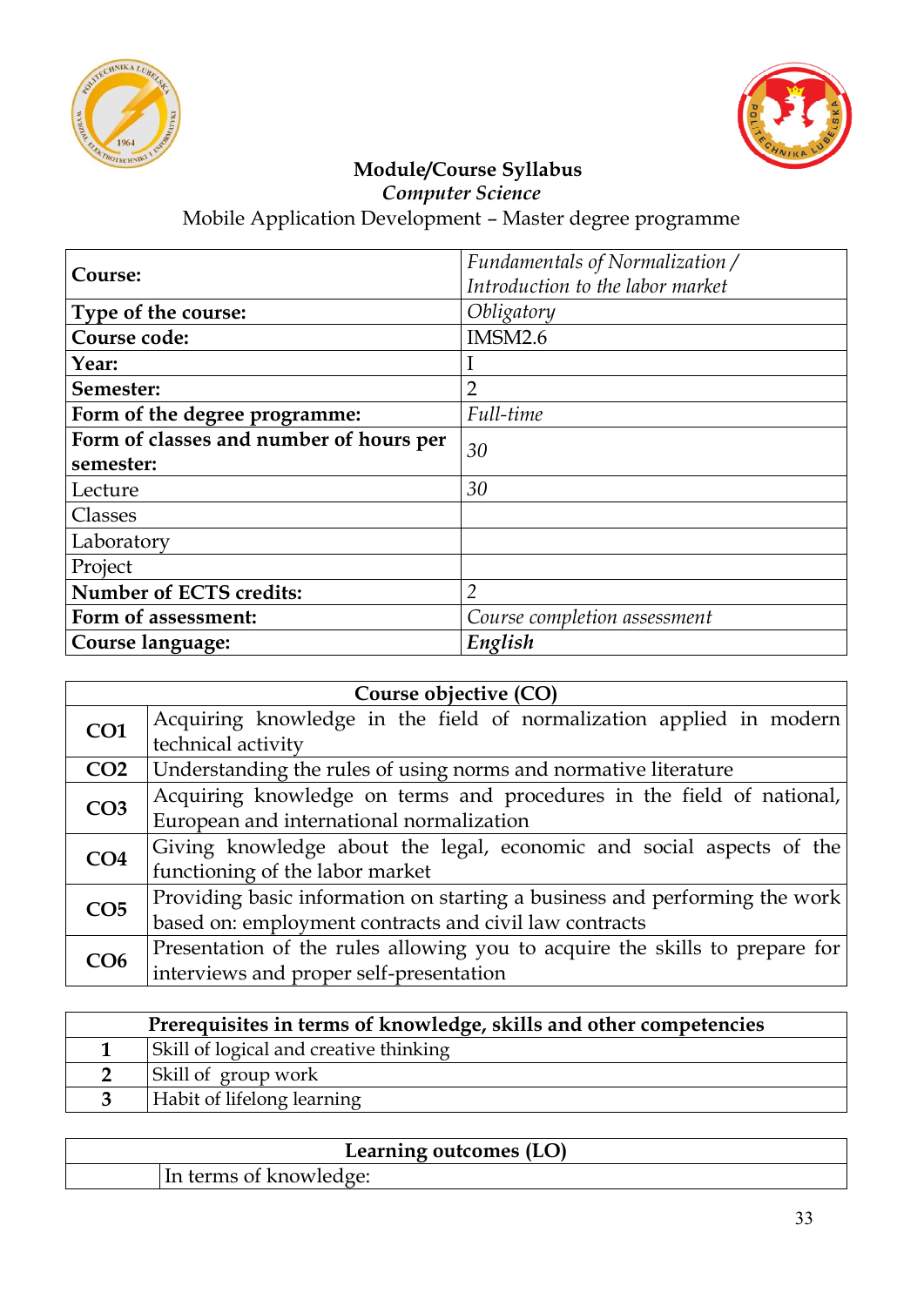**Module/Course Syllabus**

*Computer Science*

Mobile Application Development – Master degree programme

| **Course:** | *Fundamentals of Normalization / Introduction to the labor market* |
|---|---|
| **Type of the course:** | *Obligatory* |
| **Course code:** | IMSM2.6 |
| **Year:** | I |
| **Semester:** | 2 |
| **Form of the degree programme:** | *Full-time* |
| **Form of classes and number of hours per semester:** | *30* |
| Lecture | *30* |
| Classes | |
| Laboratory | |
| Project | |
| **Number of ECTS credits:** | *2* |
| **Form of assessment:** | *Course completion assessment* |
| **Course language:** | ***English*** |

| **Course objective (CO)** | |
|---|---|
| **CO1** | Acquiring knowledge in the field of normalization applied in modern technical activity |
| **CO2** | Understanding the rules of using norms and normative literature |
| **CO3** | Acquiring knowledge on terms and procedures in the field of national, European and international normalization |
| **CO4** | Giving knowledge about the legal, economic and social aspects of the functioning of the labor market |
| **CO5** | Providing basic information on starting a business and performing the work based on: employment contracts and civil law contracts |
| **CO6** | Presentation of the rules allowing you to acquire the skills to prepare for interviews and proper self-presentation |

| **Prerequisites in terms of knowledge, skills and other competencies** | |
|---|---|
| **1** | Skill of logical and creative thinking |
| **2** | Skill of group work |
| **3** | Habit of lifelong learning |

| **Learning outcomes (LO)** | |
|---|---|
| | In terms of knowledge: |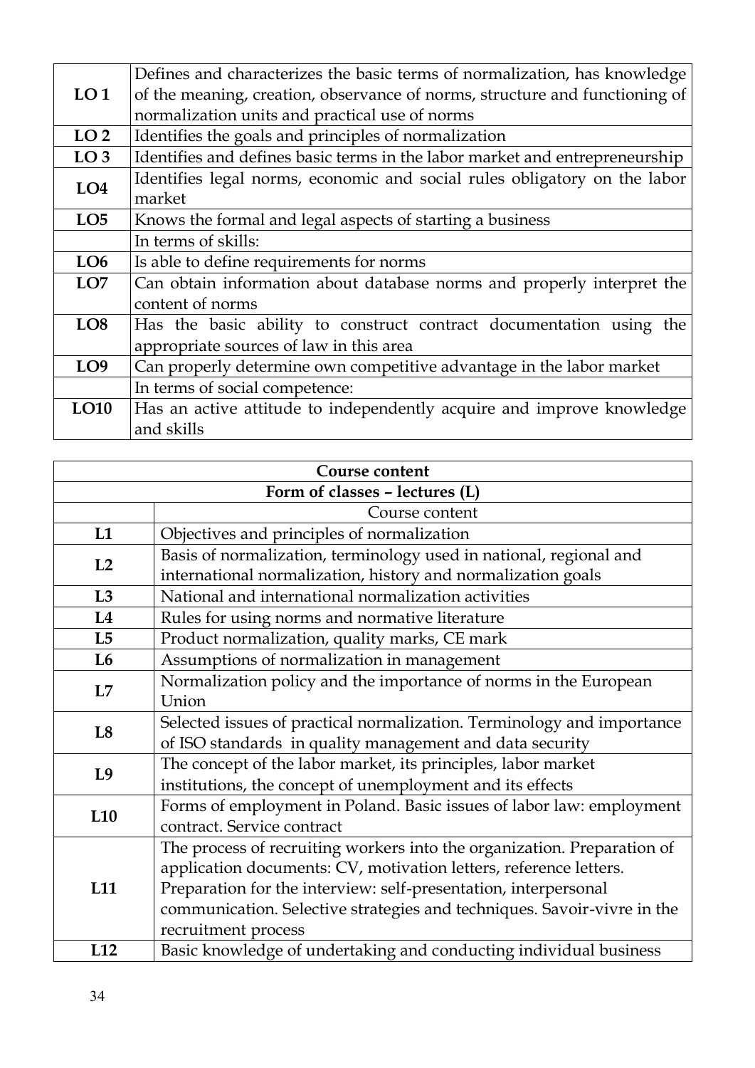| | |
|---|---|
| **LO 1** | Defines and characterizes the basic terms of normalization, has knowledge of the meaning, creation, observance of norms, structure and functioning of normalization units and practical use of norms |
| **LO 2** | Identifies the goals and principles of normalization |
| **LO 3** | Identifies and defines basic terms in the labor market and entrepreneurship |
| **LO4** | Identifies legal norms, economic and social rules obligatory on the labor market |
| **LO5** | Knows the formal and legal aspects of starting a business |
| | In terms of skills: |
| **LO6** | Is able to define requirements for norms |
| **LO7** | Can obtain information about database norms and properly interpret the content of norms |
| **LO8** | Has the basic ability to construct contract documentation using the appropriate sources of law in this area |
| **LO9** | Can properly determine own competitive advantage in the labor market |
| | In terms of social competence: |
| **LO10** | Has an active attitude to independently acquire and improve knowledge and skills |

| **Course content** | |
|---|---|
| **Form of classes – lectures (L)** | |
| | Course content |
| **L1** | Objectives and principles of normalization |
| **L2** | Basis of normalization, terminology used in national, regional and international normalization, history and normalization goals |
| **L3** | National and international normalization activities |
| **L4** | Rules for using norms and normative literature |
| **L5** | Product normalization, quality marks, CE mark |
| **L6** | Assumptions of normalization in management |
| **L7** | Normalization policy and the importance of norms in the European Union |
| **L8** | Selected issues of practical normalization. Terminology and importance of ISO standards in quality management and data security |
| **L9** | The concept of the labor market, its principles, labor market institutions, the concept of unemployment and its effects |
| **L10** | Forms of employment in Poland. Basic issues of labor law: employment contract. Service contract |
| **L11** | The process of recruiting workers into the organization. Preparation of application documents: CV, motivation letters, reference letters. Preparation for the interview: self-presentation, interpersonal communication. Selective strategies and techniques. Savoir-vivre in the recruitment process |
| **L12** | Basic knowledge of undertaking and conducting individual business |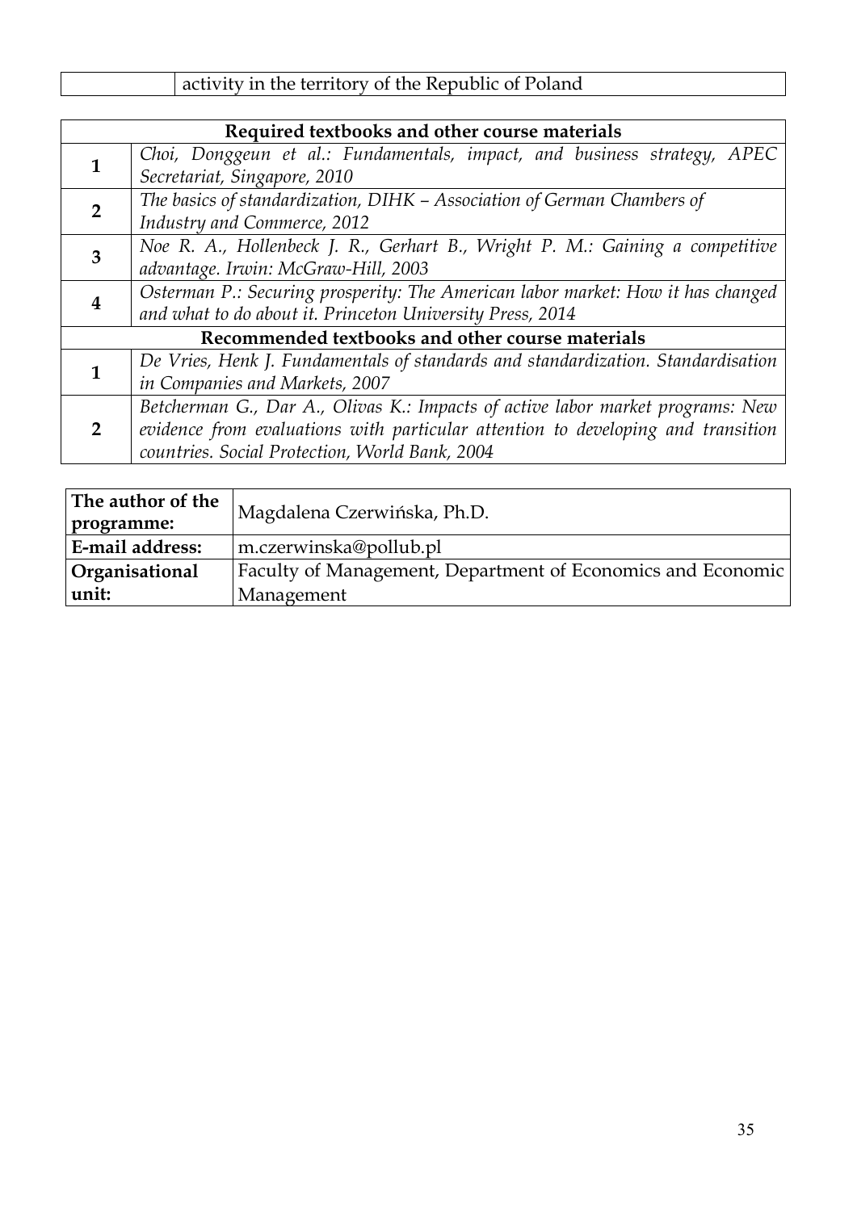| | activity in the territory of the Republic of Poland |
|---|---|

| **Required textbooks and other course materials** | |
|---|---|
| **1** | *Choi, Donggeun et al.: Fundamentals, impact, and business strategy, APEC Secretariat, Singapore, 2010* |
| **2** | *The basics of standardization, DIHK – Association of German Chambers of Industry and Commerce, 2012* |
| **3** | *Noe R. A., Hollenbeck J. R., Gerhart B., Wright P. M.: Gaining a competitive advantage. Irwin: McGraw-Hill, 2003* |
| **4** | *Osterman P.: Securing prosperity: The American labor market: How it has changed and what to do about it. Princeton University Press, 2014* |
| **Recommended textbooks and other course materials** | |
| **1** | *De Vries, Henk J. Fundamentals of standards and standardization. Standardisation in Companies and Markets, 2007* |
| **2** | *Betcherman G., Dar A., Olivas K.: Impacts of active labor market programs: New evidence from evaluations with particular attention to developing and transition countries. Social Protection, World Bank, 2004* |

| **The author of the programme:** | Magdalena Czerwińska, Ph.D. |
|---|---|
| **E-mail address:** | m.czerwinska@pollub.pl |
| **Organisational unit:** | Faculty of Management, Department of Economics and Economic Management |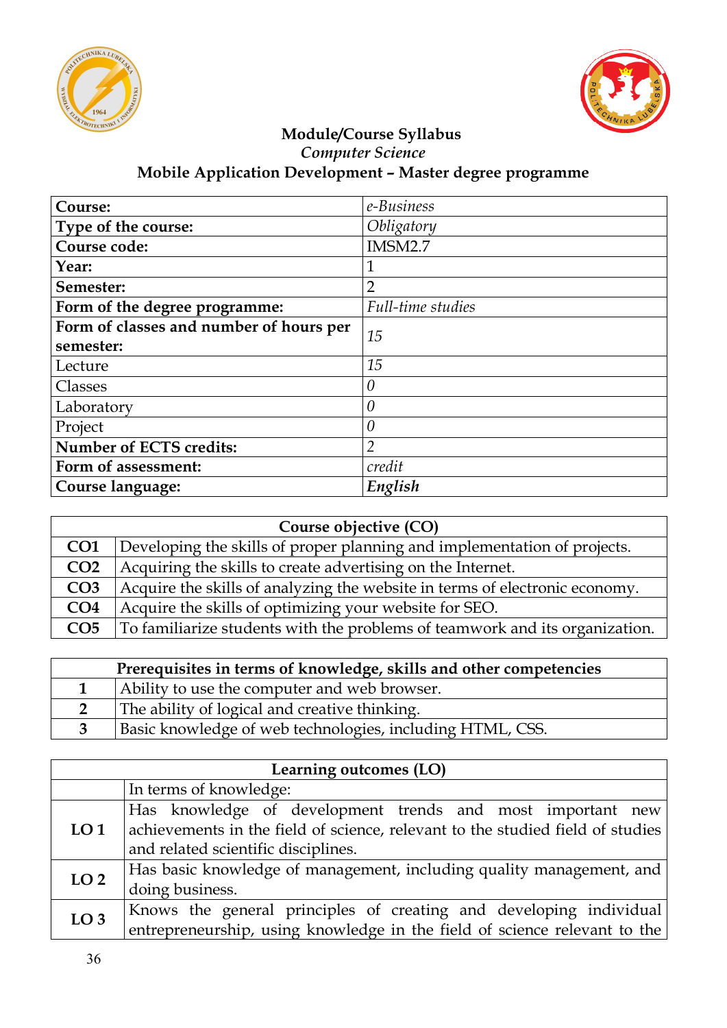**Module/Course Syllabus**

*Computer Science*

**Mobile Application Development – Master degree programme**

| **Course:** | *e-Business* |
|---|---|
| **Type of the course:** | *Obligatory* |
| **Course code:** | IMSM2.7 |
| **Year:** | 1 |
| **Semester:** | 2 |
| **Form of the degree programme:** | *Full-time studies* |
| **Form of classes and number of hours per semester:** | *15* |
| Lecture | *15* |
| Classes | *0* |
| Laboratory | *0* |
| Project | *0* |
| **Number of ECTS credits:** | *2* |
| **Form of assessment:** | *credit* |
| **Course language:** | ***English*** |

| **Course objective (CO)** | |
|---|---|
| **CO1** | Developing the skills of proper planning and implementation of projects. |
| **CO2** | Acquiring the skills to create advertising on the Internet. |
| **CO3** | Acquire the skills of analyzing the website in terms of electronic economy. |
| **CO4** | Acquire the skills of optimizing your website for SEO. |
| **CO5** | To familiarize students with the problems of teamwork and its organization. |

| **Prerequisites in terms of knowledge, skills and other competencies** | |
|---|---|
| **1** | Ability to use the computer and web browser. |
| **2** | The ability of logical and creative thinking. |
| **3** | Basic knowledge of web technologies, including HTML, CSS. |

| **Learning outcomes (LO)** | |
|---|---|
| | In terms of knowledge: |
| **LO 1** | Has knowledge of development trends and most important new achievements in the field of science, relevant to the studied field of studies and related scientific disciplines. |
| **LO 2** | Has basic knowledge of management, including quality management, and doing business. |
| **LO 3** | Knows the general principles of creating and developing individual entrepreneurship, using knowledge in the field of science relevant to the |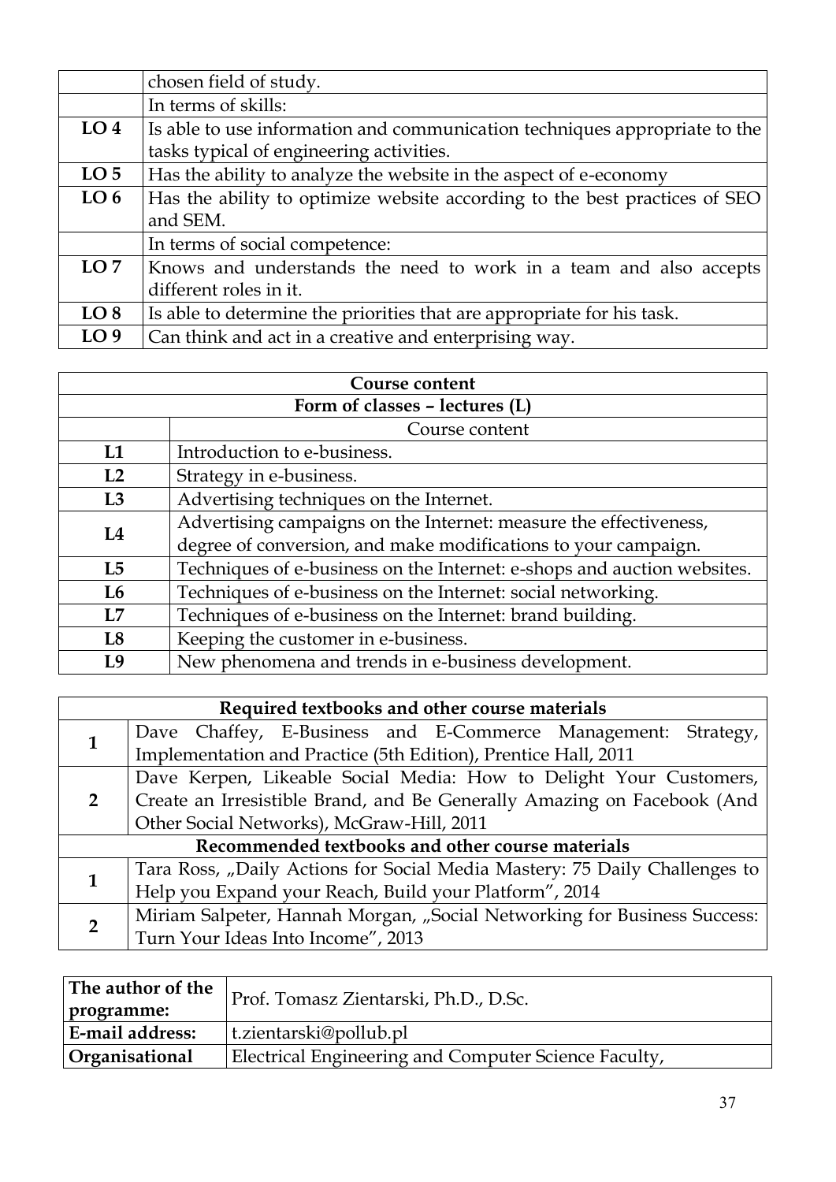|  | chosen field of study. |
| --- | --- |
|  | In terms of skills: |
| **LO 4** | Is able to use information and communication techniques appropriate to the tasks typical of engineering activities. |
| **LO 5** | Has the ability to analyze the website in the aspect of e-economy |
| **LO 6** | Has the ability to optimize website according to the best practices of SEO and SEM. |
|  | In terms of social competence: |
| **LO 7** | Knows and understands the need to work in a team and also accepts different roles in it. |
| **LO 8** | Is able to determine the priorities that are appropriate for his task. |
| **LO 9** | Can think and act in a creative and enterprising way. |

| **Course content** | |
| --- | --- |
| **Form of classes – lectures (L)** | |
|  | Course content |
| **L1** | Introduction to e-business. |
| **L2** | Strategy in e-business. |
| **L3** | Advertising techniques on the Internet. |
| **L4** | Advertising campaigns on the Internet: measure the effectiveness, degree of conversion, and make modifications to your campaign. |
| **L5** | Techniques of e-business on the Internet: e-shops and auction websites. |
| **L6** | Techniques of e-business on the Internet: social networking. |
| **L7** | Techniques of e-business on the Internet: brand building. |
| **L8** | Keeping the customer in e-business. |
| **L9** | New phenomena and trends in e-business development. |

| **Required textbooks and other course materials** | |
| --- | --- |
| **1** | Dave Chaffey, E-Business and E-Commerce Management: Strategy, Implementation and Practice (5th Edition), Prentice Hall, 2011 |
| **2** | Dave Kerpen, Likeable Social Media: How to Delight Your Customers, Create an Irresistible Brand, and Be Generally Amazing on Facebook (And Other Social Networks), McGraw-Hill, 2011 |
| **Recommended textbooks and other course materials** | |
| **1** | Tara Ross, „Daily Actions for Social Media Mastery: 75 Daily Challenges to Help you Expand your Reach, Build your Platform", 2014 |
| **2** | Miriam Salpeter, Hannah Morgan, „Social Networking for Business Success: Turn Your Ideas Into Income", 2013 |

| **The author of the programme:** | Prof. Tomasz Zientarski, Ph.D., D.Sc. |
| --- | --- |
| **E-mail address:** | t.zientarski@pollub.pl |
| **Organisational** | Electrical Engineering and Computer Science Faculty, |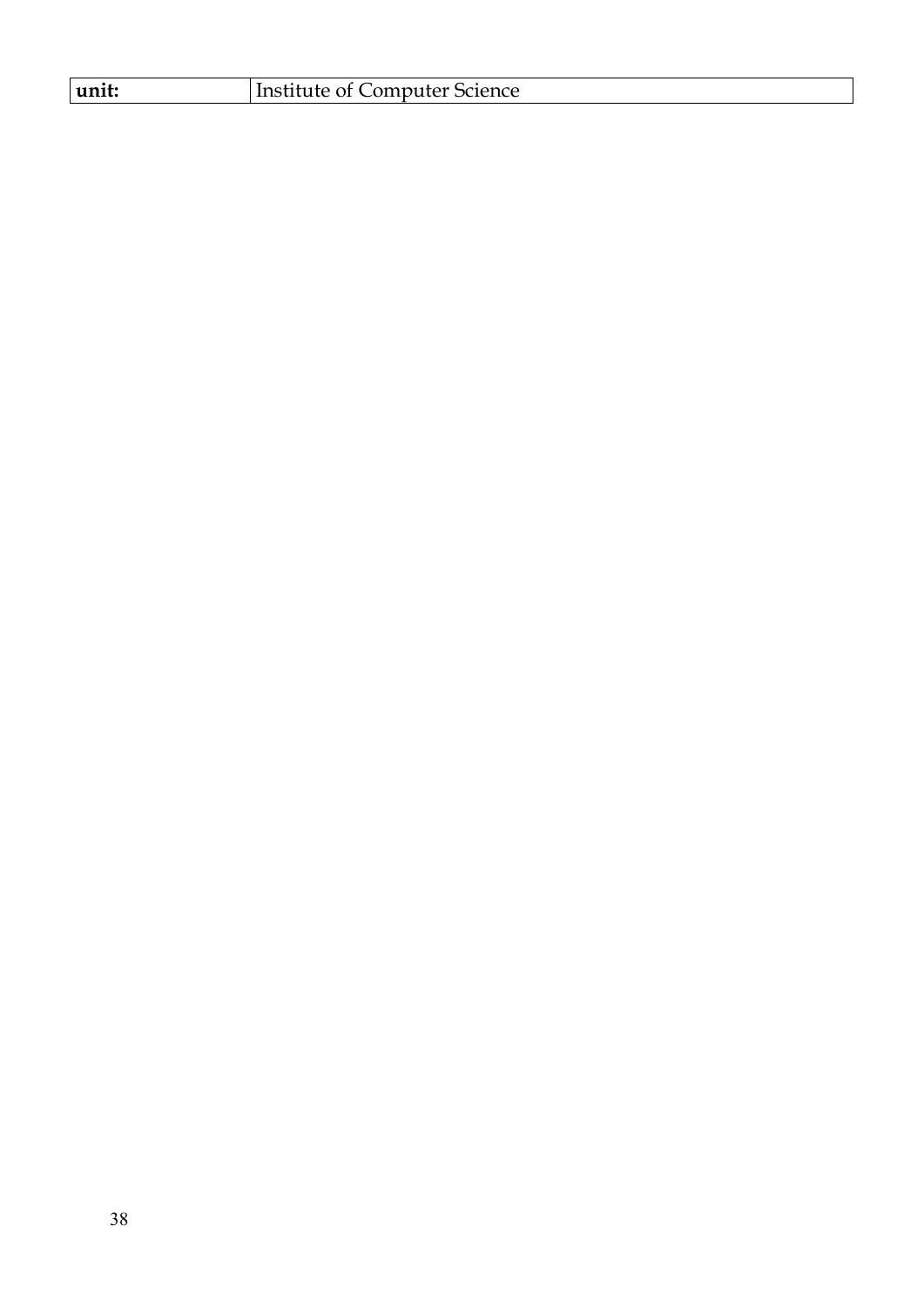| unit: | Institute of Computer Science |
| --- | --- |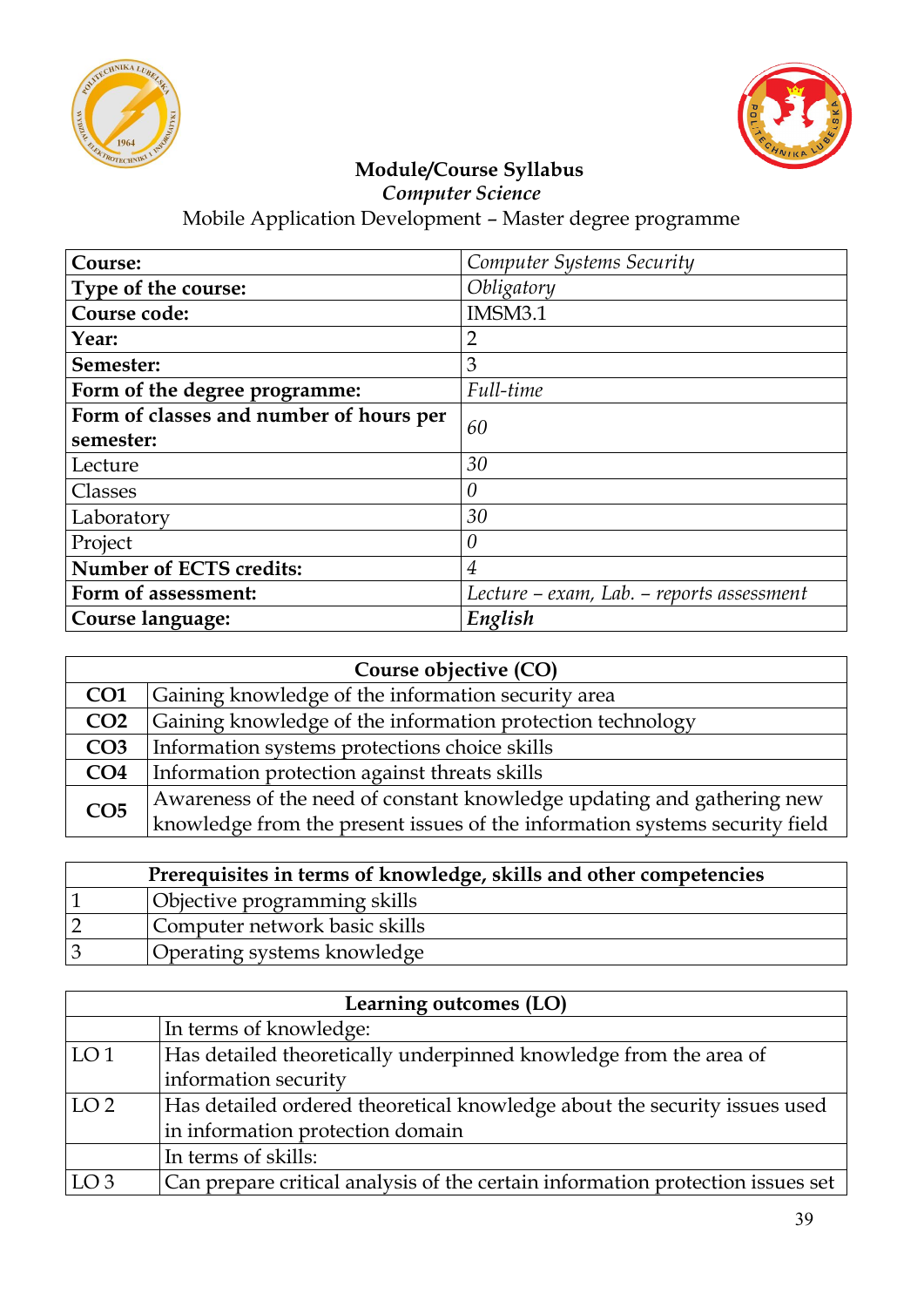# Module/Course Syllabus

*Computer Science*

Mobile Application Development – Master degree programme

| | |
|---|---|
| **Course:** | *Computer Systems Security* |
| **Type of the course:** | *Obligatory* |
| **Course code:** | IMSM3.1 |
| **Year:** | 2 |
| **Semester:** | 3 |
| **Form of the degree programme:** | *Full-time* |
| **Form of classes and number of hours per semester:** | *60* |
| Lecture | *30* |
| Classes | *0* |
| Laboratory | *30* |
| Project | *0* |
| **Number of ECTS credits:** | *4* |
| **Form of assessment:** | *Lecture – exam, Lab. – reports assessment* |
| **Course language:** | ***English*** |

| **Course objective (CO)** | |
|---|---|
| **CO1** | Gaining knowledge of the information security area |
| **CO2** | Gaining knowledge of the information protection technology |
| **CO3** | Information systems protections choice skills |
| **CO4** | Information protection against threats skills |
| **CO5** | Awareness of the need of constant knowledge updating and gathering new knowledge from the present issues of the information systems security field |

| **Prerequisites in terms of knowledge, skills and other competencies** | |
|---|---|
| 1 | Objective programming skills |
| 2 | Computer network basic skills |
| 3 | Operating systems knowledge |

| **Learning outcomes (LO)** | |
|---|---|
| | In terms of knowledge: |
| LO 1 | Has detailed theoretically underpinned knowledge from the area of information security |
| LO 2 | Has detailed ordered theoretical knowledge about the security issues used in information protection domain |
| | In terms of skills: |
| LO 3 | Can prepare critical analysis of the certain information protection issues set |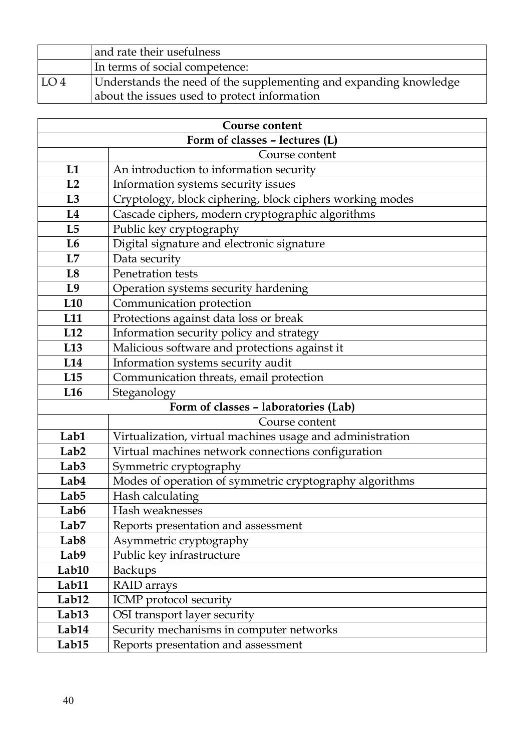| | |
|---|---|
| | and rate their usefulness |
| | In terms of social competence: |
| LO 4 | Understands the need of the supplementing and expanding knowledge about the issues used to protect information |

| **Course content** | |
|---|---|
| **Form of classes – lectures (L)** | |
| | Course content |
| **L1** | An introduction to information security |
| **L2** | Information systems security issues |
| **L3** | Cryptology, block ciphering, block ciphers working modes |
| **L4** | Cascade ciphers, modern cryptographic algorithms |
| **L5** | Public key cryptography |
| **L6** | Digital signature and electronic signature |
| **L7** | Data security |
| **L8** | Penetration tests |
| **L9** | Operation systems security hardening |
| **L10** | Communication protection |
| **L11** | Protections against data loss or break |
| **L12** | Information security policy and strategy |
| **L13** | Malicious software and protections against it |
| **L14** | Information systems security audit |
| **L15** | Communication threats, email protection |
| **L16** | Steganology |
| **Form of classes – laboratories (Lab)** | |
| | Course content |
| **Lab1** | Virtualization, virtual machines usage and administration |
| **Lab2** | Virtual machines network connections configuration |
| **Lab3** | Symmetric cryptography |
| **Lab4** | Modes of operation of symmetric cryptography algorithms |
| **Lab5** | Hash calculating |
| **Lab6** | Hash weaknesses |
| **Lab7** | Reports presentation and assessment |
| **Lab8** | Asymmetric cryptography |
| **Lab9** | Public key infrastructure |
| **Lab10** | Backups |
| **Lab11** | RAID arrays |
| **Lab12** | ICMP protocol security |
| **Lab13** | OSI transport layer security |
| **Lab14** | Security mechanisms in computer networks |
| **Lab15** | Reports presentation and assessment |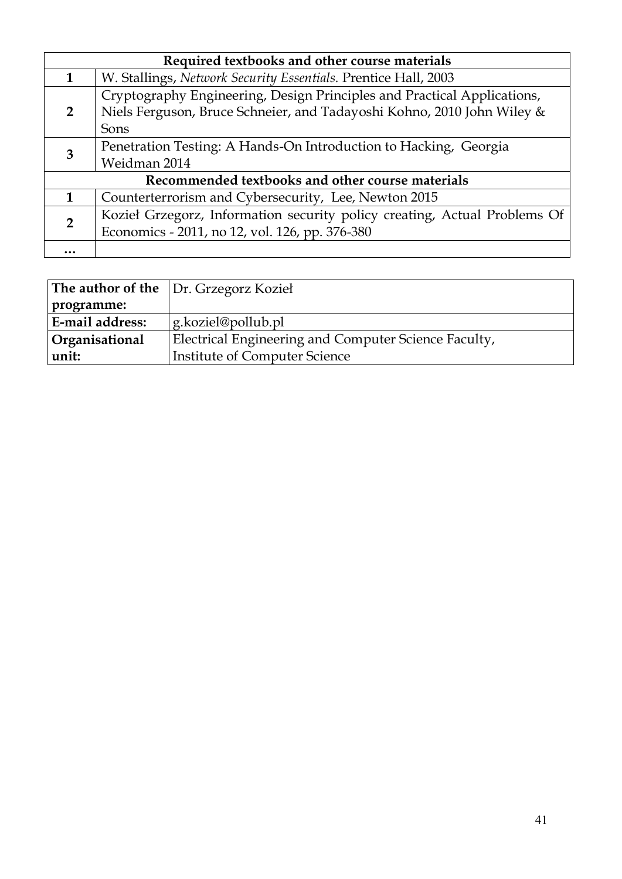| Required textbooks and other course materials | |
|---|---|
| **1** | W. Stallings, *Network Security Essentials.* Prentice Hall, 2003 |
| **2** | Cryptography Engineering, Design Principles and Practical Applications, Niels Ferguson, Bruce Schneier, and Tadayoshi Kohno, 2010 John Wiley & Sons |
| **3** | Penetration Testing: A Hands-On Introduction to Hacking, Georgia Weidman 2014 |
| **Recommended textbooks and other course materials** | |
| **1** | Counterterrorism and Cybersecurity, Lee, Newton 2015 |
| **2** | Kozieł Grzegorz, Information security policy creating, Actual Problems Of Economics - 2011, no 12, vol. 126, pp. 376-380 |
| **…** | |

| **The author of the programme:** | Dr. Grzegorz Kozieł |
|---|---|
| **E-mail address:** | g.koziel@pollub.pl |
| **Organisational unit:** | Electrical Engineering and Computer Science Faculty, Institute of Computer Science |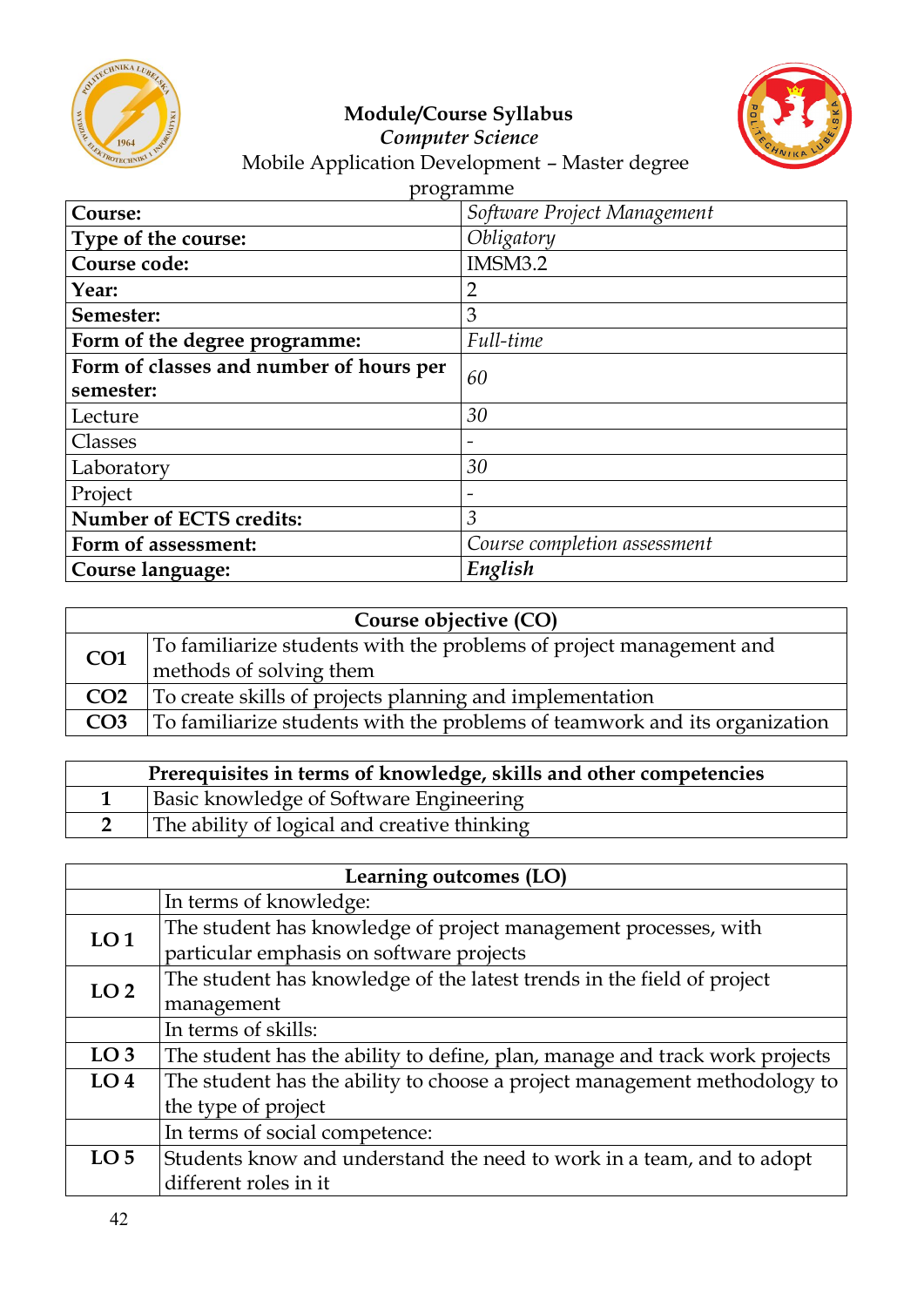**Module/Course Syllabus**
*Computer Science*
Mobile Application Development – Master degree programme

| **Course:** | *Software Project Management* |
|---|---|
| **Type of the course:** | *Obligatory* |
| **Course code:** | IMSM3.2 |
| **Year:** | 2 |
| **Semester:** | 3 |
| **Form of the degree programme:** | *Full-time* |
| **Form of classes and number of hours per semester:** | *60* |
| Lecture | *30* |
| Classes | - |
| Laboratory | *30* |
| Project | - |
| **Number of ECTS credits:** | *3* |
| **Form of assessment:** | *Course completion assessment* |
| **Course language:** | ***English*** |

| **Course objective (CO)** | |
|---|---|
| **CO1** | To familiarize students with the problems of project management and methods of solving them |
| **CO2** | To create skills of projects planning and implementation |
| **CO3** | To familiarize students with the problems of teamwork and its organization |

| **Prerequisites in terms of knowledge, skills and other competencies** | |
|---|---|
| **1** | Basic knowledge of Software Engineering |
| **2** | The ability of logical and creative thinking |

| **Learning outcomes (LO)** | |
|---|---|
| | In terms of knowledge: |
| **LO 1** | The student has knowledge of project management processes, with particular emphasis on software projects |
| **LO 2** | The student has knowledge of the latest trends in the field of project management |
| | In terms of skills: |
| **LO 3** | The student has the ability to define, plan, manage and track work projects |
| **LO 4** | The student has the ability to choose a project management methodology to the type of project |
| | In terms of social competence: |
| **LO 5** | Students know and understand the need to work in a team, and to adopt different roles in it |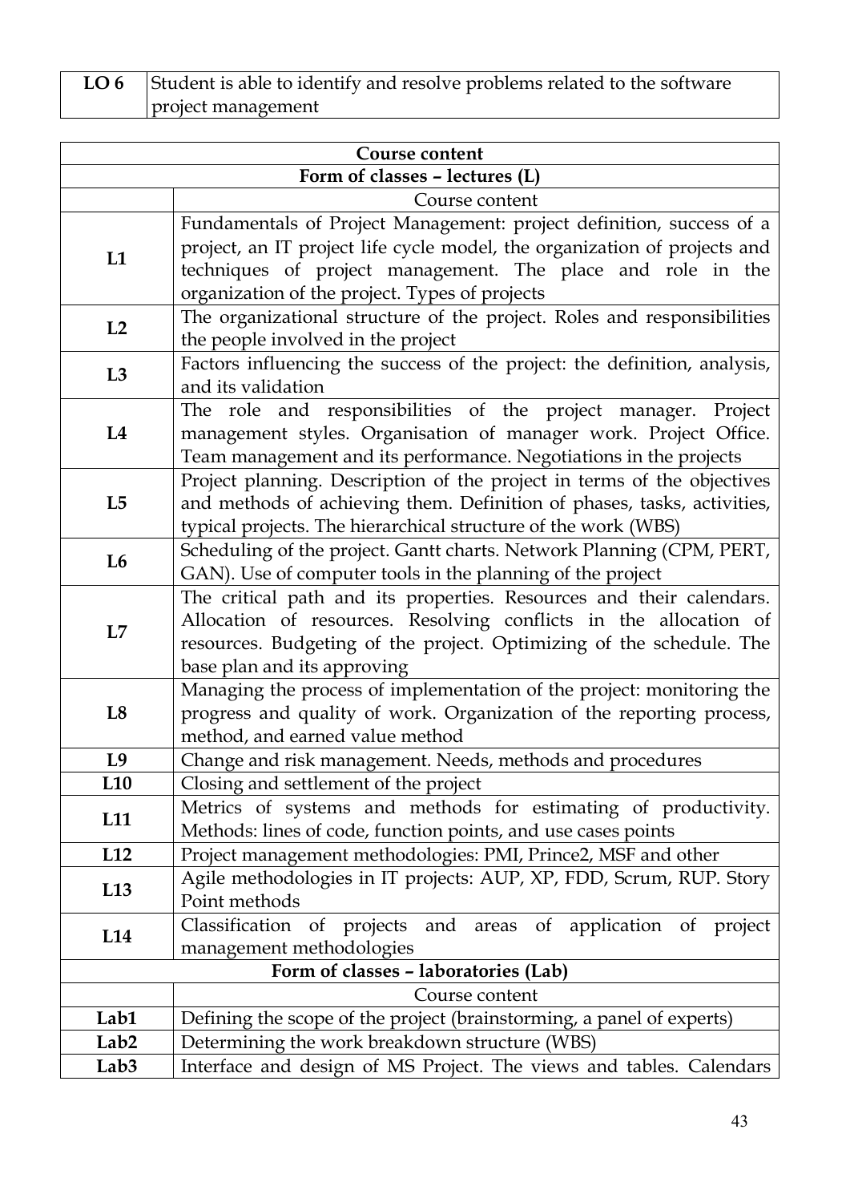| **LO 6** | Student is able to identify and resolve problems related to the software project management |
|---|---|

| **Course content** | |
|---|---|
| **Form of classes – lectures (L)** | |
| | Course content |
| **L1** | Fundamentals of Project Management: project definition, success of a project, an IT project life cycle model, the organization of projects and techniques of project management. The place and role in the organization of the project. Types of projects |
| **L2** | The organizational structure of the project. Roles and responsibilities the people involved in the project |
| **L3** | Factors influencing the success of the project: the definition, analysis, and its validation |
| **L4** | The role and responsibilities of the project manager. Project management styles. Organisation of manager work. Project Office. Team management and its performance. Negotiations in the projects |
| **L5** | Project planning. Description of the project in terms of the objectives and methods of achieving them. Definition of phases, tasks, activities, typical projects. The hierarchical structure of the work (WBS) |
| **L6** | Scheduling of the project. Gantt charts. Network Planning (CPM, PERT, GAN). Use of computer tools in the planning of the project |
| **L7** | The critical path and its properties. Resources and their calendars. Allocation of resources. Resolving conflicts in the allocation of resources. Budgeting of the project. Optimizing of the schedule. The base plan and its approving |
| **L8** | Managing the process of implementation of the project: monitoring the progress and quality of work. Organization of the reporting process, method, and earned value method |
| **L9** | Change and risk management. Needs, methods and procedures |
| **L10** | Closing and settlement of the project |
| **L11** | Metrics of systems and methods for estimating of productivity. Methods: lines of code, function points, and use cases points |
| **L12** | Project management methodologies: PMI, Prince2, MSF and other |
| **L13** | Agile methodologies in IT projects: AUP, XP, FDD, Scrum, RUP. Story Point methods |
| **L14** | Classification of projects and areas of application of project management methodologies |
| **Form of classes – laboratories (Lab)** | |
| | Course content |
| **Lab1** | Defining the scope of the project (brainstorming, a panel of experts) |
| **Lab2** | Determining the work breakdown structure (WBS) |
| **Lab3** | Interface and design of MS Project. The views and tables. Calendars |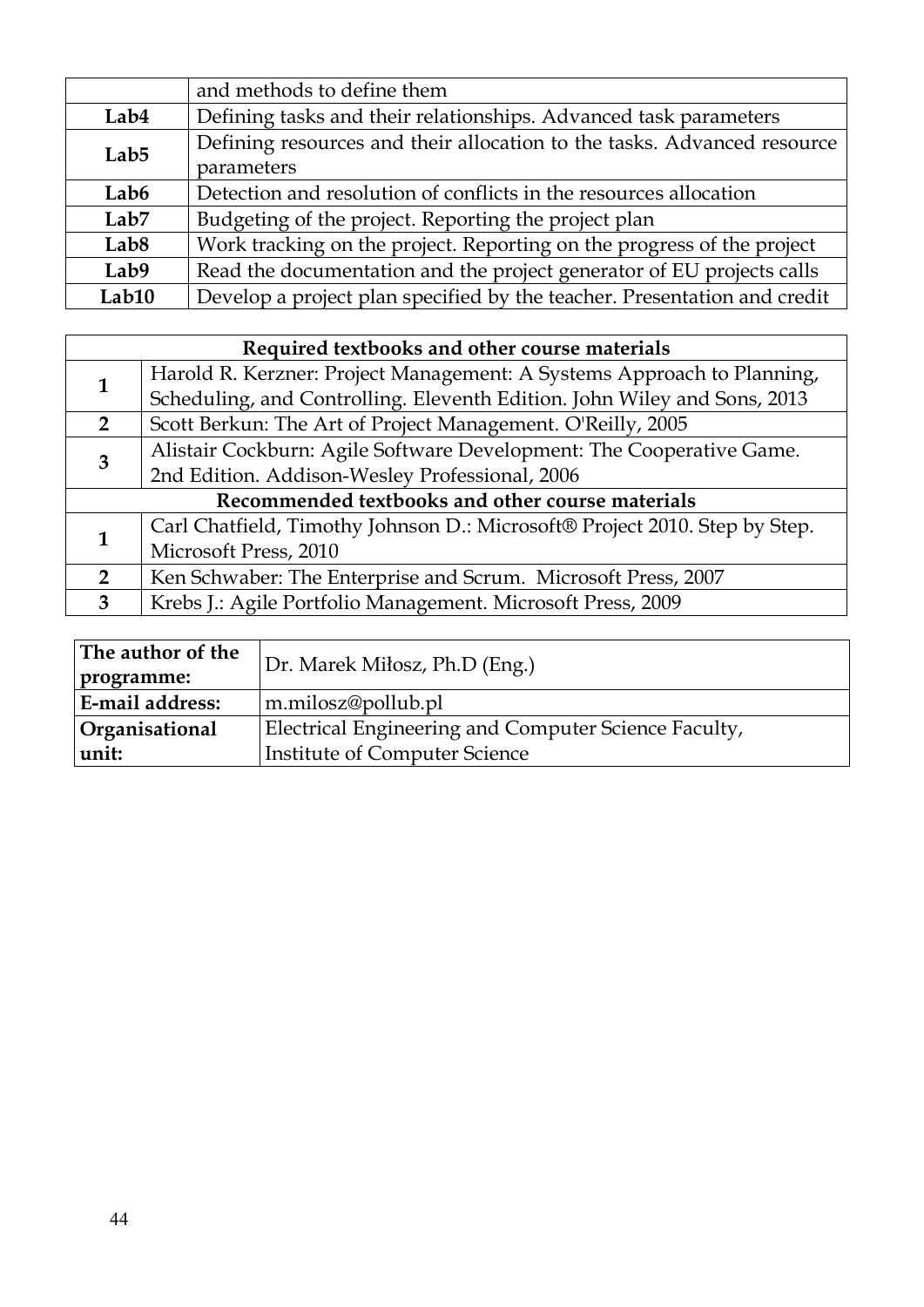| | |
|---|---|
| | and methods to define them |
| **Lab4** | Defining tasks and their relationships. Advanced task parameters |
| **Lab5** | Defining resources and their allocation to the tasks. Advanced resource parameters |
| **Lab6** | Detection and resolution of conflicts in the resources allocation |
| **Lab7** | Budgeting of the project. Reporting the project plan |
| **Lab8** | Work tracking on the project. Reporting on the progress of the project |
| **Lab9** | Read the documentation and the project generator of EU projects calls |
| **Lab10** | Develop a project plan specified by the teacher. Presentation and credit |

| **Required textbooks and other course materials** | |
|---|---|
| **1** | Harold R. Kerzner: Project Management: A Systems Approach to Planning, Scheduling, and Controlling. Eleventh Edition. John Wiley and Sons, 2013 |
| **2** | Scott Berkun: The Art of Project Management. O'Reilly, 2005 |
| **3** | Alistair Cockburn: Agile Software Development: The Cooperative Game. 2nd Edition. Addison-Wesley Professional, 2006 |
| **Recommended textbooks and other course materials** | |
| **1** | Carl Chatfield, Timothy Johnson D.: Microsoft® Project 2010. Step by Step. Microsoft Press, 2010 |
| **2** | Ken Schwaber: The Enterprise and Scrum. Microsoft Press, 2007 |
| **3** | Krebs J.: Agile Portfolio Management. Microsoft Press, 2009 |

| | |
|---|---|
| **The author of the programme:** | Dr. Marek Miłosz, Ph.D (Eng.) |
| **E-mail address:** | m.milosz@pollub.pl |
| **Organisational unit:** | Electrical Engineering and Computer Science Faculty, Institute of Computer Science |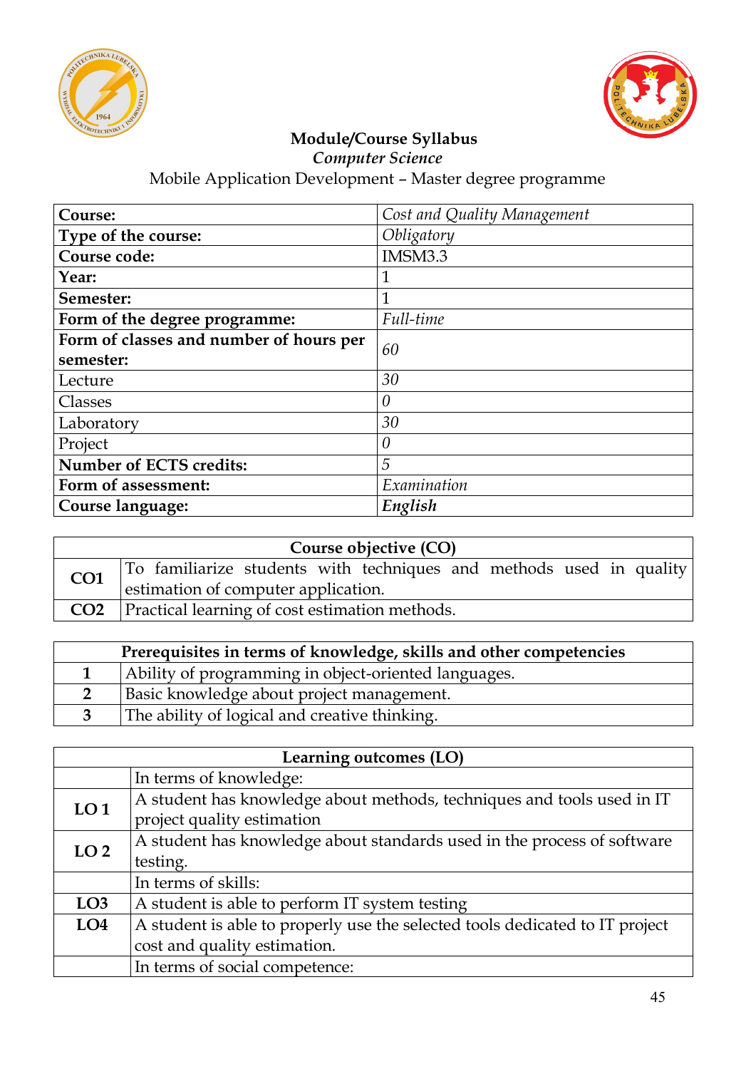**Module/Course Syllabus**

***Computer Science***

Mobile Application Development – Master degree programme

| **Course:** | *Cost and Quality Management* |
|---|---|
| **Type of the course:** | *Obligatory* |
| **Course code:** | IMSM3.3 |
| **Year:** | 1 |
| **Semester:** | 1 |
| **Form of the degree programme:** | *Full-time* |
| **Form of classes and number of hours per semester:** | *60* |
| Lecture | *30* |
| Classes | *0* |
| Laboratory | *30* |
| Project | *0* |
| **Number of ECTS credits:** | *5* |
| **Form of assessment:** | *Examination* |
| **Course language:** | ***English*** |

| **Course objective (CO)** | |
|---|---|
| **CO1** | To familiarize students with techniques and methods used in quality estimation of computer application. |
| **CO2** | Practical learning of cost estimation methods. |

| **Prerequisites in terms of knowledge, skills and other competencies** | |
|---|---|
| **1** | Ability of programming in object-oriented languages. |
| **2** | Basic knowledge about project management. |
| **3** | The ability of logical and creative thinking. |

| **Learning outcomes (LO)** | |
|---|---|
| | In terms of knowledge: |
| **LO 1** | A student has knowledge about methods, techniques and tools used in IT project quality estimation |
| **LO 2** | A student has knowledge about standards used in the process of software testing. |
| | In terms of skills: |
| **LO3** | A student is able to perform IT system testing |
| **LO4** | A student is able to properly use the selected tools dedicated to IT project cost and quality estimation. |
| | In terms of social competence: |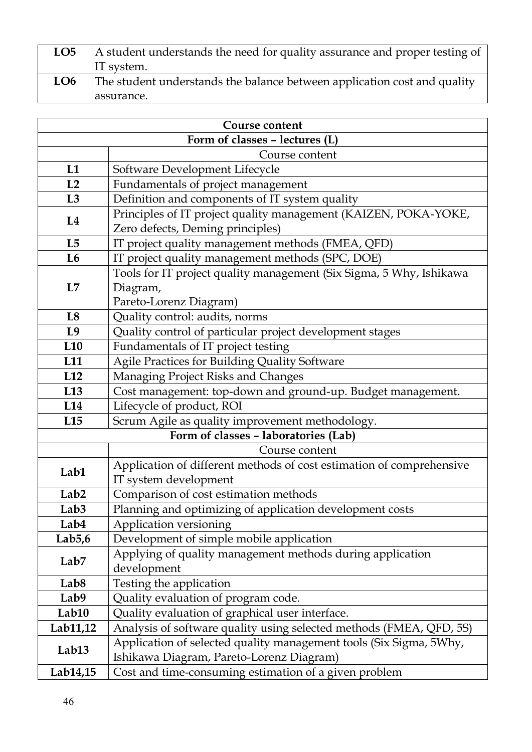| | |
|---|---|
| **LO5** | A student understands the need for quality assurance and proper testing of IT system. |
| **LO6** | The student understands the balance between application cost and quality assurance. |

| **Course content** | |
|---|---|
| **Form of classes – lectures (L)** | |
| | Course content |
| **L1** | Software Development Lifecycle |
| **L2** | Fundamentals of project management |
| **L3** | Definition and components of IT system quality |
| **L4** | Principles of IT project quality management (KAIZEN, POKA-YOKE, Zero defects, Deming principles) |
| **L5** | IT project quality management methods (FMEA, QFD) |
| **L6** | IT project quality management methods (SPC, DOE) |
| **L7** | Tools for IT project quality management (Six Sigma, 5 Why, Ishikawa Diagram, Pareto-Lorenz Diagram) |
| **L8** | Quality control: audits, norms |
| **L9** | Quality control of particular project development stages |
| **L10** | Fundamentals of IT project testing |
| **L11** | Agile Practices for Building Quality Software |
| **L12** | Managing Project Risks and Changes |
| **L13** | Cost management: top-down and ground-up. Budget management. |
| **L14** | Lifecycle of product, ROI |
| **L15** | Scrum Agile as quality improvement methodology. |
| **Form of classes – laboratories (Lab)** | |
| | Course content |
| **Lab1** | Application of different methods of cost estimation of comprehensive IT system development |
| **Lab2** | Comparison of cost estimation methods |
| **Lab3** | Planning and optimizing of application development costs |
| **Lab4** | Application versioning |
| **Lab5,6** | Development of simple mobile application |
| **Lab7** | Applying of quality management methods during application development |
| **Lab8** | Testing the application |
| **Lab9** | Quality evaluation of program code. |
| **Lab10** | Quality evaluation of graphical user interface. |
| **Lab11,12** | Analysis of software quality using selected methods (FMEA, QFD, 5S) |
| **Lab13** | Application of selected quality management tools (Six Sigma, 5Why, Ishikawa Diagram, Pareto-Lorenz Diagram) |
| **Lab14,15** | Cost and time-consuming estimation of a given problem |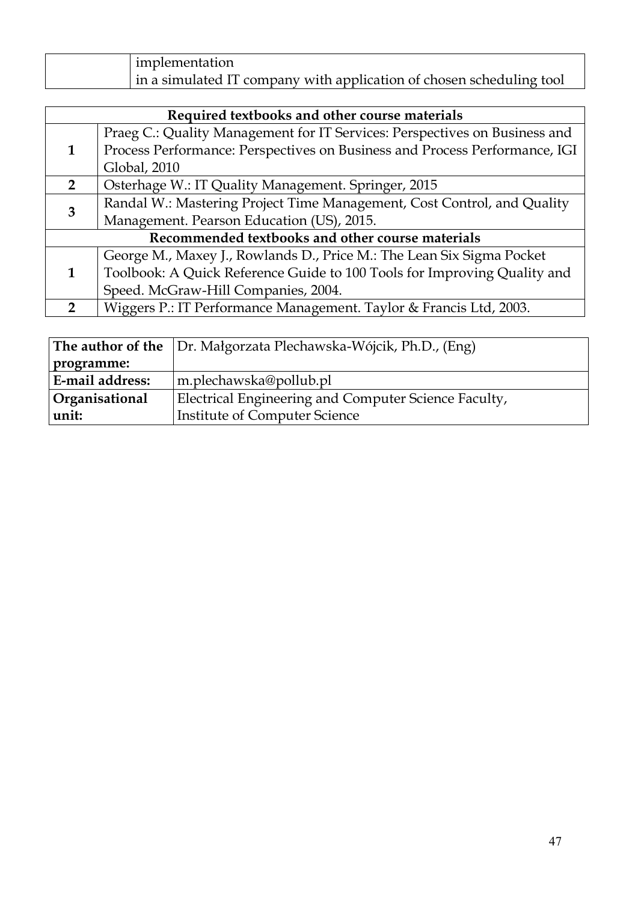| | |
|---|---|
| | implementation<br>in a simulated IT company with application of chosen scheduling tool |

| Required textbooks and other course materials | |
|---|---|
| 1 | Praeg C.: Quality Management for IT Services: Perspectives on Business and Process Performance: Perspectives on Business and Process Performance, IGI Global, 2010 |
| 2 | Osterhage W.: IT Quality Management. Springer, 2015 |
| 3 | Randal W.: Mastering Project Time Management, Cost Control, and Quality Management. Pearson Education (US), 2015. |
| **Recommended textbooks and other course materials** | |
| 1 | George M., Maxey J., Rowlands D., Price M.: The Lean Six Sigma Pocket Toolbook: A Quick Reference Guide to 100 Tools for Improving Quality and Speed. McGraw-Hill Companies, 2004. |
| 2 | Wiggers P.: IT Performance Management. Taylor & Francis Ltd, 2003. |

| | |
|---|---|
| **The author of the programme:** | Dr. Małgorzata Plechawska-Wójcik, Ph.D., (Eng) |
| **E-mail address:** | m.plechawska@pollub.pl |
| **Organisational unit:** | Electrical Engineering and Computer Science Faculty, Institute of Computer Science |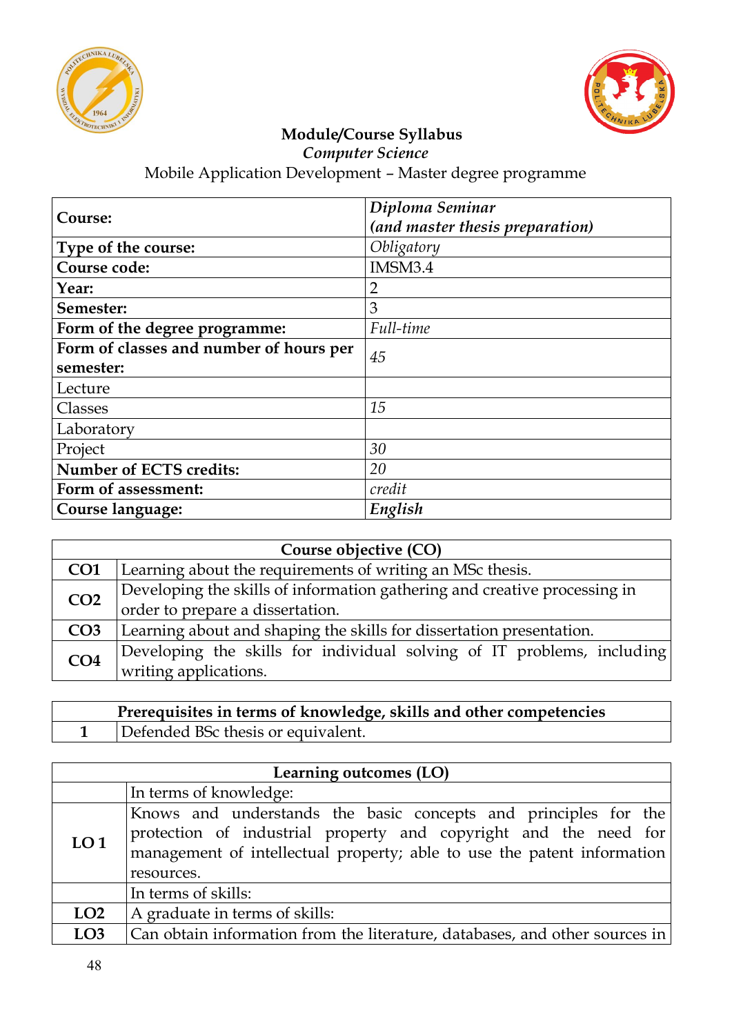**Module/Course Syllabus**

*Computer Science*

Mobile Application Development – Master degree programme

| **Course:** | ***Diploma Seminar (and master thesis preparation)*** |
|---|---|
| **Type of the course:** | *Obligatory* |
| **Course code:** | IMSM3.4 |
| **Year:** | 2 |
| **Semester:** | 3 |
| **Form of the degree programme:** | *Full-time* |
| **Form of classes and number of hours per semester:** | *45* |
| Lecture | |
| Classes | *15* |
| Laboratory | |
| Project | *30* |
| **Number of ECTS credits:** | *20* |
| **Form of assessment:** | *credit* |
| **Course language:** | ***English*** |

| **Course objective (CO)** | |
|---|---|
| **CO1** | Learning about the requirements of writing an MSc thesis. |
| **CO2** | Developing the skills of information gathering and creative processing in order to prepare a dissertation. |
| **CO3** | Learning about and shaping the skills for dissertation presentation. |
| **CO4** | Developing the skills for individual solving of IT problems, including writing applications. |

| **Prerequisites in terms of knowledge, skills and other competencies** | |
|---|---|
| **1** | Defended BSc thesis or equivalent. |

| **Learning outcomes (LO)** | |
|---|---|
| | In terms of knowledge: |
| **LO 1** | Knows and understands the basic concepts and principles for the protection of industrial property and copyright and the need for management of intellectual property; able to use the patent information resources. |
| | In terms of skills: |
| **LO2** | A graduate in terms of skills: |
| **LO3** | Can obtain information from the literature, databases, and other sources in |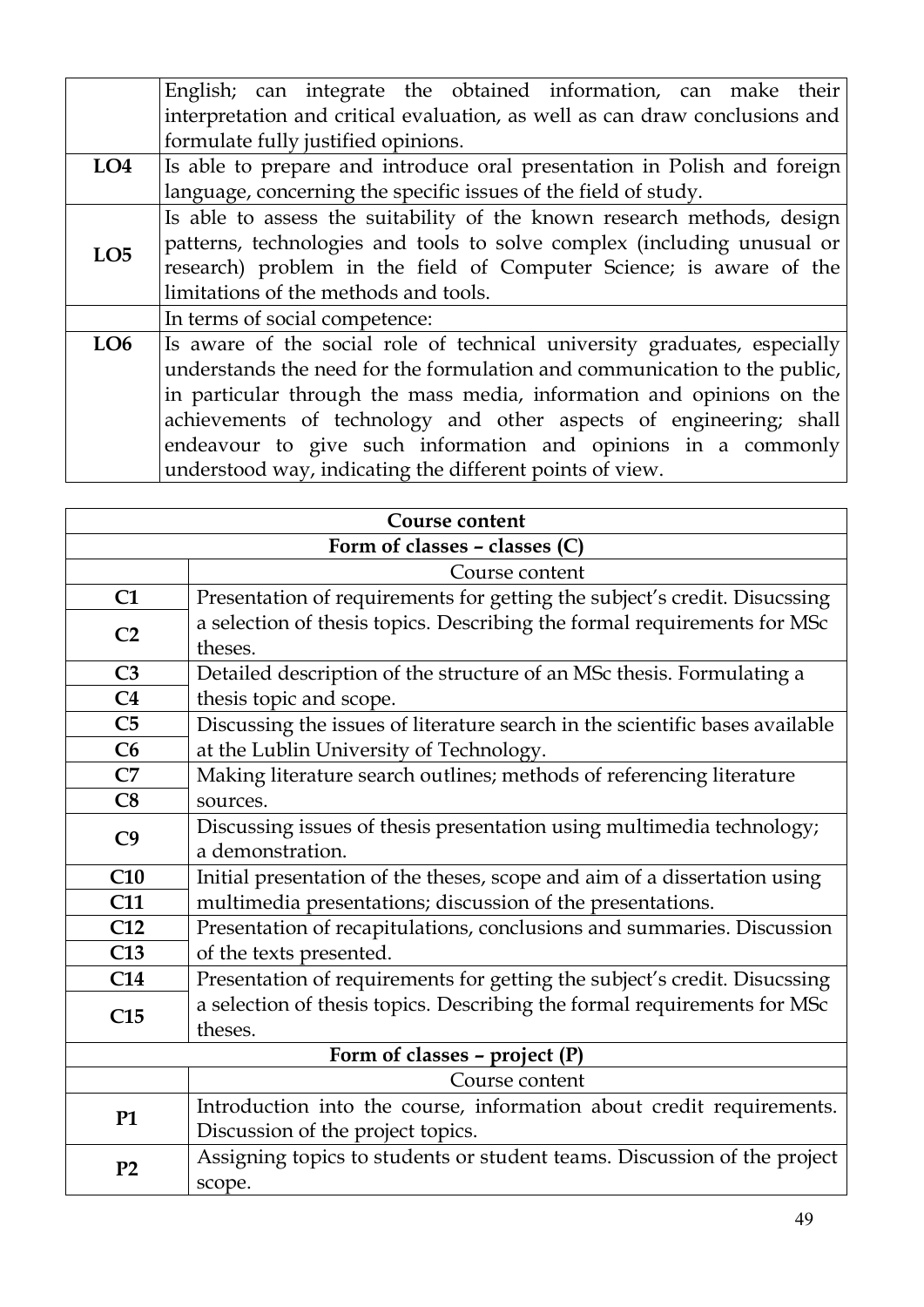| | |
|---|---|
| | English; can integrate the obtained information, can make their interpretation and critical evaluation, as well as can draw conclusions and formulate fully justified opinions. |
| **LO4** | Is able to prepare and introduce oral presentation in Polish and foreign language, concerning the specific issues of the field of study. |
| **LO5** | Is able to assess the suitability of the known research methods, design patterns, technologies and tools to solve complex (including unusual or research) problem in the field of Computer Science; is aware of the limitations of the methods and tools. |
| | In terms of social competence: |
| **LO6** | Is aware of the social role of technical university graduates, especially understands the need for the formulation and communication to the public, in particular through the mass media, information and opinions on the achievements of technology and other aspects of engineering; shall endeavour to give such information and opinions in a commonly understood way, indicating the different points of view. |

| **Course content** | |
|---|---|
| **Form of classes – classes (C)** | |
| | Course content |
| **C1** | Presentation of requirements for getting the subject's credit. Disucssing a selection of thesis topics. Describing the formal requirements for MSc theses. |
| **C2** | |
| **C3** | Detailed description of the structure of an MSc thesis. Formulating a thesis topic and scope. |
| **C4** | |
| **C5** | Discussing the issues of literature search in the scientific bases available at the Lublin University of Technology. |
| **C6** | |
| **C7** | Making literature search outlines; methods of referencing literature sources. |
| **C8** | |
| **C9** | Discussing issues of thesis presentation using multimedia technology; a demonstration. |
| **C10** | Initial presentation of the theses, scope and aim of a dissertation using multimedia presentations; discussion of the presentations. |
| **C11** | |
| **C12** | Presentation of recapitulations, conclusions and summaries. Discussion of the texts presented. |
| **C13** | |
| **C14** | Presentation of requirements for getting the subject's credit. Disucssing a selection of thesis topics. Describing the formal requirements for MSc theses. |
| **C15** | |
| **Form of classes – project (P)** | |
| | Course content |
| **P1** | Introduction into the course, information about credit requirements. Discussion of the project topics. |
| **P2** | Assigning topics to students or student teams. Discussion of the project scope. |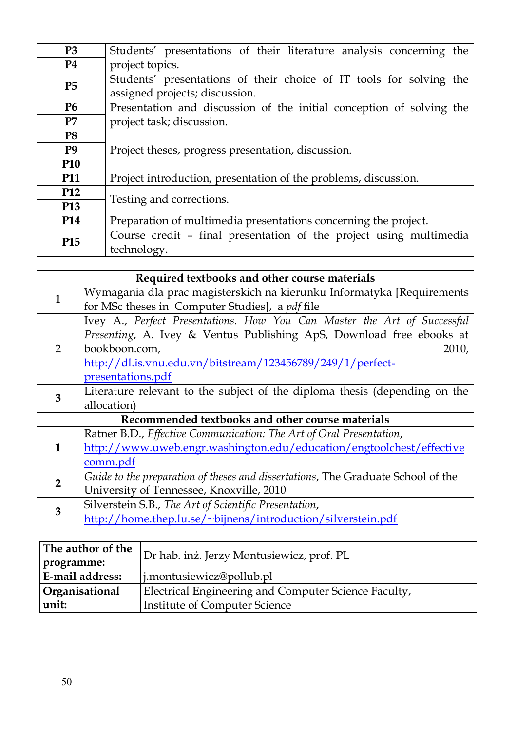| | |
|---|---|
| **P3** | Students' presentations of their literature analysis concerning the project topics. |
| **P4** | |
| **P5** | Students' presentations of their choice of IT tools for solving the assigned projects; discussion. |
| **P6** | Presentation and discussion of the initial conception of solving the project task; discussion. |
| **P7** | |
| **P8** | Project theses, progress presentation, discussion. |
| **P9** | |
| **P10** | |
| **P11** | Project introduction, presentation of the problems, discussion. |
| **P12** | Testing and corrections. |
| **P13** | |
| **P14** | Preparation of multimedia presentations concerning the project. |
| **P15** | Course credit – final presentation of the project using multimedia technology. |

| **Required textbooks and other course materials** | |
|---|---|
| 1 | Wymagania dla prac magisterskich na kierunku Informatyka [Requirements for MSc theses in Computer Studies], a *pdf* file |
| 2 | Ivey A., *Perfect Presentations. How You Can Master the Art of Successful Presenting*, A. Ivey & Ventus Publishing ApS, Download free ebooks at bookboon.com, 2010, http://dl.is.vnu.edu.vn/bitstream/123456789/249/1/perfect-presentations.pdf |
| **3** | Literature relevant to the subject of the diploma thesis (depending on the allocation) |
| **Recommended textbooks and other course materials** | |
| **1** | Ratner B.D., *Effective Communication: The Art of Oral Presentation*, http://www.uweb.engr.washington.edu/education/engtoolchest/effectivecomm.pdf |
| **2** | *Guide to the preparation of theses and dissertations*, The Graduate School of the University of Tennessee, Knoxville, 2010 |
| **3** | Silverstein S.B., *The Art of Scientific Presentation*, http://home.thep.lu.se/~bijnens/introduction/silverstein.pdf |

| | |
|---|---|
| **The author of the programme:** | Dr hab. inż. Jerzy Montusiewicz, prof. PL |
| **E-mail address:** | j.montusiewicz@pollub.pl |
| **Organisational unit:** | Electrical Engineering and Computer Science Faculty, Institute of Computer Science |